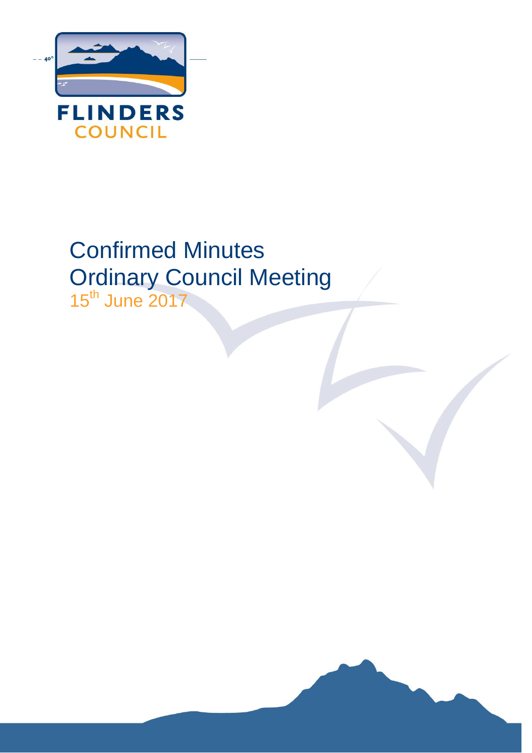FLINDERS
COUNCIL

# Confirmed Minutes
# Ordinary Council Meeting

15th June 2017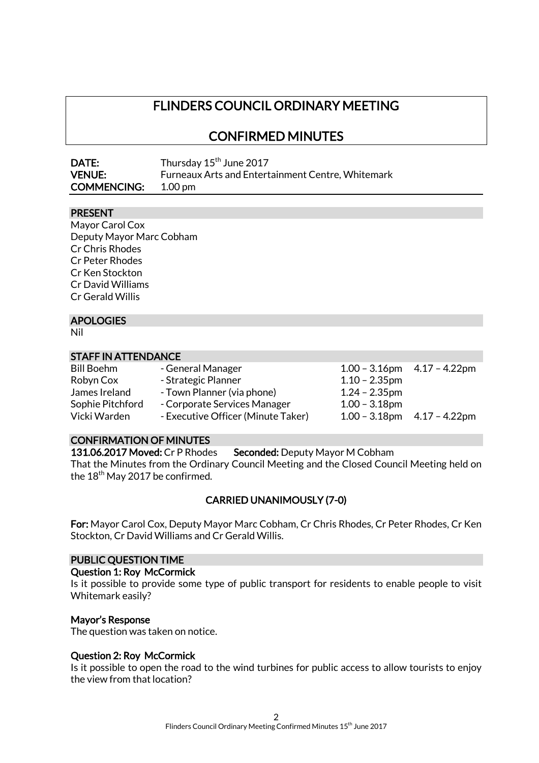# FLINDERS COUNCIL ORDINARY MEETING

## CONFIRMED MINUTES

**DATE:** Thursday 15th June 2017
**VENUE:** Furneaux Arts and Entertainment Centre, Whitemark
**COMMENCING:** 1.00 pm

### PRESENT

Mayor Carol Cox
Deputy Mayor Marc Cobham
Cr Chris Rhodes
Cr Peter Rhodes
Cr Ken Stockton
Cr David Williams
Cr Gerald Willis

### APOLOGIES

Nil

### STAFF IN ATTENDANCE

| | | | |
|---|---|---|---|
| Bill Boehm | - General Manager | 1.00 – 3.16pm | 4.17 – 4.22pm |
| Robyn Cox | - Strategic Planner | 1.10 – 2.35pm | |
| James Ireland | - Town Planner (via phone) | 1.24 – 2.35pm | |
| Sophie Pitchford | - Corporate Services Manager | 1.00 – 3.18pm | |
| Vicki Warden | - Executive Officer (Minute Taker) | 1.00 – 3.18pm | 4.17 – 4.22pm |

### CONFIRMATION OF MINUTES

**131.06.2017 Moved:** Cr P Rhodes **Seconded:** Deputy Mayor M Cobham

That the Minutes from the Ordinary Council Meeting and the Closed Council Meeting held on the 18th May 2017 be confirmed.

**CARRIED UNANIMOUSLY (7-0)**

**For:** Mayor Carol Cox, Deputy Mayor Marc Cobham, Cr Chris Rhodes, Cr Peter Rhodes, Cr Ken Stockton, Cr David Williams and Cr Gerald Willis.

### PUBLIC QUESTION TIME

**Question 1: Roy McCormick**

Is it possible to provide some type of public transport for residents to enable people to visit Whitemark easily?

**Mayor's Response**

The question was taken on notice.

**Question 2: Roy McCormick**

Is it possible to open the road to the wind turbines for public access to allow tourists to enjoy the view from that location?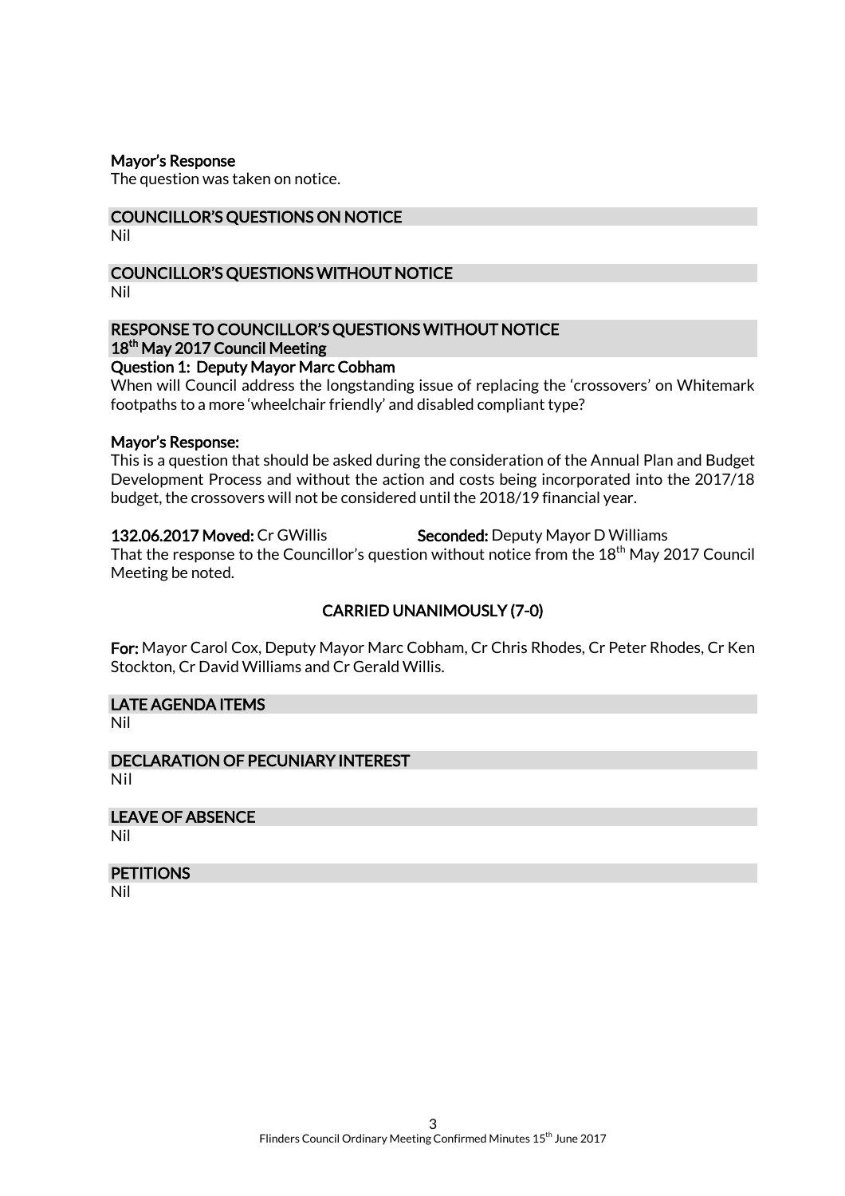**Mayor's Response**
The question was taken on notice.

## COUNCILLOR'S QUESTIONS ON NOTICE

Nil

## COUNCILLOR'S QUESTIONS WITHOUT NOTICE

Nil

## RESPONSE TO COUNCILLOR'S QUESTIONS WITHOUT NOTICE 18th May 2017 Council Meeting

**Question 1: Deputy Mayor Marc Cobham**
When will Council address the longstanding issue of replacing the 'crossovers' on Whitemark footpaths to a more 'wheelchair friendly' and disabled compliant type?

**Mayor's Response:**
This is a question that should be asked during the consideration of the Annual Plan and Budget Development Process and without the action and costs being incorporated into the 2017/18 budget, the crossovers will not be considered until the 2018/19 financial year.

**132.06.2017 Moved:** Cr GWillis **Seconded:** Deputy Mayor D Williams
That the response to the Councillor's question without notice from the 18th May 2017 Council Meeting be noted.

**CARRIED UNANIMOUSLY (7-0)**

**For:** Mayor Carol Cox, Deputy Mayor Marc Cobham, Cr Chris Rhodes, Cr Peter Rhodes, Cr Ken Stockton, Cr David Williams and Cr Gerald Willis.

## LATE AGENDA ITEMS

Nil

## DECLARATION OF PECUNIARY INTEREST

Nil

## LEAVE OF ABSENCE

Nil

## PETITIONS

Nil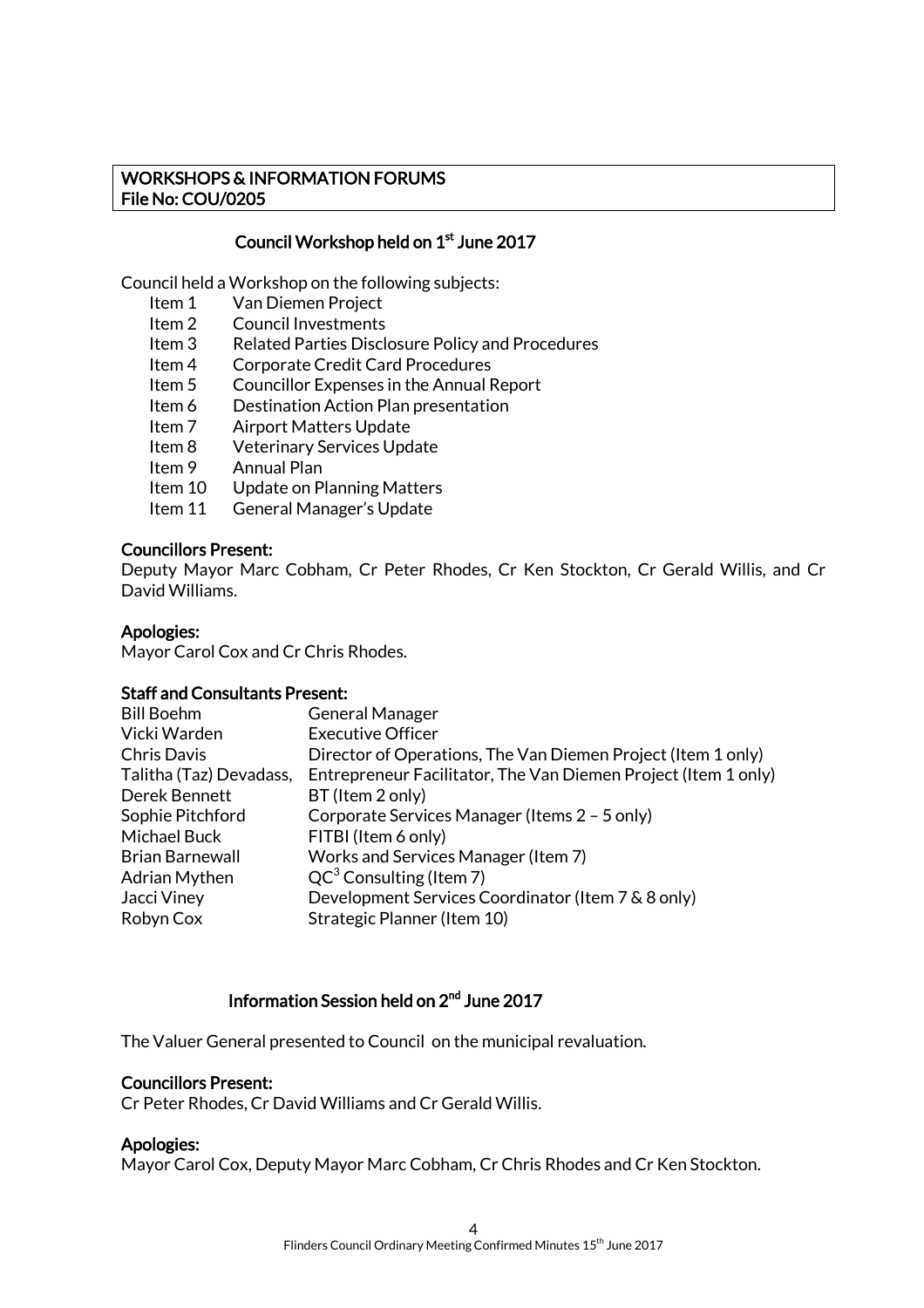## WORKSHOPS & INFORMATION FORUMS
**File No: COU/0205**

### Council Workshop held on 1st June 2017

Council held a Workshop on the following subjects:

- Item 1 Van Diemen Project
- Item 2 Council Investments
- Item 3 Related Parties Disclosure Policy and Procedures
- Item 4 Corporate Credit Card Procedures
- Item 5 Councillor Expenses in the Annual Report
- Item 6 Destination Action Plan presentation
- Item 7 Airport Matters Update
- Item 8 Veterinary Services Update
- Item 9 Annual Plan
- Item 10 Update on Planning Matters
- Item 11 General Manager's Update

**Councillors Present:**
Deputy Mayor Marc Cobham, Cr Peter Rhodes, Cr Ken Stockton, Cr Gerald Willis, and Cr David Williams.

**Apologies:**
Mayor Carol Cox and Cr Chris Rhodes.

**Staff and Consultants Present:**

| | |
|---|---|
| Bill Boehm | General Manager |
| Vicki Warden | Executive Officer |
| Chris Davis | Director of Operations, The Van Diemen Project (Item 1 only) |
| Talitha (Taz) Devadass, | Entrepreneur Facilitator, The Van Diemen Project (Item 1 only) |
| Derek Bennett | BT (Item 2 only) |
| Sophie Pitchford | Corporate Services Manager (Items 2 – 5 only) |
| Michael Buck | FITBI (Item 6 only) |
| Brian Barnewall | Works and Services Manager (Item 7) |
| Adrian Mythen | QC$^3$ Consulting (Item 7) |
| Jacci Viney | Development Services Coordinator (Item 7 & 8 only) |
| Robyn Cox | Strategic Planner (Item 10) |

### Information Session held on 2nd June 2017

The Valuer General presented to Council on the municipal revaluation.

**Councillors Present:**
Cr Peter Rhodes, Cr David Williams and Cr Gerald Willis.

**Apologies:**
Mayor Carol Cox, Deputy Mayor Marc Cobham, Cr Chris Rhodes and Cr Ken Stockton.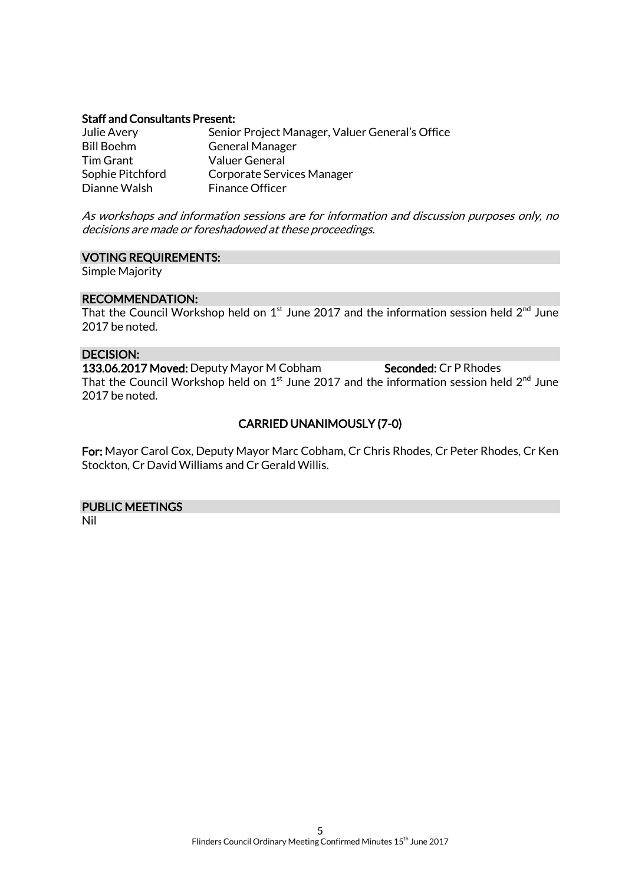**Staff and Consultants Present:**

| | |
|---|---|
| Julie Avery | Senior Project Manager, Valuer General's Office |
| Bill Boehm | General Manager |
| Tim Grant | Valuer General |
| Sophie Pitchford | Corporate Services Manager |
| Dianne Walsh | Finance Officer |

*As workshops and information sessions are for information and discussion purposes only, no decisions are made or foreshadowed at these proceedings.*

## VOTING REQUIREMENTS:

Simple Majority

## RECOMMENDATION:

That the Council Workshop held on 1st June 2017 and the information session held 2nd June 2017 be noted.

## DECISION:

**133.06.2017 Moved:** Deputy Mayor M Cobham **Seconded:** Cr P Rhodes

That the Council Workshop held on 1st June 2017 and the information session held 2nd June 2017 be noted.

**CARRIED UNANIMOUSLY (7-0)**

**For:** Mayor Carol Cox, Deputy Mayor Marc Cobham, Cr Chris Rhodes, Cr Peter Rhodes, Cr Ken Stockton, Cr David Williams and Cr Gerald Willis.

## PUBLIC MEETINGS

Nil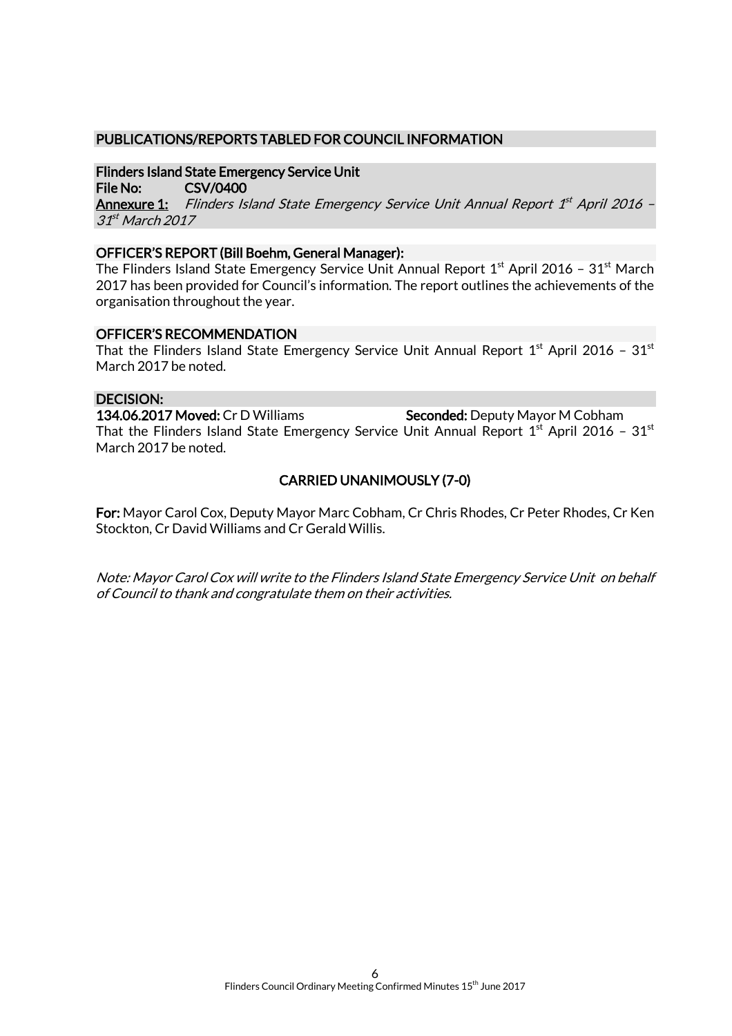## PUBLICATIONS/REPORTS TABLED FOR COUNCIL INFORMATION

**Flinders Island State Emergency Service Unit**
**File No:** CSV/0400
**Annexure 1:** *Flinders Island State Emergency Service Unit Annual Report 1st April 2016 – 31st March 2017*

**OFFICER'S REPORT (Bill Boehm, General Manager):**

The Flinders Island State Emergency Service Unit Annual Report 1st April 2016 – 31st March 2017 has been provided for Council's information. The report outlines the achievements of the organisation throughout the year.

**OFFICER'S RECOMMENDATION**

That the Flinders Island State Emergency Service Unit Annual Report 1st April 2016 – 31st March 2017 be noted.

**DECISION:**

**134.06.2017 Moved:** Cr D Williams **Seconded:** Deputy Mayor M Cobham

That the Flinders Island State Emergency Service Unit Annual Report 1st April 2016 – 31st March 2017 be noted.

**CARRIED UNANIMOUSLY (7-0)**

**For:** Mayor Carol Cox, Deputy Mayor Marc Cobham, Cr Chris Rhodes, Cr Peter Rhodes, Cr Ken Stockton, Cr David Williams and Cr Gerald Willis.

*Note: Mayor Carol Cox will write to the Flinders Island State Emergency Service Unit on behalf of Council to thank and congratulate them on their activities.*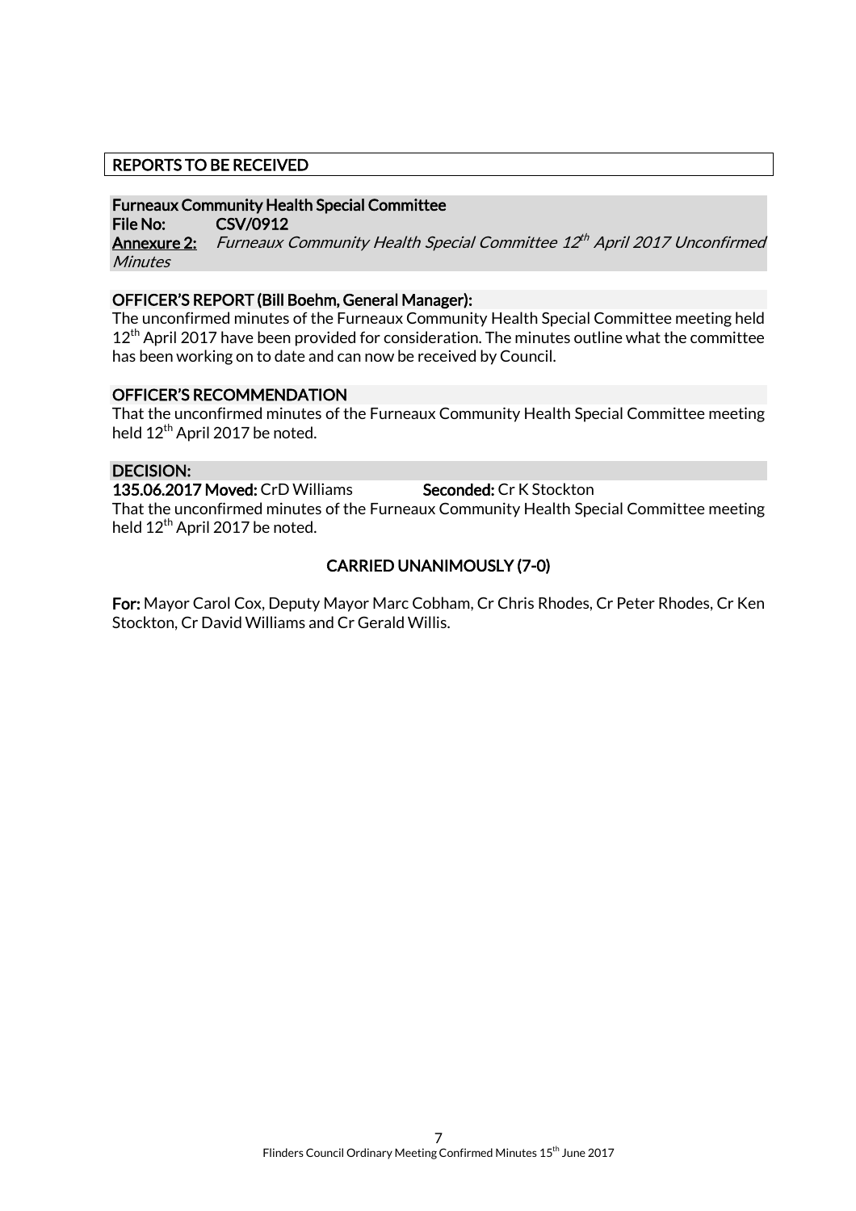## REPORTS TO BE RECEIVED

### Furneaux Community Health Special Committee

**File No:** CSV/0912

**Annexure 2:** *Furneaux Community Health Special Committee 12th April 2017 Unconfirmed Minutes*

#### OFFICER'S REPORT (Bill Boehm, General Manager):

The unconfirmed minutes of the Furneaux Community Health Special Committee meeting held 12th April 2017 have been provided for consideration. The minutes outline what the committee has been working on to date and can now be received by Council.

#### OFFICER'S RECOMMENDATION

That the unconfirmed minutes of the Furneaux Community Health Special Committee meeting held 12th April 2017 be noted.

#### DECISION:

**135.06.2017 Moved:** CrD Williams **Seconded:** Cr K Stockton

That the unconfirmed minutes of the Furneaux Community Health Special Committee meeting held 12th April 2017 be noted.

**CARRIED UNANIMOUSLY (7-0)**

**For:** Mayor Carol Cox, Deputy Mayor Marc Cobham, Cr Chris Rhodes, Cr Peter Rhodes, Cr Ken Stockton, Cr David Williams and Cr Gerald Willis.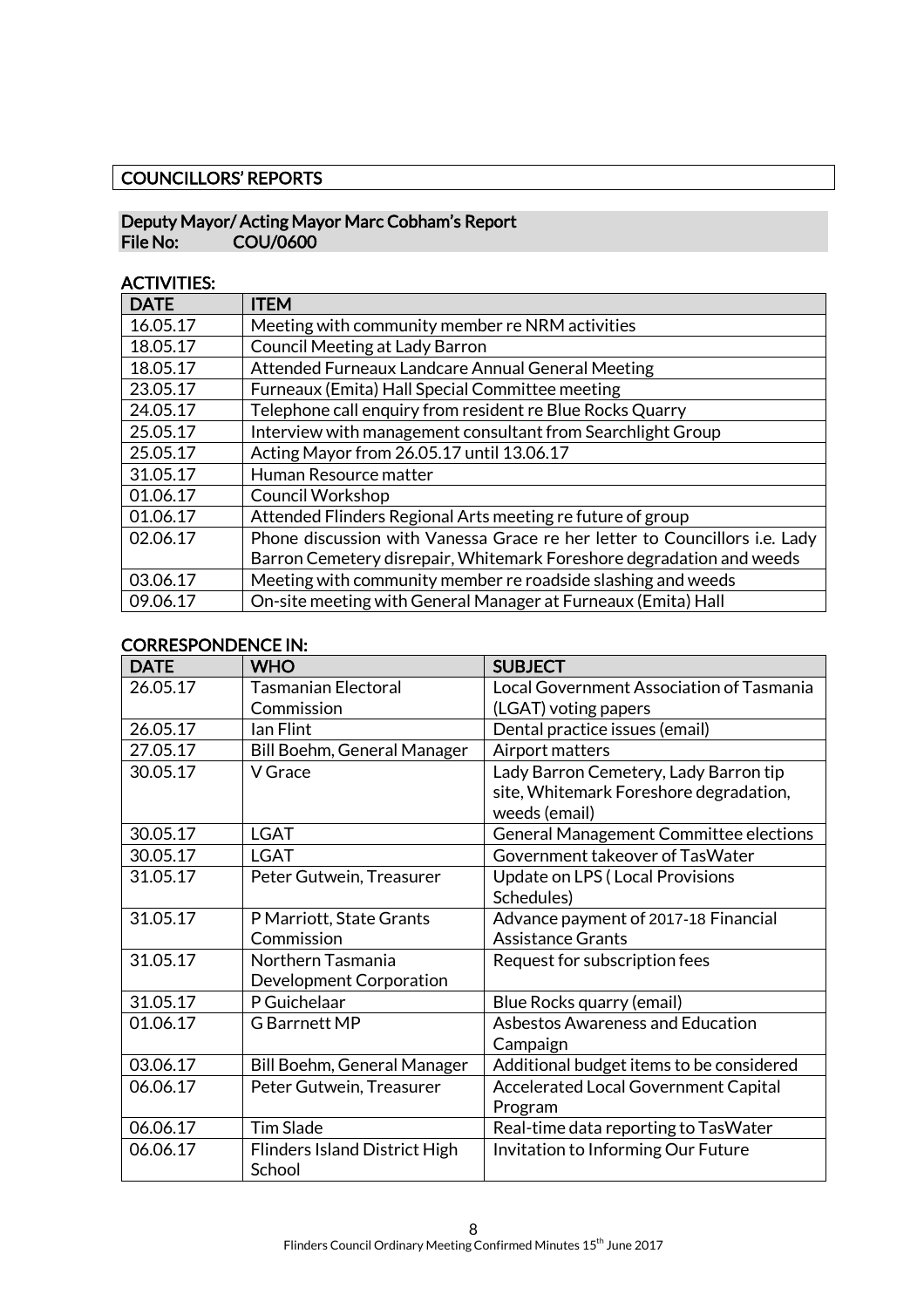## COUNCILLORS' REPORTS

### Deputy Mayor/ Acting Mayor Marc Cobham's Report
**File No: COU/0600**

**ACTIVITIES:**

| DATE | ITEM |
|---|---|
| 16.05.17 | Meeting with community member re NRM activities |
| 18.05.17 | Council Meeting at Lady Barron |
| 18.05.17 | Attended Furneaux Landcare Annual General Meeting |
| 23.05.17 | Furneaux (Emita) Hall Special Committee meeting |
| 24.05.17 | Telephone call enquiry from resident re Blue Rocks Quarry |
| 25.05.17 | Interview with management consultant from Searchlight Group |
| 25.05.17 | Acting Mayor from 26.05.17 until 13.06.17 |
| 31.05.17 | Human Resource matter |
| 01.06.17 | Council Workshop |
| 01.06.17 | Attended Flinders Regional Arts meeting re future of group |
| 02.06.17 | Phone discussion with Vanessa Grace re her letter to Councillors i.e. Lady Barron Cemetery disrepair, Whitemark Foreshore degradation and weeds |
| 03.06.17 | Meeting with community member re roadside slashing and weeds |
| 09.06.17 | On-site meeting with General Manager at Furneaux (Emita) Hall |

**CORRESPONDENCE IN:**

| DATE | WHO | SUBJECT |
|---|---|---|
| 26.05.17 | Tasmanian Electoral Commission | Local Government Association of Tasmania (LGAT) voting papers |
| 26.05.17 | Ian Flint | Dental practice issues (email) |
| 27.05.17 | Bill Boehm, General Manager | Airport matters |
| 30.05.17 | V Grace | Lady Barron Cemetery, Lady Barron tip site, Whitemark Foreshore degradation, weeds (email) |
| 30.05.17 | LGAT | General Management Committee elections |
| 30.05.17 | LGAT | Government takeover of TasWater |
| 31.05.17 | Peter Gutwein, Treasurer | Update on LPS ( Local Provisions Schedules) |
| 31.05.17 | P Marriott, State Grants Commission | Advance payment of 2017-18 Financial Assistance Grants |
| 31.05.17 | Northern Tasmania Development Corporation | Request for subscription fees |
| 31.05.17 | P Guichelaar | Blue Rocks quarry (email) |
| 01.06.17 | G Barrnett MP | Asbestos Awareness and Education Campaign |
| 03.06.17 | Bill Boehm, General Manager | Additional budget items to be considered |
| 06.06.17 | Peter Gutwein, Treasurer | Accelerated Local Government Capital Program |
| 06.06.17 | Tim Slade | Real-time data reporting to TasWater |
| 06.06.17 | Flinders Island District High School | Invitation to Informing Our Future |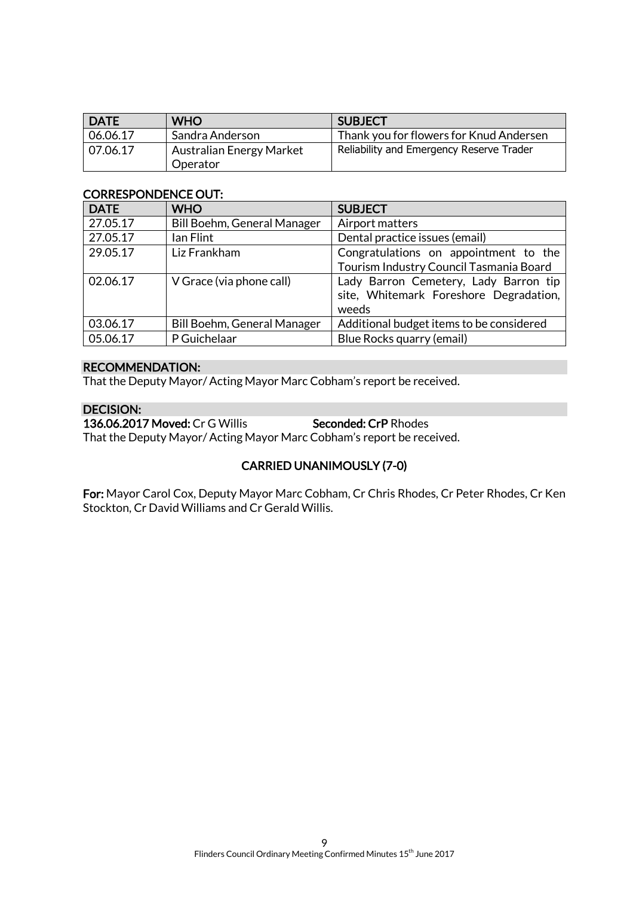| DATE | WHO | SUBJECT |
|---|---|---|
| 06.06.17 | Sandra Anderson | Thank you for flowers for Knud Andersen |
| 07.06.17 | Australian Energy Market Operator | Reliability and Emergency Reserve Trader |

**CORRESPONDENCE OUT:**

| DATE | WHO | SUBJECT |
|---|---|---|
| 27.05.17 | Bill Boehm, General Manager | Airport matters |
| 27.05.17 | Ian Flint | Dental practice issues (email) |
| 29.05.17 | Liz Frankham | Congratulations on appointment to the Tourism Industry Council Tasmania Board |
| 02.06.17 | V Grace (via phone call) | Lady Barron Cemetery, Lady Barron tip site, Whitemark Foreshore Degradation, weeds |
| 03.06.17 | Bill Boehm, General Manager | Additional budget items to be considered |
| 05.06.17 | P Guichelaar | Blue Rocks quarry (email) |

**RECOMMENDATION:**

That the Deputy Mayor/ Acting Mayor Marc Cobham's report be received.

**DECISION:**

**136.06.2017 Moved:** Cr G Willis **Seconded: CrP** Rhodes

That the Deputy Mayor/ Acting Mayor Marc Cobham's report be received.

**CARRIED UNANIMOUSLY (7-0)**

**For:** Mayor Carol Cox, Deputy Mayor Marc Cobham, Cr Chris Rhodes, Cr Peter Rhodes, Cr Ken Stockton, Cr David Williams and Cr Gerald Willis.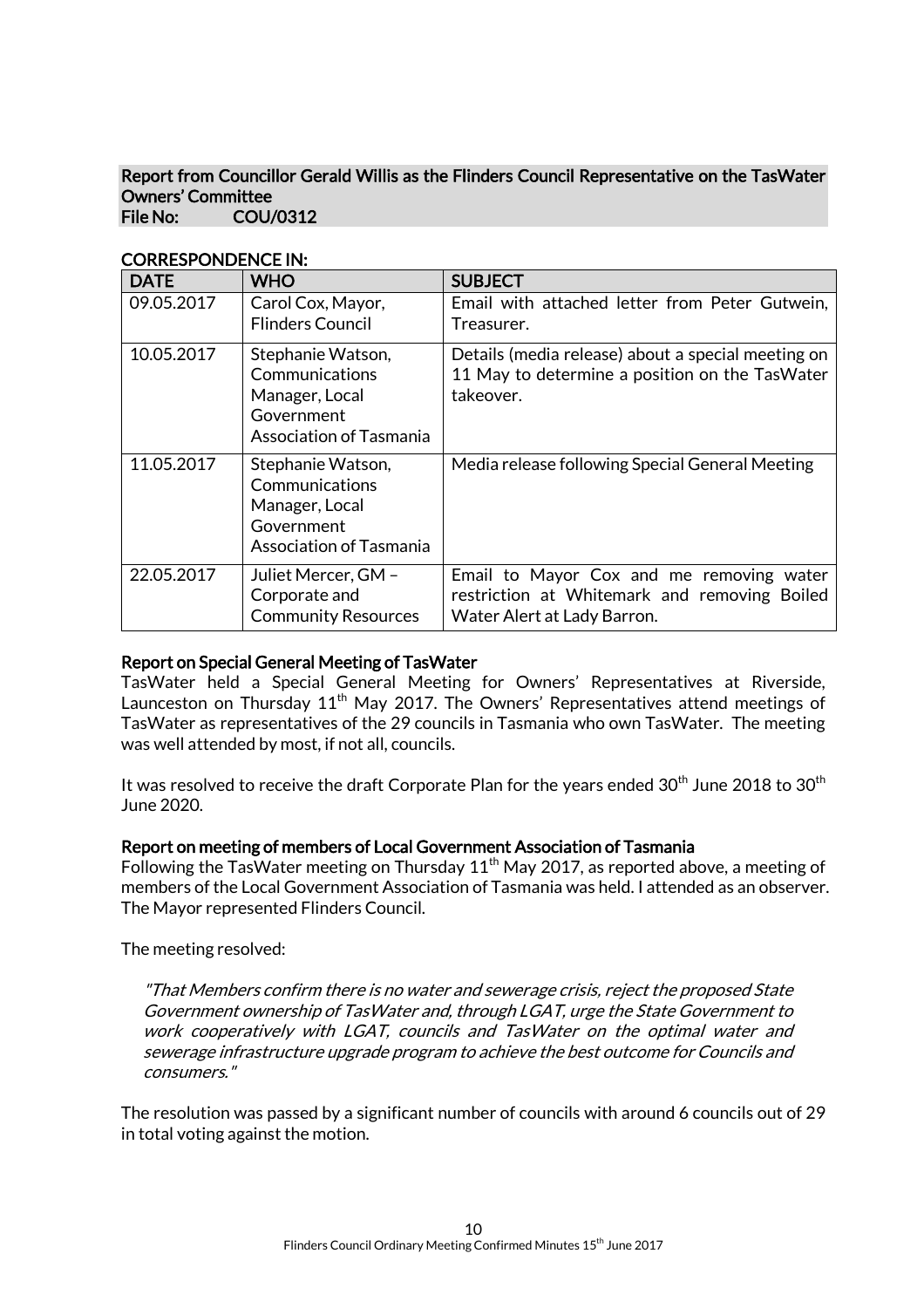**Report from Councillor Gerald Willis as the Flinders Council Representative on the TasWater Owners' Committee**
**File No: COU/0312**

**CORRESPONDENCE IN:**

| DATE | WHO | SUBJECT |
|---|---|---|
| 09.05.2017 | Carol Cox, Mayor, Flinders Council | Email with attached letter from Peter Gutwein, Treasurer. |
| 10.05.2017 | Stephanie Watson, Communications Manager, Local Government Association of Tasmania | Details (media release) about a special meeting on 11 May to determine a position on the TasWater takeover. |
| 11.05.2017 | Stephanie Watson, Communications Manager, Local Government Association of Tasmania | Media release following Special General Meeting |
| 22.05.2017 | Juliet Mercer, GM – Corporate and Community Resources | Email to Mayor Cox and me removing water restriction at Whitemark and removing Boiled Water Alert at Lady Barron. |

**Report on Special General Meeting of TasWater**

TasWater held a Special General Meeting for Owners' Representatives at Riverside, Launceston on Thursday 11th May 2017. The Owners' Representatives attend meetings of TasWater as representatives of the 29 councils in Tasmania who own TasWater. The meeting was well attended by most, if not all, councils.

It was resolved to receive the draft Corporate Plan for the years ended 30th June 2018 to 30th June 2020.

**Report on meeting of members of Local Government Association of Tasmania**

Following the TasWater meeting on Thursday 11th May 2017, as reported above, a meeting of members of the Local Government Association of Tasmania was held. I attended as an observer. The Mayor represented Flinders Council.

The meeting resolved:

*"That Members confirm there is no water and sewerage crisis, reject the proposed State Government ownership of TasWater and, through LGAT, urge the State Government to work cooperatively with LGAT, councils and TasWater on the optimal water and sewerage infrastructure upgrade program to achieve the best outcome for Councils and consumers."*

The resolution was passed by a significant number of councils with around 6 councils out of 29 in total voting against the motion.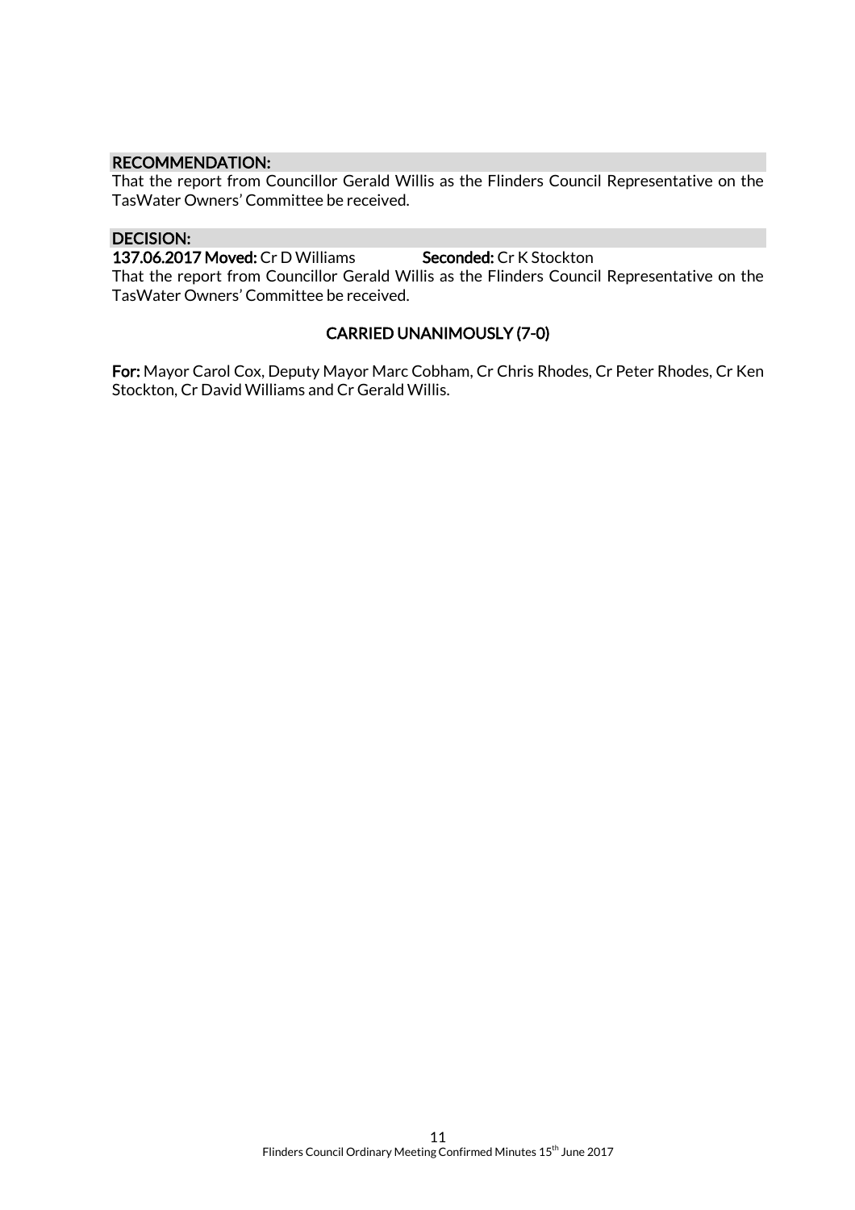**RECOMMENDATION:**

That the report from Councillor Gerald Willis as the Flinders Council Representative on the TasWater Owners' Committee be received.

**DECISION:**

**137.06.2017 Moved:** Cr D Williams **Seconded:** Cr K Stockton

That the report from Councillor Gerald Willis as the Flinders Council Representative on the TasWater Owners' Committee be received.

**CARRIED UNANIMOUSLY (7-0)**

**For:** Mayor Carol Cox, Deputy Mayor Marc Cobham, Cr Chris Rhodes, Cr Peter Rhodes, Cr Ken Stockton, Cr David Williams and Cr Gerald Willis.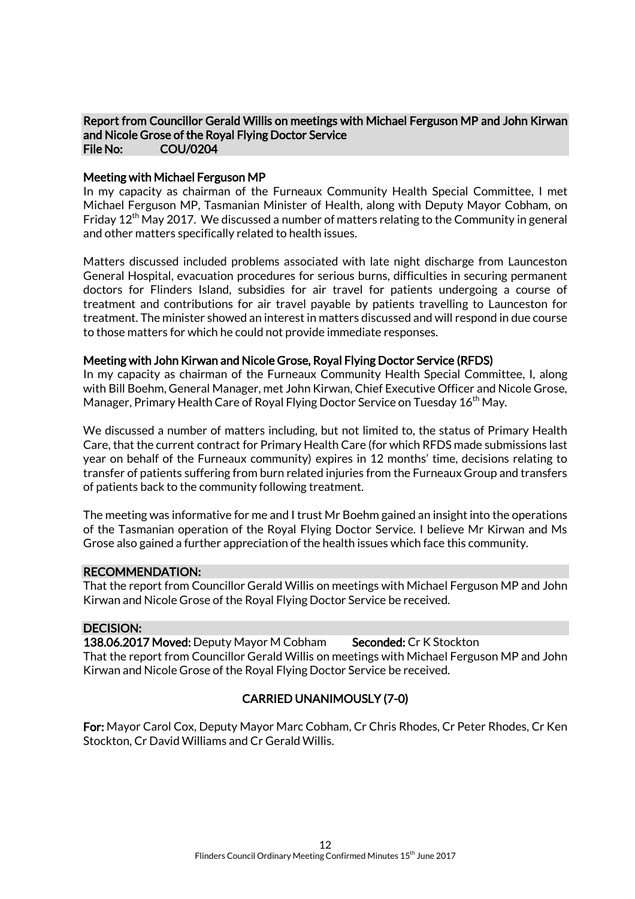## Report from Councillor Gerald Willis on meetings with Michael Ferguson MP and John Kirwan and Nicole Grose of the Royal Flying Doctor Service

**File No: COU/0204**

### Meeting with Michael Ferguson MP

In my capacity as chairman of the Furneaux Community Health Special Committee, I met Michael Ferguson MP, Tasmanian Minister of Health, along with Deputy Mayor Cobham, on Friday 12th May 2017. We discussed a number of matters relating to the Community in general and other matters specifically related to health issues.

Matters discussed included problems associated with late night discharge from Launceston General Hospital, evacuation procedures for serious burns, difficulties in securing permanent doctors for Flinders Island, subsidies for air travel for patients undergoing a course of treatment and contributions for air travel payable by patients travelling to Launceston for treatment. The minister showed an interest in matters discussed and will respond in due course to those matters for which he could not provide immediate responses.

### Meeting with John Kirwan and Nicole Grose, Royal Flying Doctor Service (RFDS)

In my capacity as chairman of the Furneaux Community Health Special Committee, I, along with Bill Boehm, General Manager, met John Kirwan, Chief Executive Officer and Nicole Grose, Manager, Primary Health Care of Royal Flying Doctor Service on Tuesday 16th May.

We discussed a number of matters including, but not limited to, the status of Primary Health Care, that the current contract for Primary Health Care (for which RFDS made submissions last year on behalf of the Furneaux community) expires in 12 months' time, decisions relating to transfer of patients suffering from burn related injuries from the Furneaux Group and transfers of patients back to the community following treatment.

The meeting was informative for me and I trust Mr Boehm gained an insight into the operations of the Tasmanian operation of the Royal Flying Doctor Service. I believe Mr Kirwan and Ms Grose also gained a further appreciation of the health issues which face this community.

### RECOMMENDATION:

That the report from Councillor Gerald Willis on meetings with Michael Ferguson MP and John Kirwan and Nicole Grose of the Royal Flying Doctor Service be received.

### DECISION:

**138.06.2017 Moved:** Deputy Mayor M Cobham **Seconded:** Cr K Stockton

That the report from Councillor Gerald Willis on meetings with Michael Ferguson MP and John Kirwan and Nicole Grose of the Royal Flying Doctor Service be received.

**CARRIED UNANIMOUSLY (7-0)**

**For:** Mayor Carol Cox, Deputy Mayor Marc Cobham, Cr Chris Rhodes, Cr Peter Rhodes, Cr Ken Stockton, Cr David Williams and Cr Gerald Willis.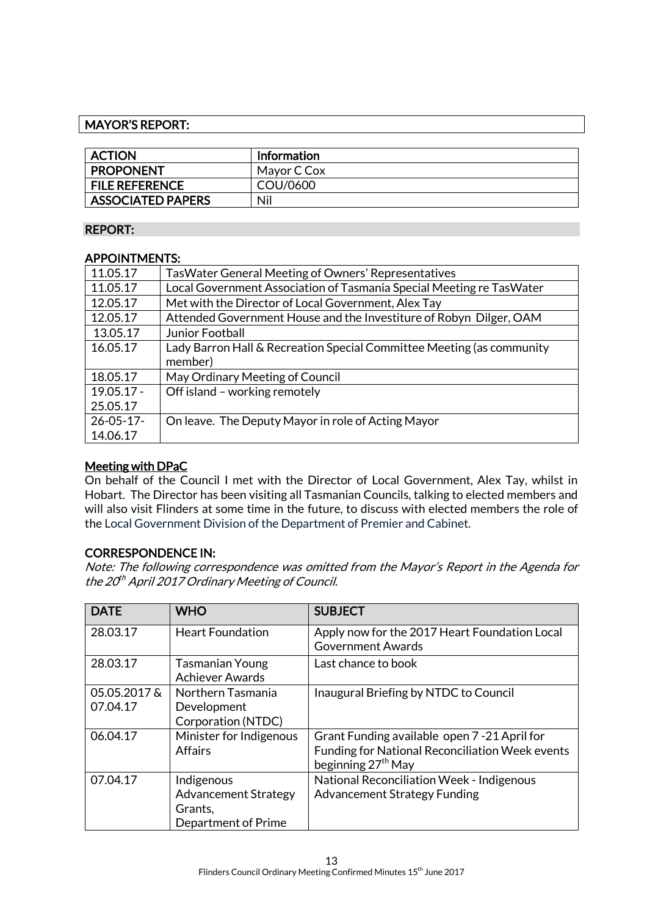## MAYOR'S REPORT:

| | |
|---|---|
| **ACTION** | **Information** |
| **PROPONENT** | Mayor C Cox |
| **FILE REFERENCE** | COU/0600 |
| **ASSOCIATED PAPERS** | Nil |

### REPORT:

#### APPOINTMENTS:

| | |
|---|---|
| 11.05.17 | TasWater General Meeting of Owners' Representatives |
| 11.05.17 | Local Government Association of Tasmania Special Meeting re TasWater |
| 12.05.17 | Met with the Director of Local Government, Alex Tay |
| 12.05.17 | Attended Government House and the Investiture of Robyn Dilger, OAM |
| 13.05.17 | Junior Football |
| 16.05.17 | Lady Barron Hall & Recreation Special Committee Meeting (as community member) |
| 18.05.17 | May Ordinary Meeting of Council |
| 19.05.17 - 25.05.17 | Off island – working remotely |
| 26-05-17- 14.06.17 | On leave. The Deputy Mayor in role of Acting Mayor |

#### Meeting with DPaC

On behalf of the Council I met with the Director of Local Government, Alex Tay, whilst in Hobart. The Director has been visiting all Tasmanian Councils, talking to elected members and will also visit Flinders at some time in the future, to discuss with elected members the role of the Local Government Division of the Department of Premier and Cabinet.

#### CORRESPONDENCE IN:

*Note: The following correspondence was omitted from the Mayor's Report in the Agenda for the 20th April 2017 Ordinary Meeting of Council.*

| DATE | WHO | SUBJECT |
|---|---|---|
| 28.03.17 | Heart Foundation | Apply now for the 2017 Heart Foundation Local Government Awards |
| 28.03.17 | Tasmanian Young Achiever Awards | Last chance to book |
| 05.05.2017 & 07.04.17 | Northern Tasmania Development Corporation (NTDC) | Inaugural Briefing by NTDC to Council |
| 06.04.17 | Minister for Indigenous Affairs | Grant Funding available open 7 -21 April for Funding for National Reconciliation Week events beginning 27th May |
| 07.04.17 | Indigenous Advancement Strategy Grants, Department of Prime | National Reconciliation Week - Indigenous Advancement Strategy Funding |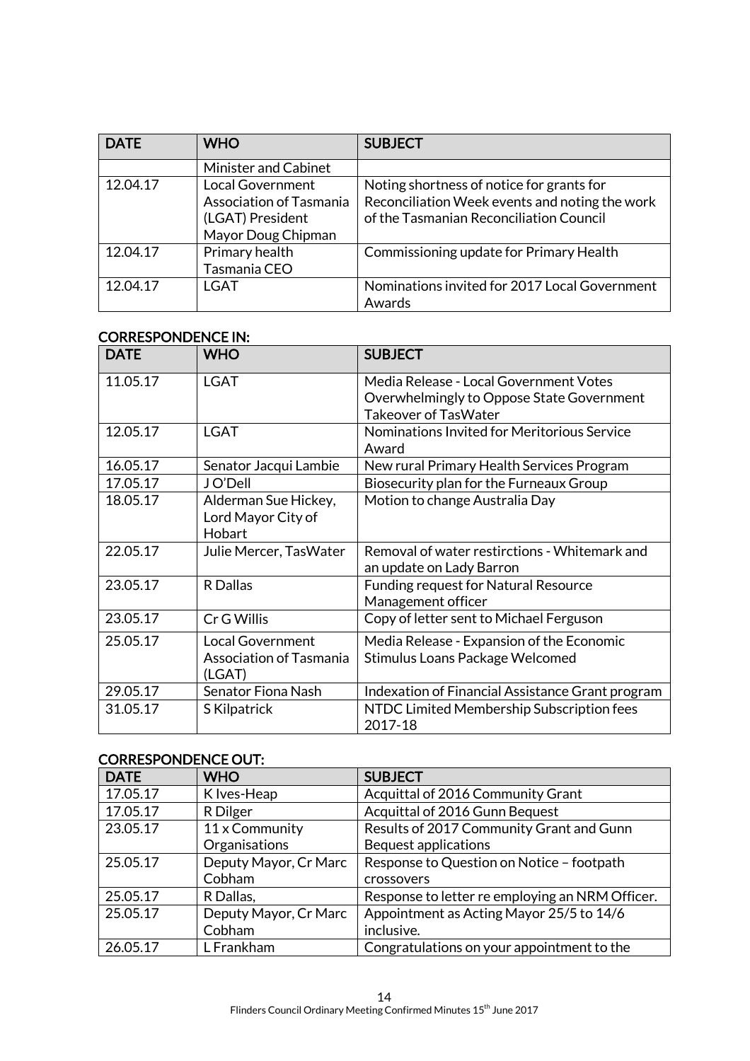| DATE | WHO | SUBJECT |
|---|---|---|
| | Minister and Cabinet | |
| 12.04.17 | Local Government Association of Tasmania (LGAT) President Mayor Doug Chipman | Noting shortness of notice for grants for Reconciliation Week events and noting the work of the Tasmanian Reconciliation Council |
| 12.04.17 | Primary health Tasmania CEO | Commissioning update for Primary Health |
| 12.04.17 | LGAT | Nominations invited for 2017 Local Government Awards |

## CORRESPONDENCE IN:

| DATE | WHO | SUBJECT |
|---|---|---|
| 11.05.17 | LGAT | Media Release - Local Government Votes Overwhelmingly to Oppose State Government Takeover of TasWater |
| 12.05.17 | LGAT | Nominations Invited for Meritorious Service Award |
| 16.05.17 | Senator Jacqui Lambie | New rural Primary Health Services Program |
| 17.05.17 | J O'Dell | Biosecurity plan for the Furneaux Group |
| 18.05.17 | Alderman Sue Hickey, Lord Mayor City of Hobart | Motion to change Australia Day |
| 22.05.17 | Julie Mercer, TasWater | Removal of water restirctions - Whitemark and an update on Lady Barron |
| 23.05.17 | R Dallas | Funding request for Natural Resource Management officer |
| 23.05.17 | Cr G Willis | Copy of letter sent to Michael Ferguson |
| 25.05.17 | Local Government Association of Tasmania (LGAT) | Media Release - Expansion of the Economic Stimulus Loans Package Welcomed |
| 29.05.17 | Senator Fiona Nash | Indexation of Financial Assistance Grant program |
| 31.05.17 | S Kilpatrick | NTDC Limited Membership Subscription fees 2017-18 |

## CORRESPONDENCE OUT:

| DATE | WHO | SUBJECT |
|---|---|---|
| 17.05.17 | K Ives-Heap | Acquittal of 2016 Community Grant |
| 17.05.17 | R Dilger | Acquittal of 2016 Gunn Bequest |
| 23.05.17 | 11 x Community Organisations | Results of 2017 Community Grant and Gunn Bequest applications |
| 25.05.17 | Deputy Mayor, Cr Marc Cobham | Response to Question on Notice – footpath crossovers |
| 25.05.17 | R Dallas, | Response to letter re employing an NRM Officer. |
| 25.05.17 | Deputy Mayor, Cr Marc Cobham | Appointment as Acting Mayor 25/5 to 14/6 inclusive. |
| 26.05.17 | L Frankham | Congratulations on your appointment to the |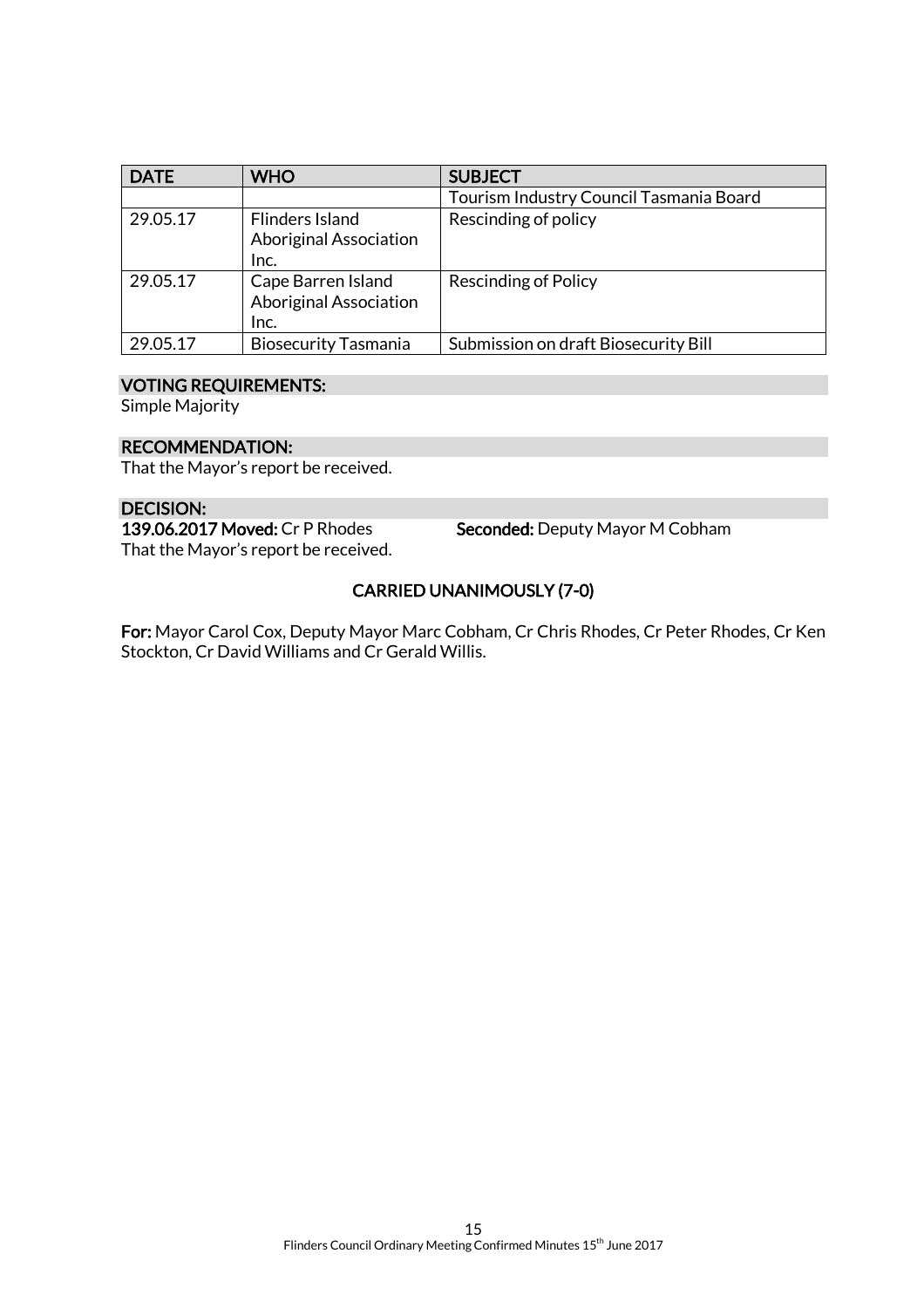| DATE | WHO | SUBJECT |
|---|---|---|
| | | Tourism Industry Council Tasmania Board |
| 29.05.17 | Flinders Island Aboriginal Association Inc. | Rescinding of policy |
| 29.05.17 | Cape Barren Island Aboriginal Association Inc. | Rescinding of Policy |
| 29.05.17 | Biosecurity Tasmania | Submission on draft Biosecurity Bill |

## VOTING REQUIREMENTS:

Simple Majority

## RECOMMENDATION:

That the Mayor's report be received.

## DECISION:

**139.06.2017 Moved:** Cr P Rhodes **Seconded:** Deputy Mayor M Cobham

That the Mayor's report be received.

**CARRIED UNANIMOUSLY (7-0)**

**For:** Mayor Carol Cox, Deputy Mayor Marc Cobham, Cr Chris Rhodes, Cr Peter Rhodes, Cr Ken Stockton, Cr David Williams and Cr Gerald Willis.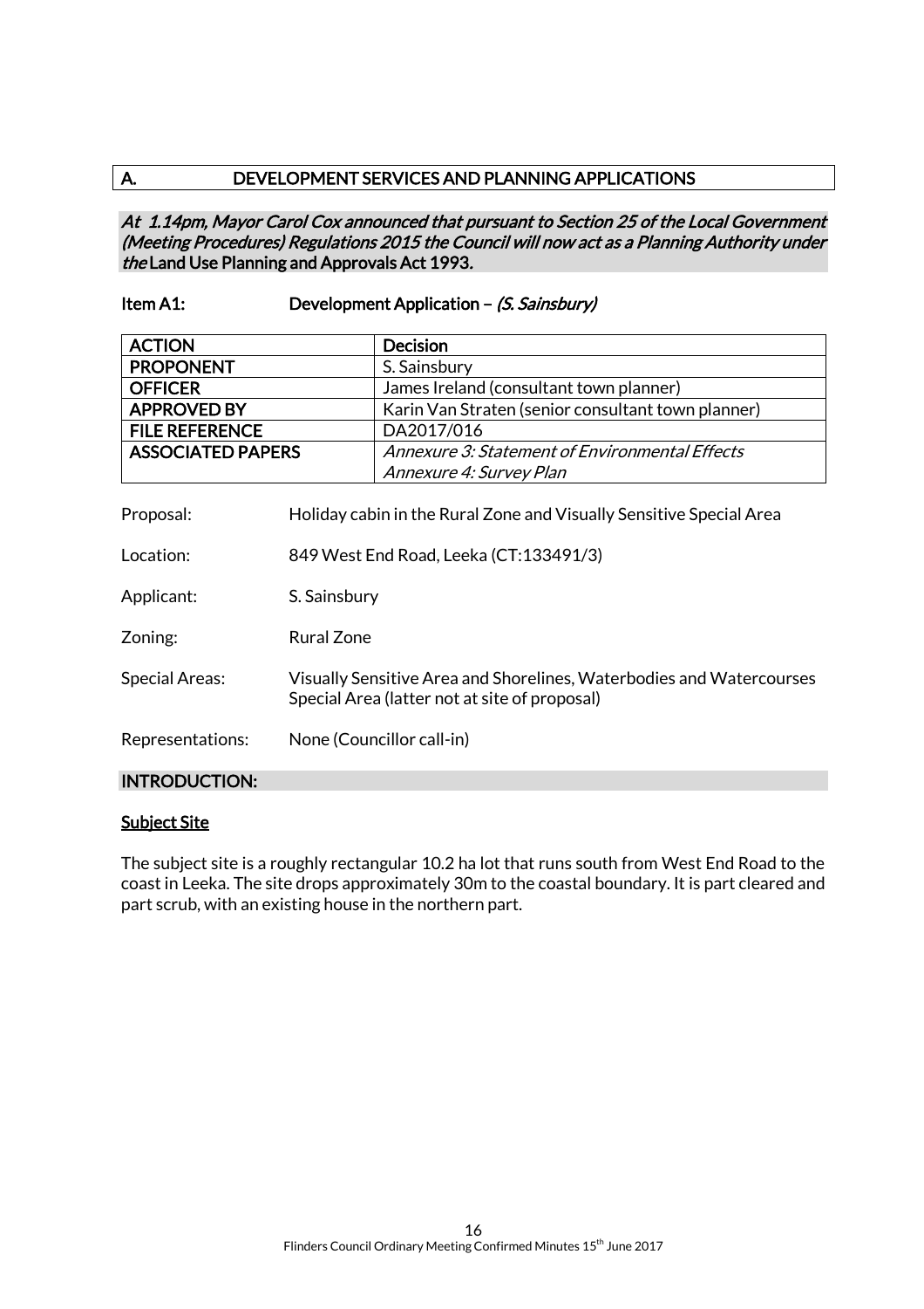## A. DEVELOPMENT SERVICES AND PLANNING APPLICATIONS

*At 1.14pm, Mayor Carol Cox announced that pursuant to Section 25 of the Local Government (Meeting Procedures) Regulations 2015 the Council will now act as a Planning Authority under the* **Land Use Planning and Approvals Act 1993***.*

### Item A1: Development Application – *(S. Sainsbury)*

| | |
|---|---|
| **ACTION** | **Decision** |
| **PROPONENT** | S. Sainsbury |
| **OFFICER** | James Ireland (consultant town planner) |
| **APPROVED BY** | Karin Van Straten (senior consultant town planner) |
| **FILE REFERENCE** | DA2017/016 |
| **ASSOCIATED PAPERS** | *Annexure 3: Statement of Environmental Effects*<br>*Annexure 4: Survey Plan* |

| | |
|---|---|
| Proposal: | Holiday cabin in the Rural Zone and Visually Sensitive Special Area |
| Location: | 849 West End Road, Leeka (CT:133491/3) |
| Applicant: | S. Sainsbury |
| Zoning: | Rural Zone |
| Special Areas: | Visually Sensitive Area and Shorelines, Waterbodies and Watercourses Special Area (latter not at site of proposal) |
| Representations: | None (Councillor call-in) |

### INTRODUCTION:

**Subject Site**

The subject site is a roughly rectangular 10.2 ha lot that runs south from West End Road to the coast in Leeka. The site drops approximately 30m to the coastal boundary. It is part cleared and part scrub, with an existing house in the northern part.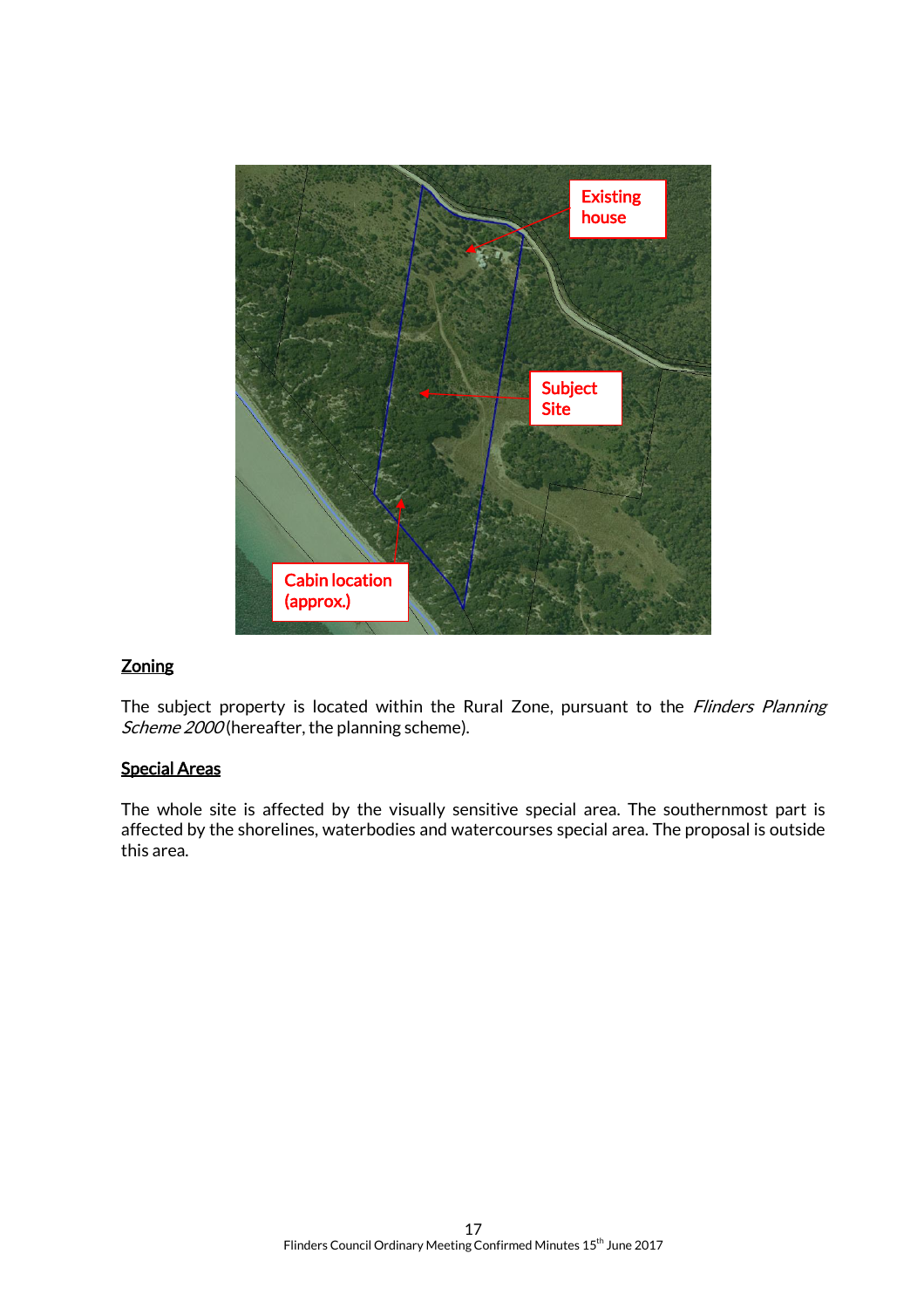Existing house

Subject Site

Cabin location (approx.)

## Zoning

The subject property is located within the Rural Zone, pursuant to the *Flinders Planning Scheme 2000* (hereafter, the planning scheme).

## Special Areas

The whole site is affected by the visually sensitive special area. The southernmost part is affected by the shorelines, waterbodies and watercourses special area. The proposal is outside this area.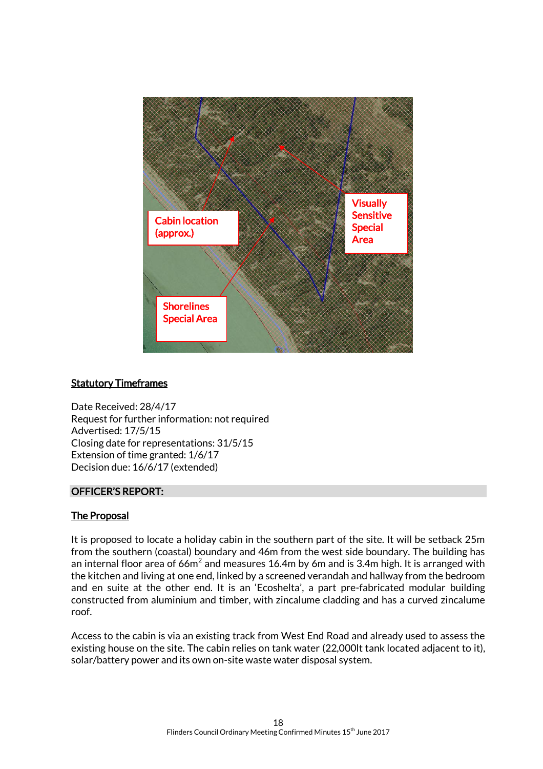Cabin location (approx.)

Visually Sensitive Special Area

Shorelines Special Area

**Statutory Timeframes**

Date Received: 28/4/17
Request for further information: not required
Advertised: 17/5/15
Closing date for representations: 31/5/15
Extension of time granted: 1/6/17
Decision due: 16/6/17 (extended)

## OFFICER'S REPORT:

**The Proposal**

It is proposed to locate a holiday cabin in the southern part of the site. It will be setback 25m from the southern (coastal) boundary and 46m from the west side boundary. The building has an internal floor area of 66m$^2$ and measures 16.4m by 6m and is 3.4m high. It is arranged with the kitchen and living at one end, linked by a screened verandah and hallway from the bedroom and en suite at the other end. It is an 'Ecoshelta', a part pre-fabricated modular building constructed from aluminium and timber, with zincalume cladding and has a curved zincalume roof.

Access to the cabin is via an existing track from West End Road and already used to assess the existing house on the site. The cabin relies on tank water (22,000lt tank located adjacent to it), solar/battery power and its own on-site waste water disposal system.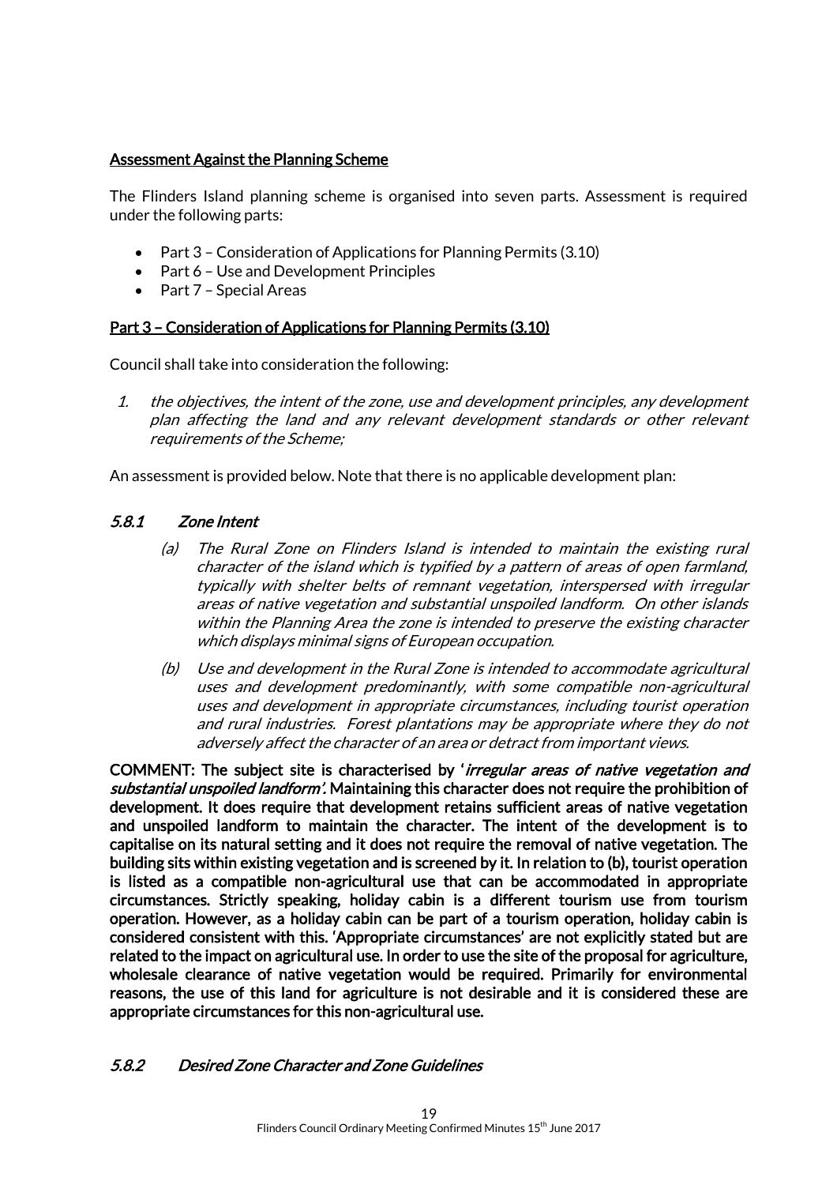**Assessment Against the Planning Scheme**

The Flinders Island planning scheme is organised into seven parts. Assessment is required under the following parts:

- Part 3 – Consideration of Applications for Planning Permits (3.10)
- Part 6 – Use and Development Principles
- Part 7 – Special Areas

**Part 3 – Consideration of Applications for Planning Permits (3.10)**

Council shall take into consideration the following:

1. *the objectives, the intent of the zone, use and development principles, any development plan affecting the land and any relevant development standards or other relevant requirements of the Scheme;*

An assessment is provided below. Note that there is no applicable development plan:

### *5.8.1 Zone Intent*

(a) *The Rural Zone on Flinders Island is intended to maintain the existing rural character of the island which is typified by a pattern of areas of open farmland, typically with shelter belts of remnant vegetation, interspersed with irregular areas of native vegetation and substantial unspoiled landform. On other islands within the Planning Area the zone is intended to preserve the existing character which displays minimal signs of European occupation.*

(b) *Use and development in the Rural Zone is intended to accommodate agricultural uses and development predominantly, with some compatible non-agricultural uses and development in appropriate circumstances, including tourist operation and rural industries. Forest plantations may be appropriate where they do not adversely affect the character of an area or detract from important views.*

**COMMENT: The subject site is characterised by '*irregular areas of native vegetation and substantial unspoiled landform'*. Maintaining this character does not require the prohibition of development. It does require that development retains sufficient areas of native vegetation and unspoiled landform to maintain the character. The intent of the development is to capitalise on its natural setting and it does not require the removal of native vegetation. The building sits within existing vegetation and is screened by it. In relation to (b), tourist operation is listed as a compatible non-agricultural use that can be accommodated in appropriate circumstances. Strictly speaking, holiday cabin is a different tourism use from tourism operation. However, as a holiday cabin can be part of a tourism operation, holiday cabin is considered consistent with this. 'Appropriate circumstances' are not explicitly stated but are related to the impact on agricultural use. In order to use the site of the proposal for agriculture, wholesale clearance of native vegetation would be required. Primarily for environmental reasons, the use of this land for agriculture is not desirable and it is considered these are appropriate circumstances for this non-agricultural use.**

### *5.8.2 Desired Zone Character and Zone Guidelines*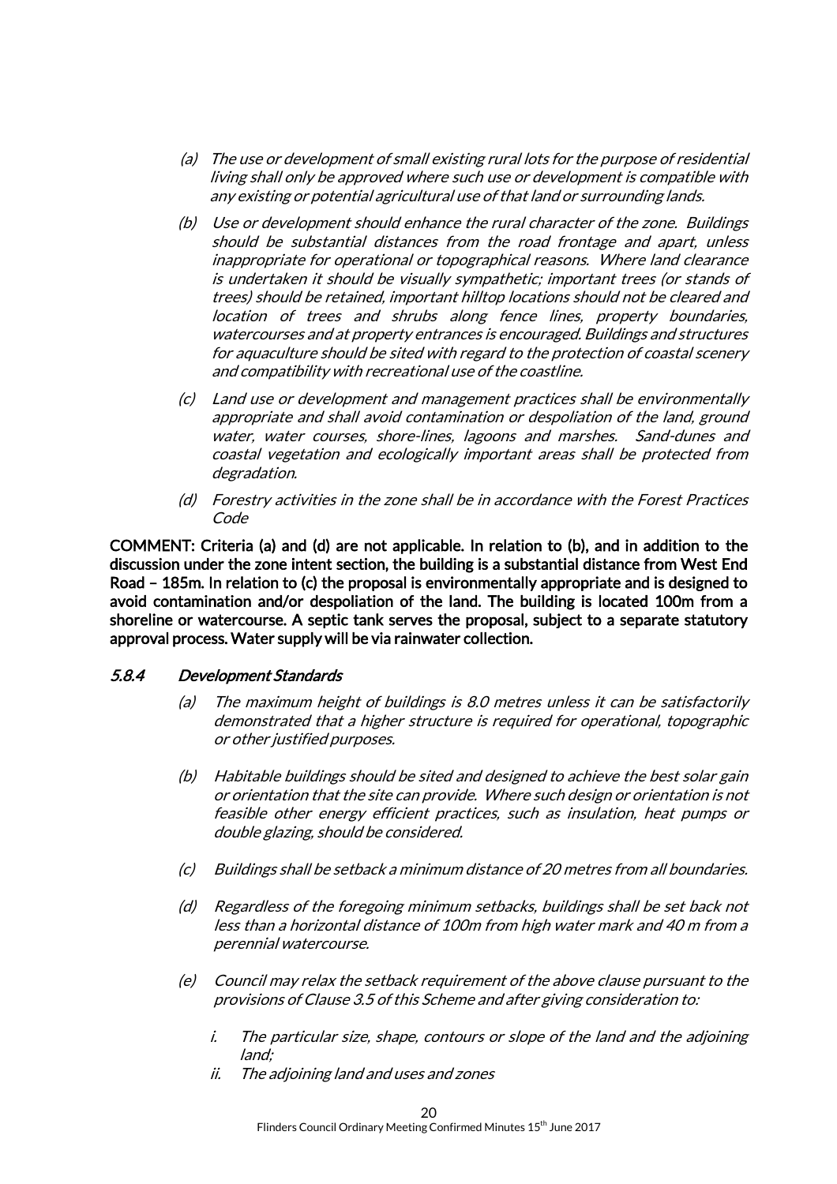(a) *The use or development of small existing rural lots for the purpose of residential living shall only be approved where such use or development is compatible with any existing or potential agricultural use of that land or surrounding lands.*

(b) *Use or development should enhance the rural character of the zone. Buildings should be substantial distances from the road frontage and apart, unless inappropriate for operational or topographical reasons. Where land clearance is undertaken it should be visually sympathetic; important trees (or stands of trees) should be retained, important hilltop locations should not be cleared and location of trees and shrubs along fence lines, property boundaries, watercourses and at property entrances is encouraged. Buildings and structures for aquaculture should be sited with regard to the protection of coastal scenery and compatibility with recreational use of the coastline.*

(c) *Land use or development and management practices shall be environmentally appropriate and shall avoid contamination or despoliation of the land, ground water, water courses, shore-lines, lagoons and marshes. Sand-dunes and coastal vegetation and ecologically important areas shall be protected from degradation.*

(d) *Forestry activities in the zone shall be in accordance with the Forest Practices Code*

**COMMENT: Criteria (a) and (d) are not applicable. In relation to (b), and in addition to the discussion under the zone intent section, the building is a substantial distance from West End Road – 185m. In relation to (c) the proposal is environmentally appropriate and is designed to avoid contamination and/or despoliation of the land. The building is located 100m from a shoreline or watercourse. A septic tank serves the proposal, subject to a separate statutory approval process. Water supply will be via rainwater collection.**

### *5.8.4 Development Standards*

(a) *The maximum height of buildings is 8.0 metres unless it can be satisfactorily demonstrated that a higher structure is required for operational, topographic or other justified purposes.*

(b) *Habitable buildings should be sited and designed to achieve the best solar gain or orientation that the site can provide. Where such design or orientation is not feasible other energy efficient practices, such as insulation, heat pumps or double glazing, should be considered.*

(c) *Buildings shall be setback a minimum distance of 20 metres from all boundaries.*

(d) *Regardless of the foregoing minimum setbacks, buildings shall be set back not less than a horizontal distance of 100m from high water mark and 40 m from a perennial watercourse.*

(e) *Council may relax the setback requirement of the above clause pursuant to the provisions of Clause 3.5 of this Scheme and after giving consideration to:*

   i. *The particular size, shape, contours or slope of the land and the adjoining land;*
   ii. *The adjoining land and uses and zones*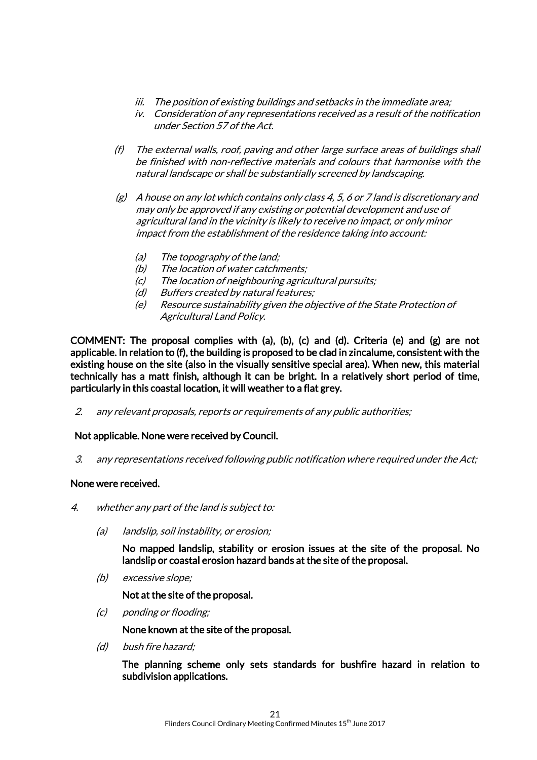*iii. The position of existing buildings and setbacks in the immediate area;*

*iv. Consideration of any representations received as a result of the notification under Section 57 of the Act.*

*(f) The external walls, roof, paving and other large surface areas of buildings shall be finished with non-reflective materials and colours that harmonise with the natural landscape or shall be substantially screened by landscaping.*

*(g) A house on any lot which contains only class 4, 5, 6 or 7 land is discretionary and may only be approved if any existing or potential development and use of agricultural land in the vicinity is likely to receive no impact, or only minor impact from the establishment of the residence taking into account:*

*(a) The topography of the land;*

*(b) The location of water catchments;*

*(c) The location of neighbouring agricultural pursuits;*

*(d) Buffers created by natural features;*

*(e) Resource sustainability given the objective of the State Protection of Agricultural Land Policy.*

**COMMENT: The proposal complies with (a), (b), (c) and (d). Criteria (e) and (g) are not applicable. In relation to (f), the building is proposed to be clad in zincalume, consistent with the existing house on the site (also in the visually sensitive special area). When new, this material technically has a matt finish, although it can be bright. In a relatively short period of time, particularly in this coastal location, it will weather to a flat grey.**

*2. any relevant proposals, reports or requirements of any public authorities;*

**Not applicable. None were received by Council.**

*3. any representations received following public notification where required under the Act;*

**None were received.**

*4. whether any part of the land is subject to:*

*(a) landslip, soil instability, or erosion;*

**No mapped landslip, stability or erosion issues at the site of the proposal. No landslip or coastal erosion hazard bands at the site of the proposal.**

*(b) excessive slope;*

**Not at the site of the proposal.**

*(c) ponding or flooding;*

**None known at the site of the proposal.**

*(d) bush fire hazard;*

**The planning scheme only sets standards for bushfire hazard in relation to subdivision applications.**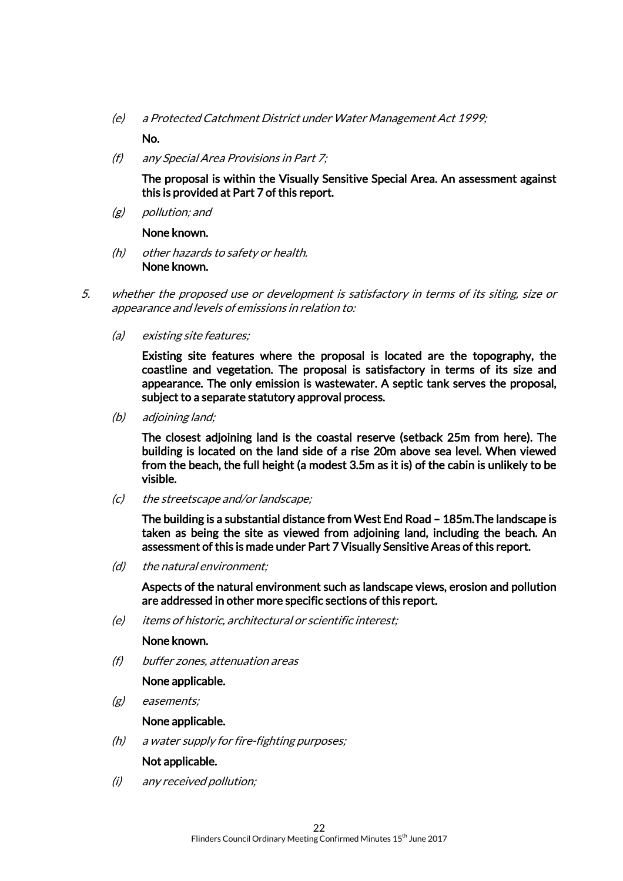(e) *a Protected Catchment District under Water Management Act 1999;*

**No.**

(f) *any Special Area Provisions in Part 7;*

**The proposal is within the Visually Sensitive Special Area. An assessment against this is provided at Part 7 of this report.**

(g) *pollution; and*

**None known.**

(h) *other hazards to safety or health.*

**None known.**

5. *whether the proposed use or development is satisfactory in terms of its siting, size or appearance and levels of emissions in relation to:*

(a) *existing site features;*

**Existing site features where the proposal is located are the topography, the coastline and vegetation. The proposal is satisfactory in terms of its size and appearance. The only emission is wastewater. A septic tank serves the proposal, subject to a separate statutory approval process.**

(b) *adjoining land;*

**The closest adjoining land is the coastal reserve (setback 25m from here). The building is located on the land side of a rise 20m above sea level. When viewed from the beach, the full height (a modest 3.5m as it is) of the cabin is unlikely to be visible.**

(c) *the streetscape and/or landscape;*

**The building is a substantial distance from West End Road – 185m.The landscape is taken as being the site as viewed from adjoining land, including the beach. An assessment of this is made under Part 7 Visually Sensitive Areas of this report.**

(d) *the natural environment;*

**Aspects of the natural environment such as landscape views, erosion and pollution are addressed in other more specific sections of this report.**

(e) *items of historic, architectural or scientific interest;*

**None known.**

(f) *buffer zones, attenuation areas*

**None applicable.**

(g) *easements;*

**None applicable.**

(h) *a water supply for fire-fighting purposes;*

**Not applicable.**

(i) *any received pollution;*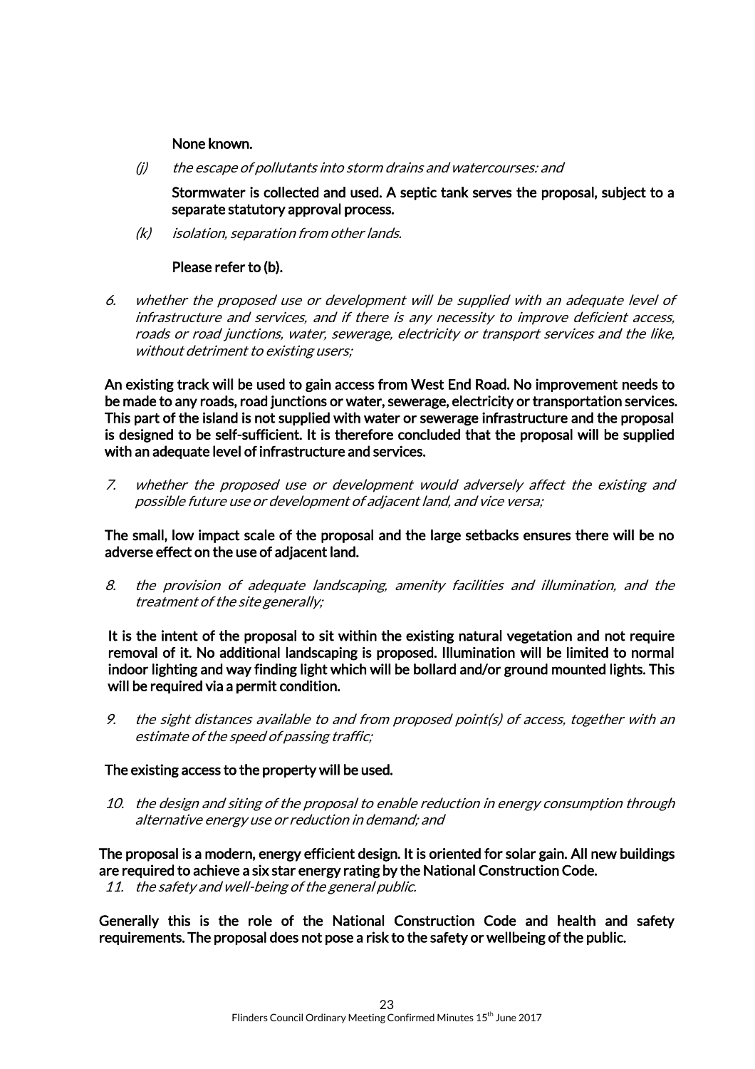**None known.**

(j) *the escape of pollutants into storm drains and watercourses: and*

**Stormwater is collected and used. A septic tank serves the proposal, subject to a separate statutory approval process.**

(k) *isolation, separation from other lands.*

**Please refer to (b).**

6. *whether the proposed use or development will be supplied with an adequate level of infrastructure and services, and if there is any necessity to improve deficient access, roads or road junctions, water, sewerage, electricity or transport services and the like, without detriment to existing users;*

**An existing track will be used to gain access from West End Road. No improvement needs to be made to any roads, road junctions or water, sewerage, electricity or transportation services. This part of the island is not supplied with water or sewerage infrastructure and the proposal is designed to be self-sufficient. It is therefore concluded that the proposal will be supplied with an adequate level of infrastructure and services.**

7. *whether the proposed use or development would adversely affect the existing and possible future use or development of adjacent land, and vice versa;*

**The small, low impact scale of the proposal and the large setbacks ensures there will be no adverse effect on the use of adjacent land.**

8. *the provision of adequate landscaping, amenity facilities and illumination, and the treatment of the site generally;*

**It is the intent of the proposal to sit within the existing natural vegetation and not require removal of it. No additional landscaping is proposed. Illumination will be limited to normal indoor lighting and way finding light which will be bollard and/or ground mounted lights. This will be required via a permit condition.**

9. *the sight distances available to and from proposed point(s) of access, together with an estimate of the speed of passing traffic;*

**The existing access to the property will be used.**

10. *the design and siting of the proposal to enable reduction in energy consumption through alternative energy use or reduction in demand; and*

**The proposal is a modern, energy efficient design. It is oriented for solar gain. All new buildings are required to achieve a six star energy rating by the National Construction Code.**

11. *the safety and well-being of the general public.*

**Generally this is the role of the National Construction Code and health and safety requirements. The proposal does not pose a risk to the safety or wellbeing of the public.**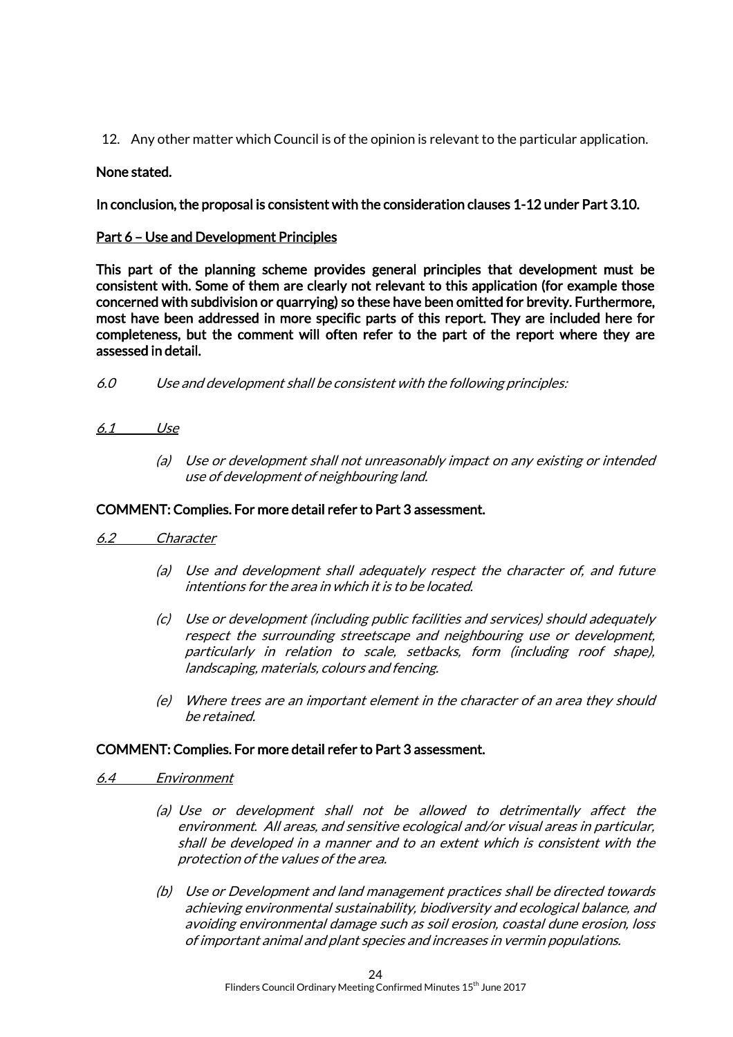12. Any other matter which Council is of the opinion is relevant to the particular application.

**None stated.**

**In conclusion, the proposal is consistent with the consideration clauses 1-12 under Part 3.10.**

**<u>Part 6 – Use and Development Principles</u>**

**This part of the planning scheme provides general principles that development must be consistent with. Some of them are clearly not relevant to this application (for example those concerned with subdivision or quarrying) so these have been omitted for brevity. Furthermore, most have been addressed in more specific parts of this report. They are included here for completeness, but the comment will often refer to the part of the report where they are assessed in detail.**

*6.0 Use and development shall be consistent with the following principles:*

*<u>6.1 Use</u>*

*(a) Use or development shall not unreasonably impact on any existing or intended use of development of neighbouring land.*

**COMMENT: Complies. For more detail refer to Part 3 assessment.**

*<u>6.2 Character</u>*

*(a) Use and development shall adequately respect the character of, and future intentions for the area in which it is to be located.*

*(c) Use or development (including public facilities and services) should adequately respect the surrounding streetscape and neighbouring use or development, particularly in relation to scale, setbacks, form (including roof shape), landscaping, materials, colours and fencing.*

*(e) Where trees are an important element in the character of an area they should be retained.*

**COMMENT: Complies. For more detail refer to Part 3 assessment.**

*<u>6.4 Environment</u>*

*(a) Use or development shall not be allowed to detrimentally affect the environment. All areas, and sensitive ecological and/or visual areas in particular, shall be developed in a manner and to an extent which is consistent with the protection of the values of the area.*

*(b) Use or Development and land management practices shall be directed towards achieving environmental sustainability, biodiversity and ecological balance, and avoiding environmental damage such as soil erosion, coastal dune erosion, loss of important animal and plant species and increases in vermin populations.*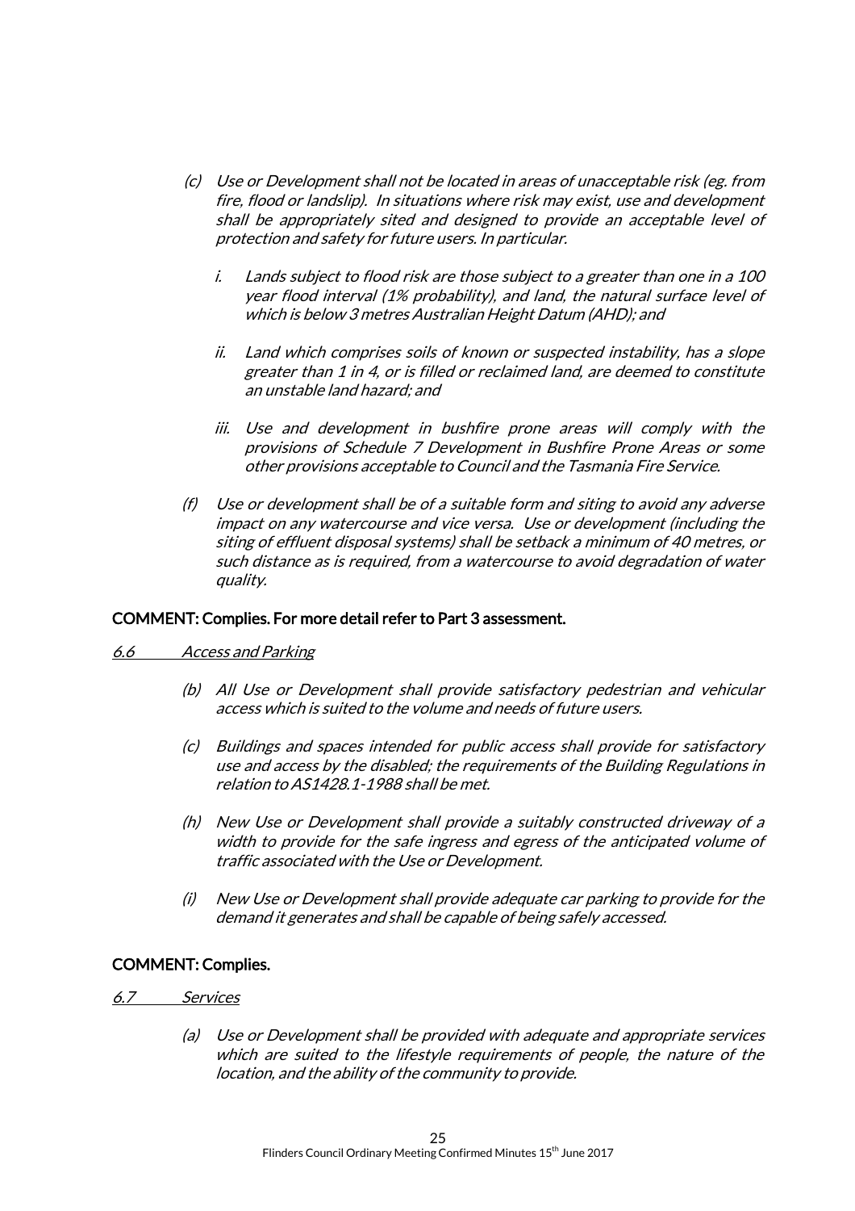*(c) Use or Development shall not be located in areas of unacceptable risk (eg. from fire, flood or landslip). In situations where risk may exist, use and development shall be appropriately sited and designed to provide an acceptable level of protection and safety for future users. In particular.*

*i. Lands subject to flood risk are those subject to a greater than one in a 100 year flood interval (1% probability), and land, the natural surface level of which is below 3 metres Australian Height Datum (AHD); and*

*ii. Land which comprises soils of known or suspected instability, has a slope greater than 1 in 4, or is filled or reclaimed land, are deemed to constitute an unstable land hazard; and*

*iii. Use and development in bushfire prone areas will comply with the provisions of Schedule 7 Development in Bushfire Prone Areas or some other provisions acceptable to Council and the Tasmania Fire Service.*

*(f) Use or development shall be of a suitable form and siting to avoid any adverse impact on any watercourse and vice versa. Use or development (including the siting of effluent disposal systems) shall be setback a minimum of 40 metres, or such distance as is required, from a watercourse to avoid degradation of water quality.*

**COMMENT: Complies. For more detail refer to Part 3 assessment.**

*6.6 Access and Parking*

*(b) All Use or Development shall provide satisfactory pedestrian and vehicular access which is suited to the volume and needs of future users.*

*(c) Buildings and spaces intended for public access shall provide for satisfactory use and access by the disabled; the requirements of the Building Regulations in relation to AS1428.1-1988 shall be met.*

*(h) New Use or Development shall provide a suitably constructed driveway of a width to provide for the safe ingress and egress of the anticipated volume of traffic associated with the Use or Development.*

*(i) New Use or Development shall provide adequate car parking to provide for the demand it generates and shall be capable of being safely accessed.*

**COMMENT: Complies.**

*6.7 Services*

*(a) Use or Development shall be provided with adequate and appropriate services which are suited to the lifestyle requirements of people, the nature of the location, and the ability of the community to provide.*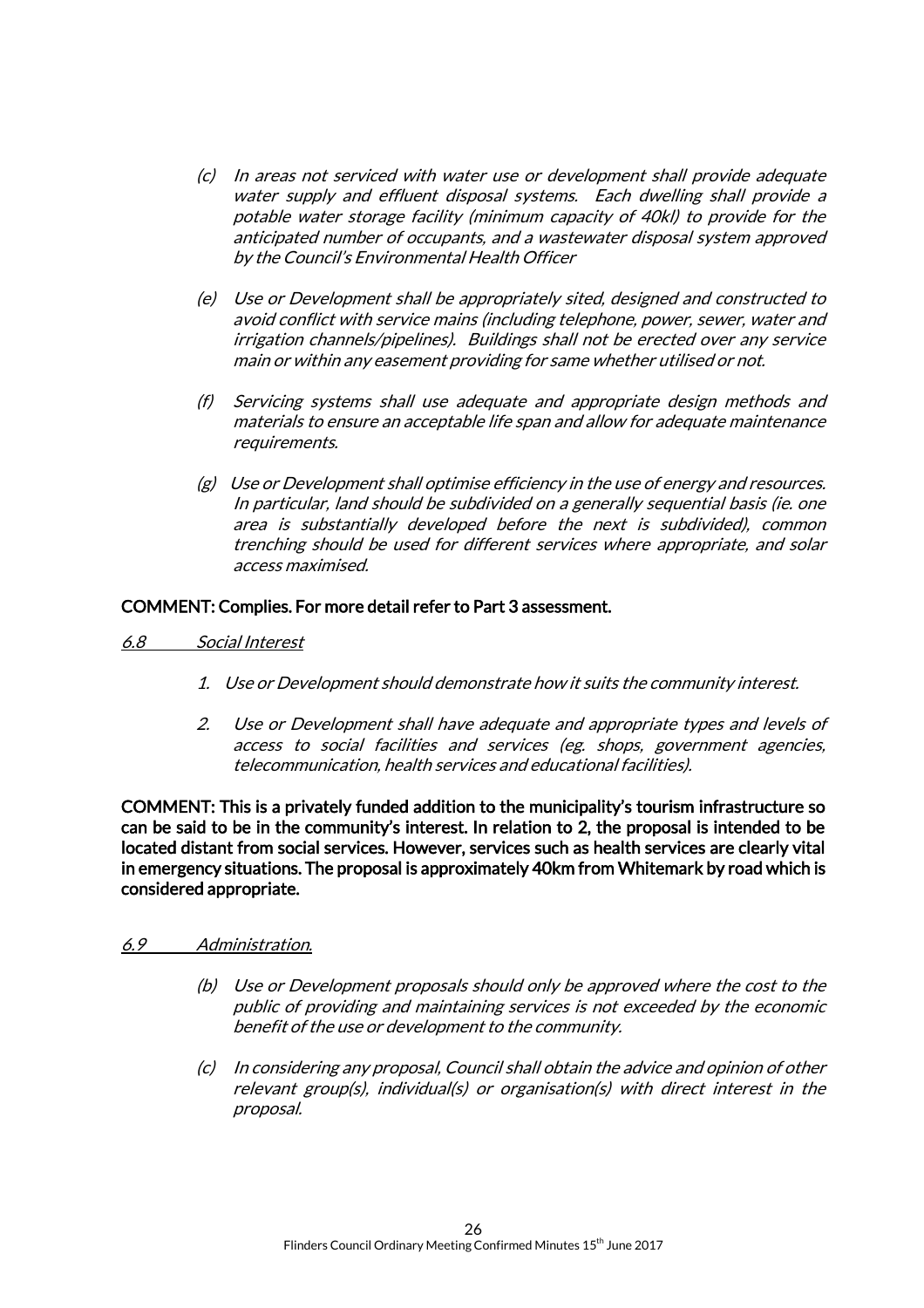*(c) In areas not serviced with water use or development shall provide adequate water supply and effluent disposal systems. Each dwelling shall provide a potable water storage facility (minimum capacity of 40kl) to provide for the anticipated number of occupants, and a wastewater disposal system approved by the Council's Environmental Health Officer*

*(e) Use or Development shall be appropriately sited, designed and constructed to avoid conflict with service mains (including telephone, power, sewer, water and irrigation channels/pipelines). Buildings shall not be erected over any service main or within any easement providing for same whether utilised or not.*

*(f) Servicing systems shall use adequate and appropriate design methods and materials to ensure an acceptable life span and allow for adequate maintenance requirements.*

*(g) Use or Development shall optimise efficiency in the use of energy and resources. In particular, land should be subdivided on a generally sequential basis (ie. one area is substantially developed before the next is subdivided), common trenching should be used for different services where appropriate, and solar access maximised.*

**COMMENT: Complies. For more detail refer to Part 3 assessment.**

*<u>6.8 Social Interest</u>*

*1. Use or Development should demonstrate how it suits the community interest.*

*2. Use or Development shall have adequate and appropriate types and levels of access to social facilities and services (eg. shops, government agencies, telecommunication, health services and educational facilities).*

**COMMENT: This is a privately funded addition to the municipality's tourism infrastructure so can be said to be in the community's interest. In relation to 2, the proposal is intended to be located distant from social services. However, services such as health services are clearly vital in emergency situations. The proposal is approximately 40km from Whitemark by road which is considered appropriate.**

*<u>6.9 Administration.</u>*

*(b) Use or Development proposals should only be approved where the cost to the public of providing and maintaining services is not exceeded by the economic benefit of the use or development to the community.*

*(c) In considering any proposal, Council shall obtain the advice and opinion of other relevant group(s), individual(s) or organisation(s) with direct interest in the proposal.*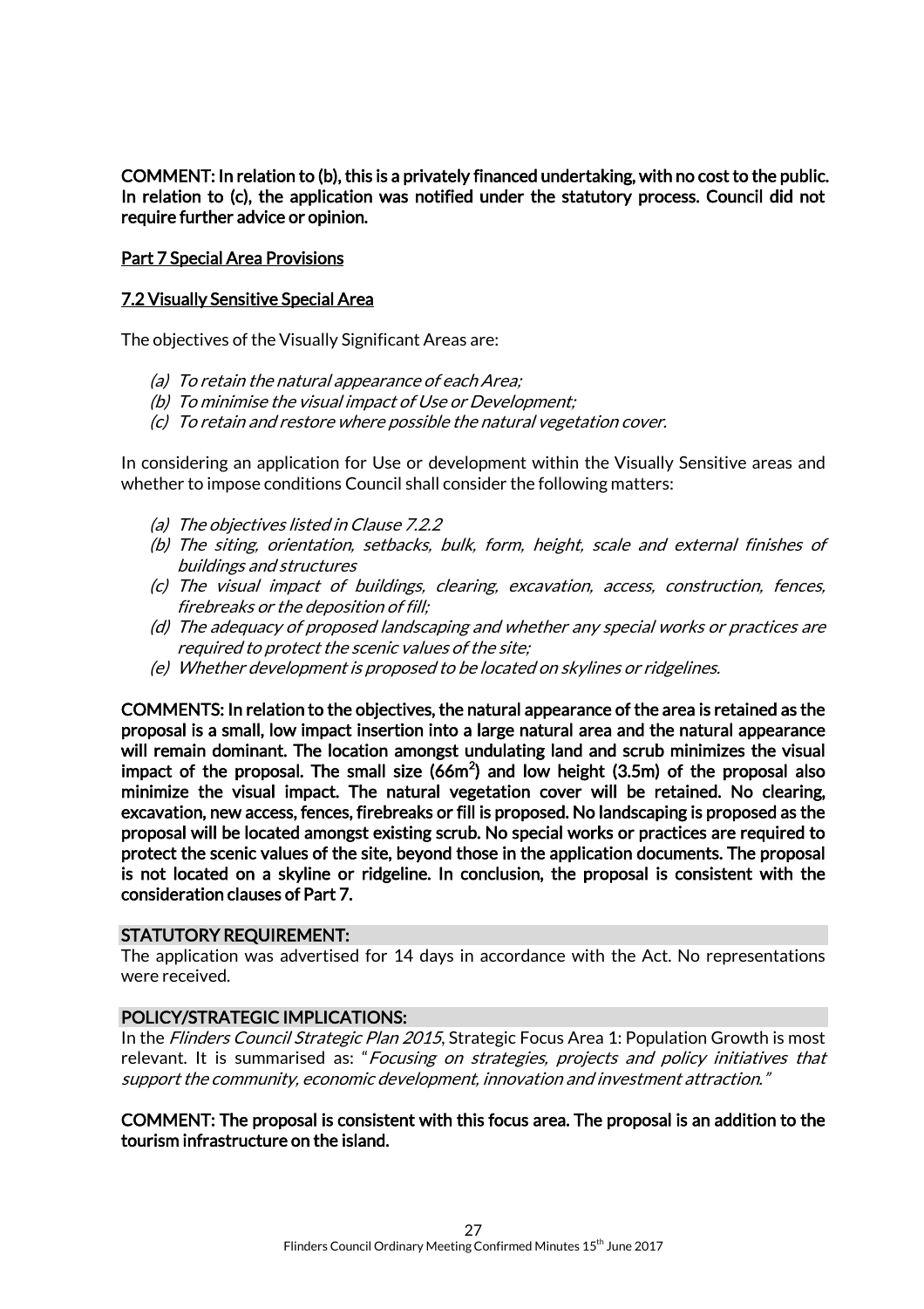**COMMENT: In relation to (b), this is a privately financed undertaking, with no cost to the public. In relation to (c), the application was notified under the statutory process. Council did not require further advice or opinion.**

**Part 7 Special Area Provisions**

**7.2 Visually Sensitive Special Area**

The objectives of the Visually Significant Areas are:

*(a) To retain the natural appearance of each Area;*
*(b) To minimise the visual impact of Use or Development;*
*(c) To retain and restore where possible the natural vegetation cover.*

In considering an application for Use or development within the Visually Sensitive areas and whether to impose conditions Council shall consider the following matters:

*(a) The objectives listed in Clause 7.2.2*
*(b) The siting, orientation, setbacks, bulk, form, height, scale and external finishes of buildings and structures*
*(c) The visual impact of buildings, clearing, excavation, access, construction, fences, firebreaks or the deposition of fill;*
*(d) The adequacy of proposed landscaping and whether any special works or practices are required to protect the scenic values of the site;*
*(e) Whether development is proposed to be located on skylines or ridgelines.*

**COMMENTS: In relation to the objectives, the natural appearance of the area is retained as the proposal is a small, low impact insertion into a large natural area and the natural appearance will remain dominant. The location amongst undulating land and scrub minimizes the visual impact of the proposal. The small size (66m$^2$) and low height (3.5m) of the proposal also minimize the visual impact. The natural vegetation cover will be retained. No clearing, excavation, new access, fences, firebreaks or fill is proposed. No landscaping is proposed as the proposal will be located amongst existing scrub. No special works or practices are required to protect the scenic values of the site, beyond those in the application documents. The proposal is not located on a skyline or ridgeline. In conclusion, the proposal is consistent with the consideration clauses of Part 7.**

## STATUTORY REQUIREMENT:

The application was advertised for 14 days in accordance with the Act. No representations were received.

## POLICY/STRATEGIC IMPLICATIONS:

In the *Flinders Council Strategic Plan 2015*, Strategic Focus Area 1: Population Growth is most relevant. It is summarised as: "*Focusing on strategies, projects and policy initiatives that support the community, economic development, innovation and investment attraction.*"

**COMMENT: The proposal is consistent with this focus area. The proposal is an addition to the tourism infrastructure on the island.**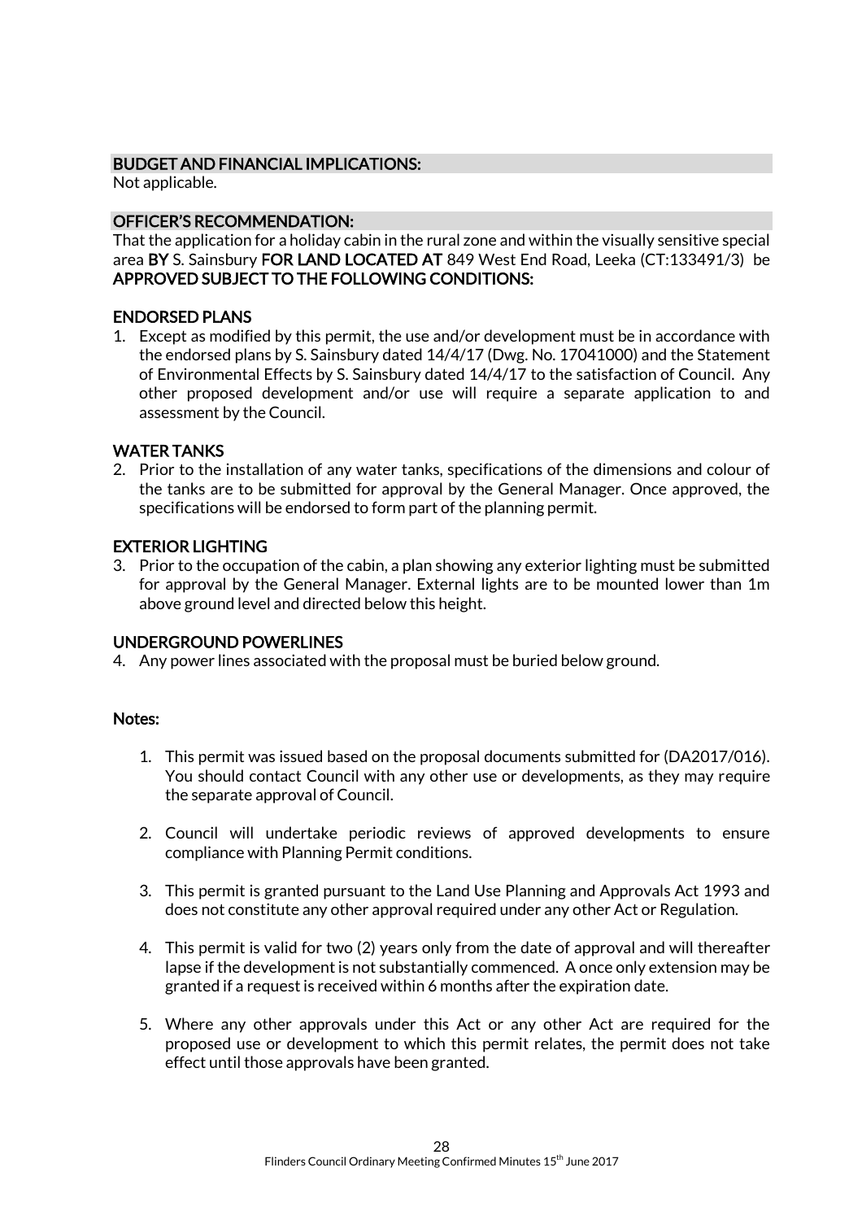## BUDGET AND FINANCIAL IMPLICATIONS:

Not applicable.

## OFFICER'S RECOMMENDATION:

That the application for a holiday cabin in the rural zone and within the visually sensitive special area **BY** S. Sainsbury **FOR LAND LOCATED AT** 849 West End Road, Leeka (CT:133491/3) be **APPROVED SUBJECT TO THE FOLLOWING CONDITIONS:**

### ENDORSED PLANS

1. Except as modified by this permit, the use and/or development must be in accordance with the endorsed plans by S. Sainsbury dated 14/4/17 (Dwg. No. 17041000) and the Statement of Environmental Effects by S. Sainsbury dated 14/4/17 to the satisfaction of Council. Any other proposed development and/or use will require a separate application to and assessment by the Council.

### WATER TANKS

2. Prior to the installation of any water tanks, specifications of the dimensions and colour of the tanks are to be submitted for approval by the General Manager. Once approved, the specifications will be endorsed to form part of the planning permit.

### EXTERIOR LIGHTING

3. Prior to the occupation of the cabin, a plan showing any exterior lighting must be submitted for approval by the General Manager. External lights are to be mounted lower than 1m above ground level and directed below this height.

### UNDERGROUND POWERLINES

4. Any power lines associated with the proposal must be buried below ground.

### Notes:

1. This permit was issued based on the proposal documents submitted for (DA2017/016). You should contact Council with any other use or developments, as they may require the separate approval of Council.

2. Council will undertake periodic reviews of approved developments to ensure compliance with Planning Permit conditions.

3. This permit is granted pursuant to the Land Use Planning and Approvals Act 1993 and does not constitute any other approval required under any other Act or Regulation.

4. This permit is valid for two (2) years only from the date of approval and will thereafter lapse if the development is not substantially commenced. A once only extension may be granted if a request is received within 6 months after the expiration date.

5. Where any other approvals under this Act or any other Act are required for the proposed use or development to which this permit relates, the permit does not take effect until those approvals have been granted.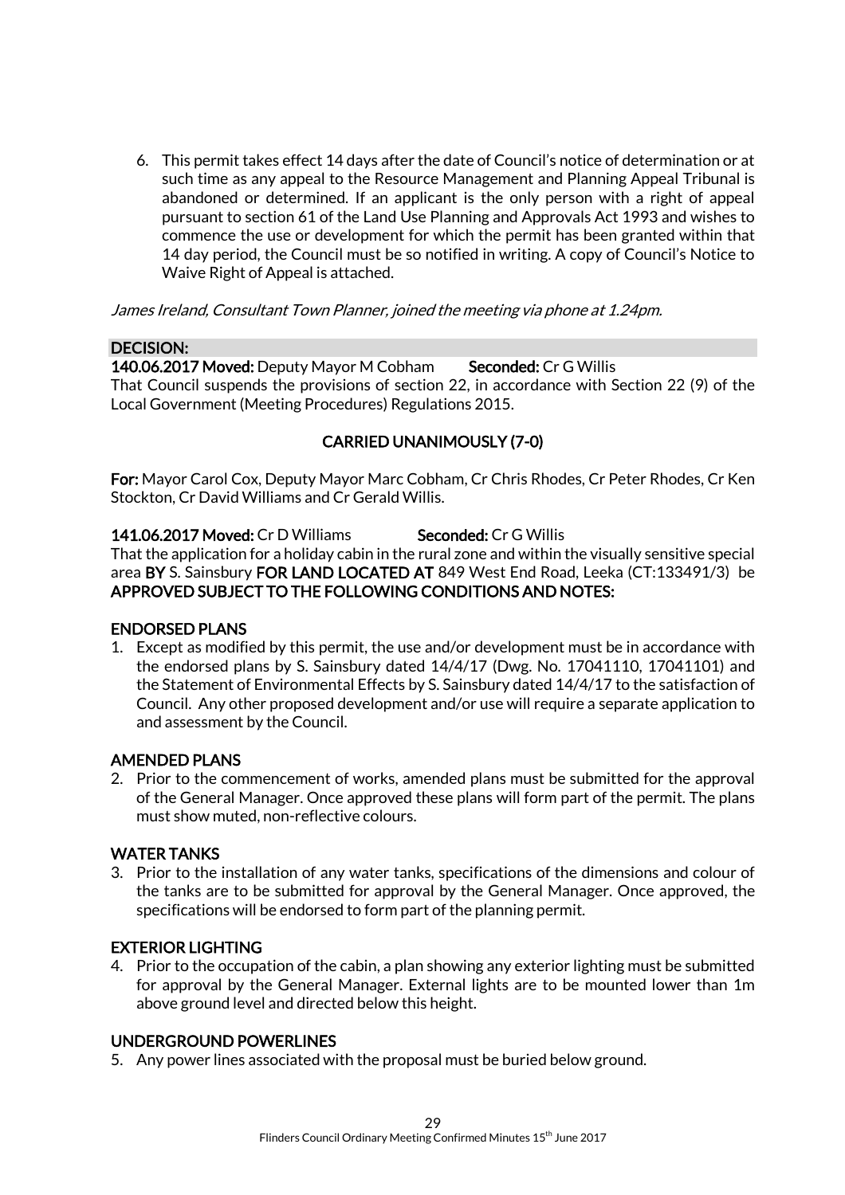6. This permit takes effect 14 days after the date of Council's notice of determination or at such time as any appeal to the Resource Management and Planning Appeal Tribunal is abandoned or determined. If an applicant is the only person with a right of appeal pursuant to section 61 of the Land Use Planning and Approvals Act 1993 and wishes to commence the use or development for which the permit has been granted within that 14 day period, the Council must be so notified in writing. A copy of Council's Notice to Waive Right of Appeal is attached.

*James Ireland, Consultant Town Planner, joined the meeting via phone at 1.24pm.*

**DECISION:**

**140.06.2017 Moved:** Deputy Mayor M Cobham **Seconded:** Cr G Willis

That Council suspends the provisions of section 22, in accordance with Section 22 (9) of the Local Government (Meeting Procedures) Regulations 2015.

**CARRIED UNANIMOUSLY (7-0)**

**For:** Mayor Carol Cox, Deputy Mayor Marc Cobham, Cr Chris Rhodes, Cr Peter Rhodes, Cr Ken Stockton, Cr David Williams and Cr Gerald Willis.

**141.06.2017 Moved:** Cr D Williams **Seconded:** Cr G Willis

That the application for a holiday cabin in the rural zone and within the visually sensitive special area **BY** S. Sainsbury **FOR LAND LOCATED AT** 849 West End Road, Leeka (CT:133491/3) be **APPROVED SUBJECT TO THE FOLLOWING CONDITIONS AND NOTES:**

**ENDORSED PLANS**

1. Except as modified by this permit, the use and/or development must be in accordance with the endorsed plans by S. Sainsbury dated 14/4/17 (Dwg. No. 17041110, 17041101) and the Statement of Environmental Effects by S. Sainsbury dated 14/4/17 to the satisfaction of Council. Any other proposed development and/or use will require a separate application to and assessment by the Council.

**AMENDED PLANS**

2. Prior to the commencement of works, amended plans must be submitted for the approval of the General Manager. Once approved these plans will form part of the permit. The plans must show muted, non-reflective colours.

**WATER TANKS**

3. Prior to the installation of any water tanks, specifications of the dimensions and colour of the tanks are to be submitted for approval by the General Manager. Once approved, the specifications will be endorsed to form part of the planning permit.

**EXTERIOR LIGHTING**

4. Prior to the occupation of the cabin, a plan showing any exterior lighting must be submitted for approval by the General Manager. External lights are to be mounted lower than 1m above ground level and directed below this height.

**UNDERGROUND POWERLINES**

5. Any power lines associated with the proposal must be buried below ground.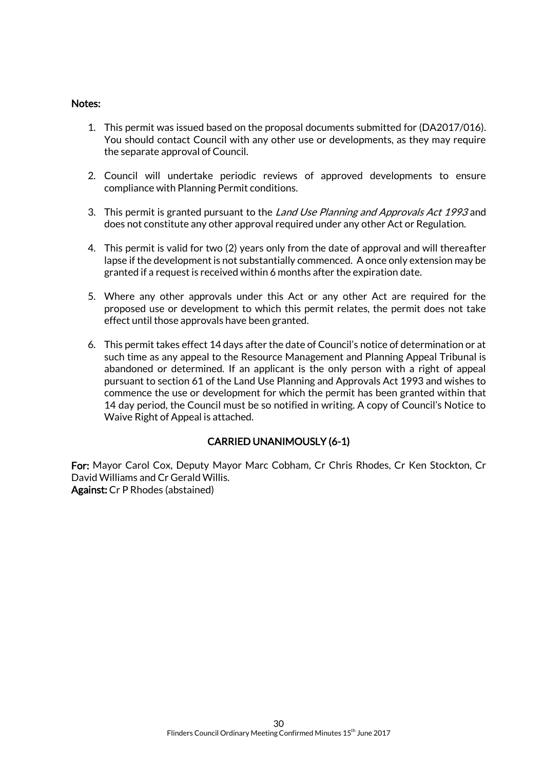**Notes:**

1. This permit was issued based on the proposal documents submitted for (DA2017/016). You should contact Council with any other use or developments, as they may require the separate approval of Council.

2. Council will undertake periodic reviews of approved developments to ensure compliance with Planning Permit conditions.

3. This permit is granted pursuant to the *Land Use Planning and Approvals Act 1993* and does not constitute any other approval required under any other Act or Regulation.

4. This permit is valid for two (2) years only from the date of approval and will thereafter lapse if the development is not substantially commenced. A once only extension may be granted if a request is received within 6 months after the expiration date.

5. Where any other approvals under this Act or any other Act are required for the proposed use or development to which this permit relates, the permit does not take effect until those approvals have been granted.

6. This permit takes effect 14 days after the date of Council's notice of determination or at such time as any appeal to the Resource Management and Planning Appeal Tribunal is abandoned or determined. If an applicant is the only person with a right of appeal pursuant to section 61 of the Land Use Planning and Approvals Act 1993 and wishes to commence the use or development for which the permit has been granted within that 14 day period, the Council must be so notified in writing. A copy of Council's Notice to Waive Right of Appeal is attached.

**CARRIED UNANIMOUSLY (6-1)**

**For:** Mayor Carol Cox, Deputy Mayor Marc Cobham, Cr Chris Rhodes, Cr Ken Stockton, Cr David Williams and Cr Gerald Willis.
**Against:** Cr P Rhodes (abstained)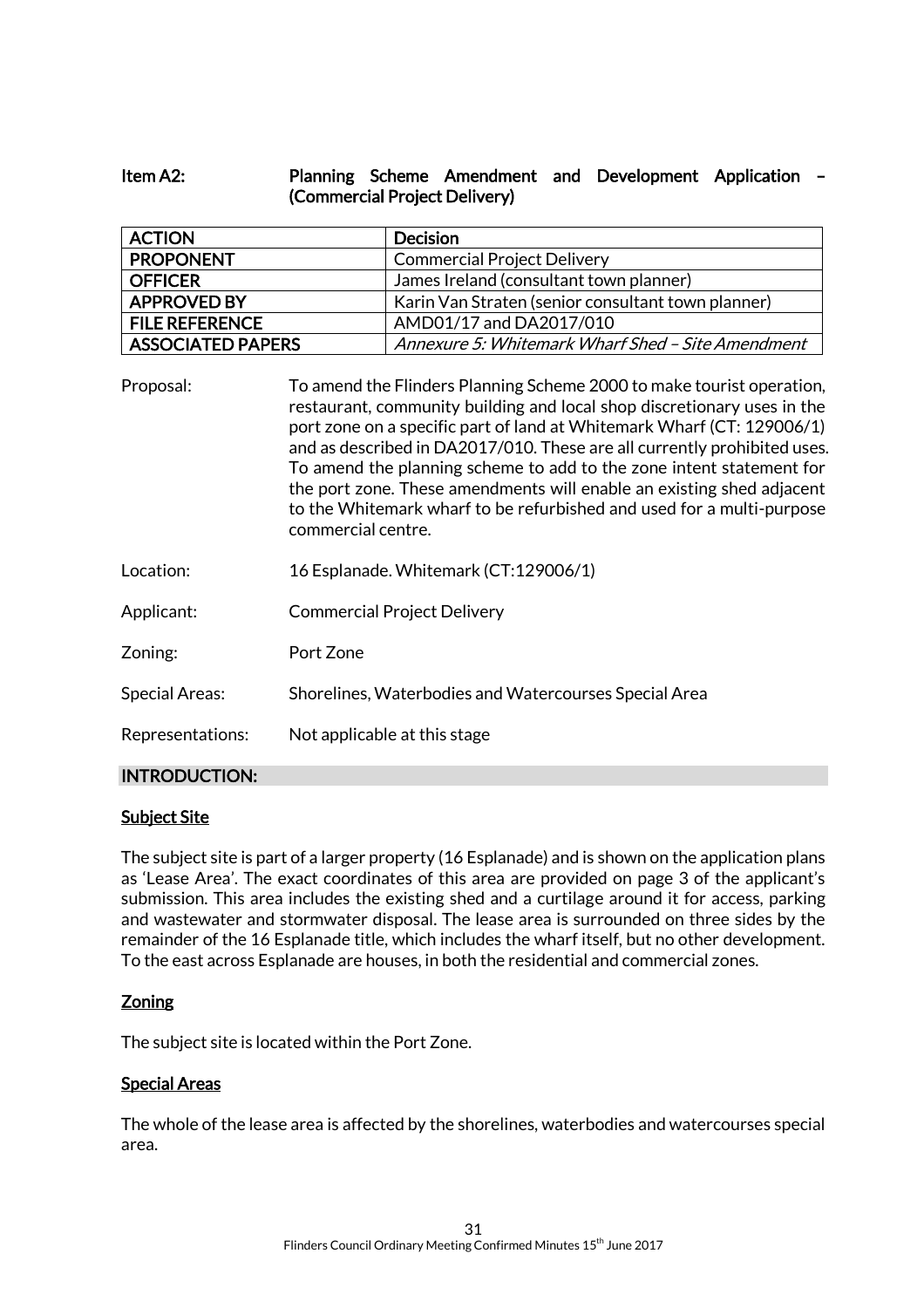### Item A2: Planning Scheme Amendment and Development Application – (Commercial Project Delivery)

| | |
|---|---|
| **ACTION** | **Decision** |
| **PROPONENT** | Commercial Project Delivery |
| **OFFICER** | James Ireland (consultant town planner) |
| **APPROVED BY** | Karin Van Straten (senior consultant town planner) |
| **FILE REFERENCE** | AMD01/17 and DA2017/010 |
| **ASSOCIATED PAPERS** | *Annexure 5: Whitemark Wharf Shed – Site Amendment* |

Proposal: To amend the Flinders Planning Scheme 2000 to make tourist operation, restaurant, community building and local shop discretionary uses in the port zone on a specific part of land at Whitemark Wharf (CT: 129006/1) and as described in DA2017/010. These are all currently prohibited uses. To amend the planning scheme to add to the zone intent statement for the port zone. These amendments will enable an existing shed adjacent to the Whitemark wharf to be refurbished and used for a multi-purpose commercial centre.

Location: 16 Esplanade. Whitemark (CT:129006/1)

Applicant: Commercial Project Delivery

Zoning: Port Zone

Special Areas: Shorelines, Waterbodies and Watercourses Special Area

Representations: Not applicable at this stage

## INTRODUCTION:

**Subject Site**

The subject site is part of a larger property (16 Esplanade) and is shown on the application plans as 'Lease Area'. The exact coordinates of this area are provided on page 3 of the applicant's submission. This area includes the existing shed and a curtilage around it for access, parking and wastewater and stormwater disposal. The lease area is surrounded on three sides by the remainder of the 16 Esplanade title, which includes the wharf itself, but no other development. To the east across Esplanade are houses, in both the residential and commercial zones.

**Zoning**

The subject site is located within the Port Zone.

**Special Areas**

The whole of the lease area is affected by the shorelines, waterbodies and watercourses special area.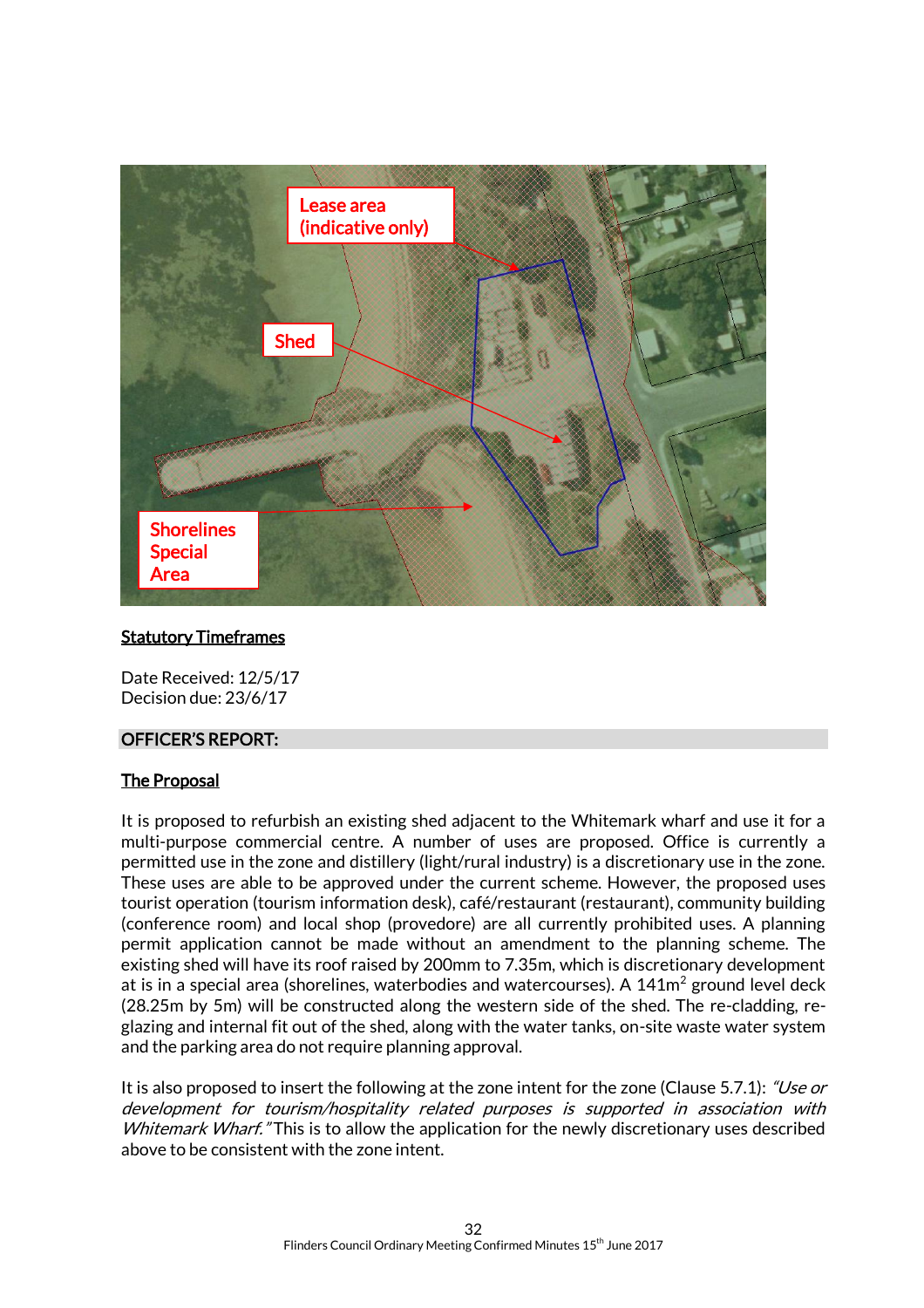Lease area (indicative only)

Shed

Shorelines Special Area

**Statutory Timeframes**

Date Received: 12/5/17
Decision due: 23/6/17

**OFFICER'S REPORT:**

**The Proposal**

It is proposed to refurbish an existing shed adjacent to the Whitemark wharf and use it for a multi-purpose commercial centre. A number of uses are proposed. Office is currently a permitted use in the zone and distillery (light/rural industry) is a discretionary use in the zone. These uses are able to be approved under the current scheme. However, the proposed uses tourist operation (tourism information desk), café/restaurant (restaurant), community building (conference room) and local shop (provedore) are all currently prohibited uses. A planning permit application cannot be made without an amendment to the planning scheme. The existing shed will have its roof raised by 200mm to 7.35m, which is discretionary development at is in a special area (shorelines, waterbodies and watercourses). A 141m$^2$ ground level deck (28.25m by 5m) will be constructed along the western side of the shed. The re-cladding, re-glazing and internal fit out of the shed, along with the water tanks, on-site waste water system and the parking area do not require planning approval.

It is also proposed to insert the following at the zone intent for the zone (Clause 5.7.1): *"Use or development for tourism/hospitality related purposes is supported in association with Whitemark Wharf."* This is to allow the application for the newly discretionary uses described above to be consistent with the zone intent.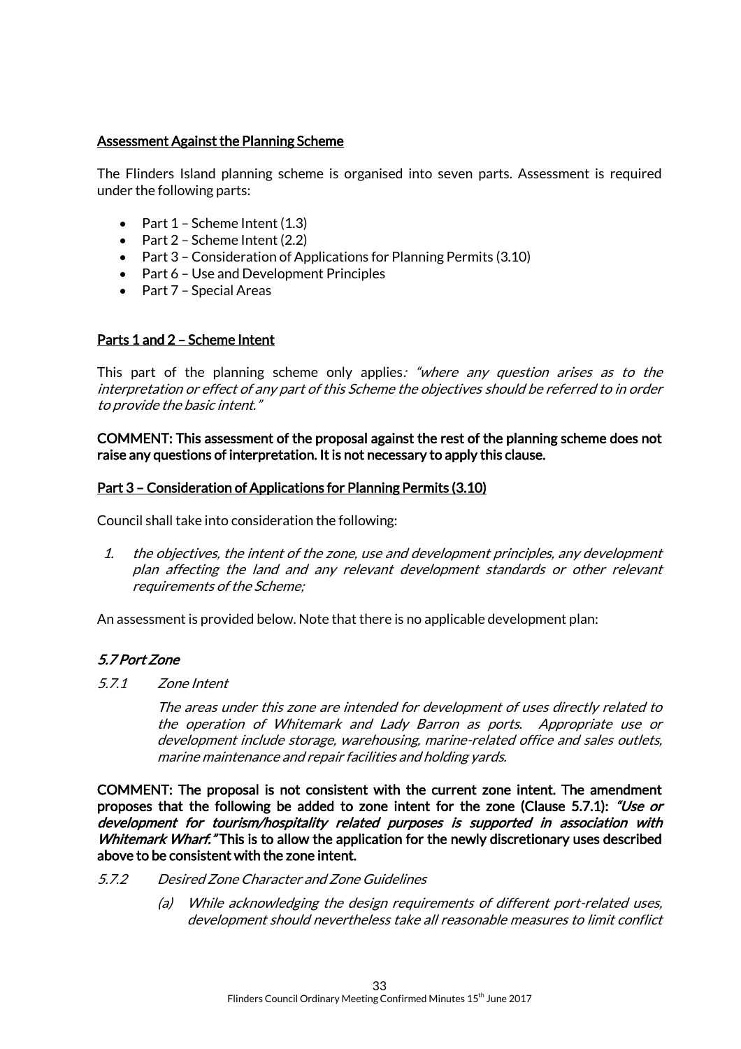<u>**Assessment Against the Planning Scheme**</u>

The Flinders Island planning scheme is organised into seven parts. Assessment is required under the following parts:

- Part 1 – Scheme Intent (1.3)
- Part 2 – Scheme Intent (2.2)
- Part 3 – Consideration of Applications for Planning Permits (3.10)
- Part 6 – Use and Development Principles
- Part 7 – Special Areas

<u>**Parts 1 and 2 – Scheme Intent**</u>

This part of the planning scheme only applies*: "where any question arises as to the interpretation or effect of any part of this Scheme the objectives should be referred to in order to provide the basic intent."*

**COMMENT: This assessment of the proposal against the rest of the planning scheme does not raise any questions of interpretation. It is not necessary to apply this clause.**

<u>**Part 3 – Consideration of Applications for Planning Permits (3.10)**</u>

Council shall take into consideration the following:

1. *the objectives, the intent of the zone, use and development principles, any development plan affecting the land and any relevant development standards or other relevant requirements of the Scheme;*

An assessment is provided below. Note that there is no applicable development plan:

***5.7 Port Zone***

*5.7.1 Zone Intent*

*The areas under this zone are intended for development of uses directly related to the operation of Whitemark and Lady Barron as ports. Appropriate use or development include storage, warehousing, marine-related office and sales outlets, marine maintenance and repair facilities and holding yards.*

**COMMENT: The proposal is not consistent with the current zone intent. The amendment proposes that the following be added to zone intent for the zone (Clause 5.7.1): *"Use or development for tourism/hospitality related purposes is supported in association with Whitemark Wharf."* This is to allow the application for the newly discretionary uses described above to be consistent with the zone intent.**

*5.7.2 Desired Zone Character and Zone Guidelines*

*(a) While acknowledging the design requirements of different port-related uses, development should nevertheless take all reasonable measures to limit conflict*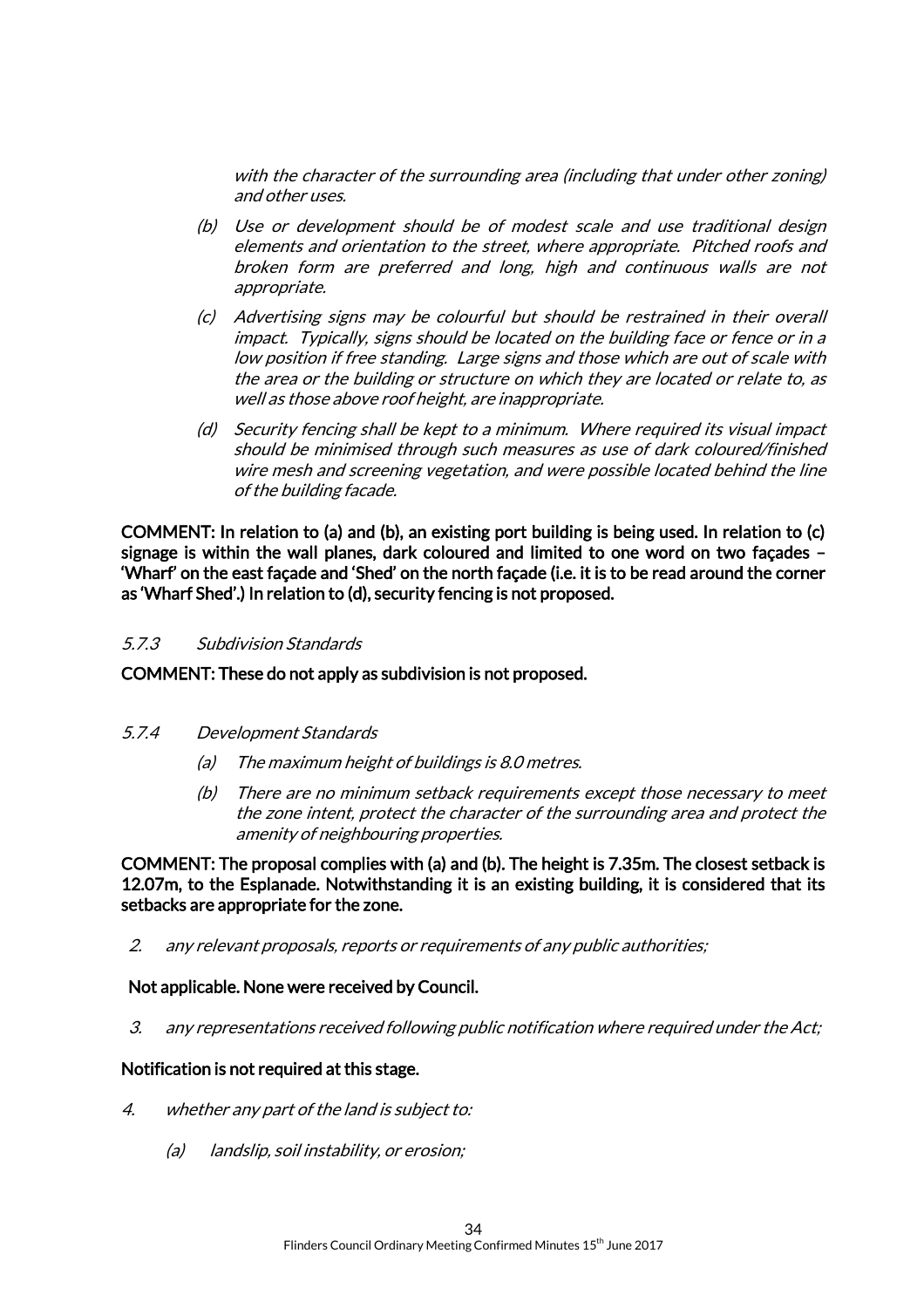*with the character of the surrounding area (including that under other zoning) and other uses.*

*(b) Use or development should be of modest scale and use traditional design elements and orientation to the street, where appropriate. Pitched roofs and broken form are preferred and long, high and continuous walls are not appropriate.*

*(c) Advertising signs may be colourful but should be restrained in their overall impact. Typically, signs should be located on the building face or fence or in a low position if free standing. Large signs and those which are out of scale with the area or the building or structure on which they are located or relate to, as well as those above roof height, are inappropriate.*

*(d) Security fencing shall be kept to a minimum. Where required its visual impact should be minimised through such measures as use of dark coloured/finished wire mesh and screening vegetation, and were possible located behind the line of the building facade.*

**COMMENT: In relation to (a) and (b), an existing port building is being used. In relation to (c) signage is within the wall planes, dark coloured and limited to one word on two façades – 'Wharf' on the east façade and 'Shed' on the north façade (i.e. it is to be read around the corner as 'Wharf Shed'.) In relation to (d), security fencing is not proposed.**

*5.7.3 Subdivision Standards*

**COMMENT: These do not apply as subdivision is not proposed.**

*5.7.4 Development Standards*

*(a) The maximum height of buildings is 8.0 metres.*

*(b) There are no minimum setback requirements except those necessary to meet the zone intent, protect the character of the surrounding area and protect the amenity of neighbouring properties.*

**COMMENT: The proposal complies with (a) and (b). The height is 7.35m. The closest setback is 12.07m, to the Esplanade. Notwithstanding it is an existing building, it is considered that its setbacks are appropriate for the zone.**

*2. any relevant proposals, reports or requirements of any public authorities;*

**Not applicable. None were received by Council.**

*3. any representations received following public notification where required under the Act;*

**Notification is not required at this stage.**

*4. whether any part of the land is subject to:*

*(a) landslip, soil instability, or erosion;*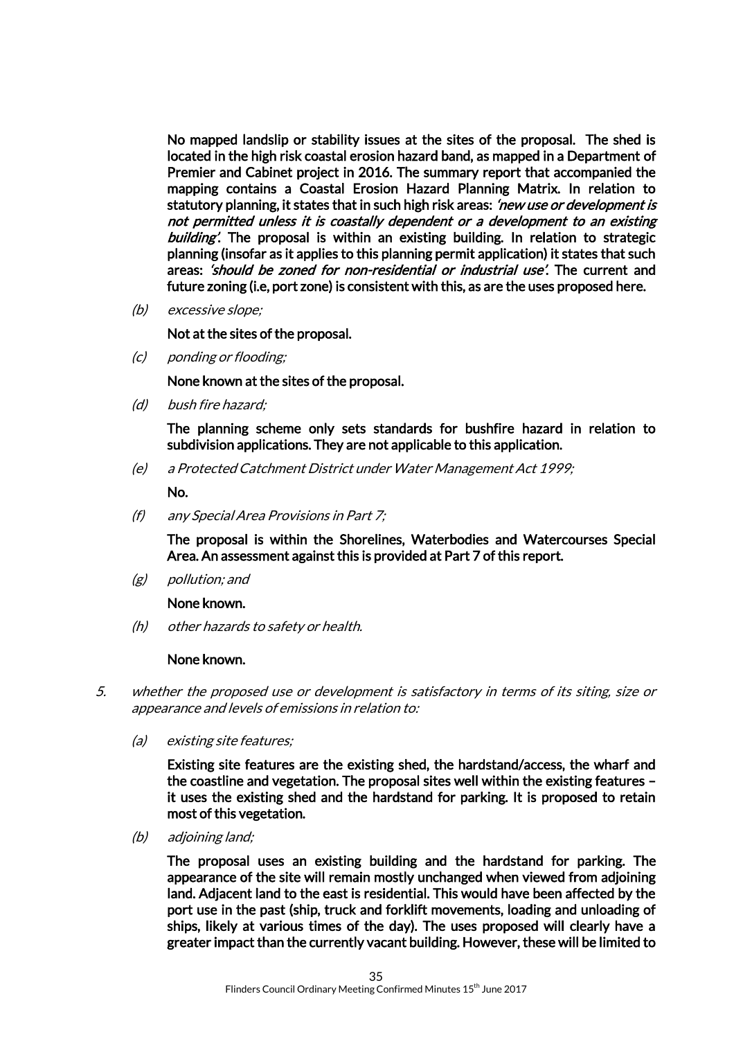**No mapped landslip or stability issues at the sites of the proposal. The shed is located in the high risk coastal erosion hazard band, as mapped in a Department of Premier and Cabinet project in 2016. The summary report that accompanied the mapping contains a Coastal Erosion Hazard Planning Matrix. In relation to statutory planning, it states that in such high risk areas: *'new use or development is not permitted unless it is coastally dependent or a development to an existing building'*. The proposal is within an existing building. In relation to strategic planning (insofar as it applies to this planning permit application) it states that such areas: *'should be zoned for non-residential or industrial use'*. The current and future zoning (i.e, port zone) is consistent with this, as are the uses proposed here.**

(b) *excessive slope;*

**Not at the sites of the proposal.**

(c) *ponding or flooding;*

**None known at the sites of the proposal.**

(d) *bush fire hazard;*

**The planning scheme only sets standards for bushfire hazard in relation to subdivision applications. They are not applicable to this application.**

(e) *a Protected Catchment District under Water Management Act 1999;*

**No.**

(f) *any Special Area Provisions in Part 7;*

**The proposal is within the Shorelines, Waterbodies and Watercourses Special Area. An assessment against this is provided at Part 7 of this report.**

(g) *pollution; and*

**None known.**

(h) *other hazards to safety or health.*

**None known.**

5. *whether the proposed use or development is satisfactory in terms of its siting, size or appearance and levels of emissions in relation to:*

(a) *existing site features;*

**Existing site features are the existing shed, the hardstand/access, the wharf and the coastline and vegetation. The proposal sites well within the existing features – it uses the existing shed and the hardstand for parking. It is proposed to retain most of this vegetation.**

(b) *adjoining land;*

**The proposal uses an existing building and the hardstand for parking. The appearance of the site will remain mostly unchanged when viewed from adjoining land. Adjacent land to the east is residential. This would have been affected by the port use in the past (ship, truck and forklift movements, loading and unloading of ships, likely at various times of the day). The uses proposed will clearly have a greater impact than the currently vacant building. However, these will be limited to**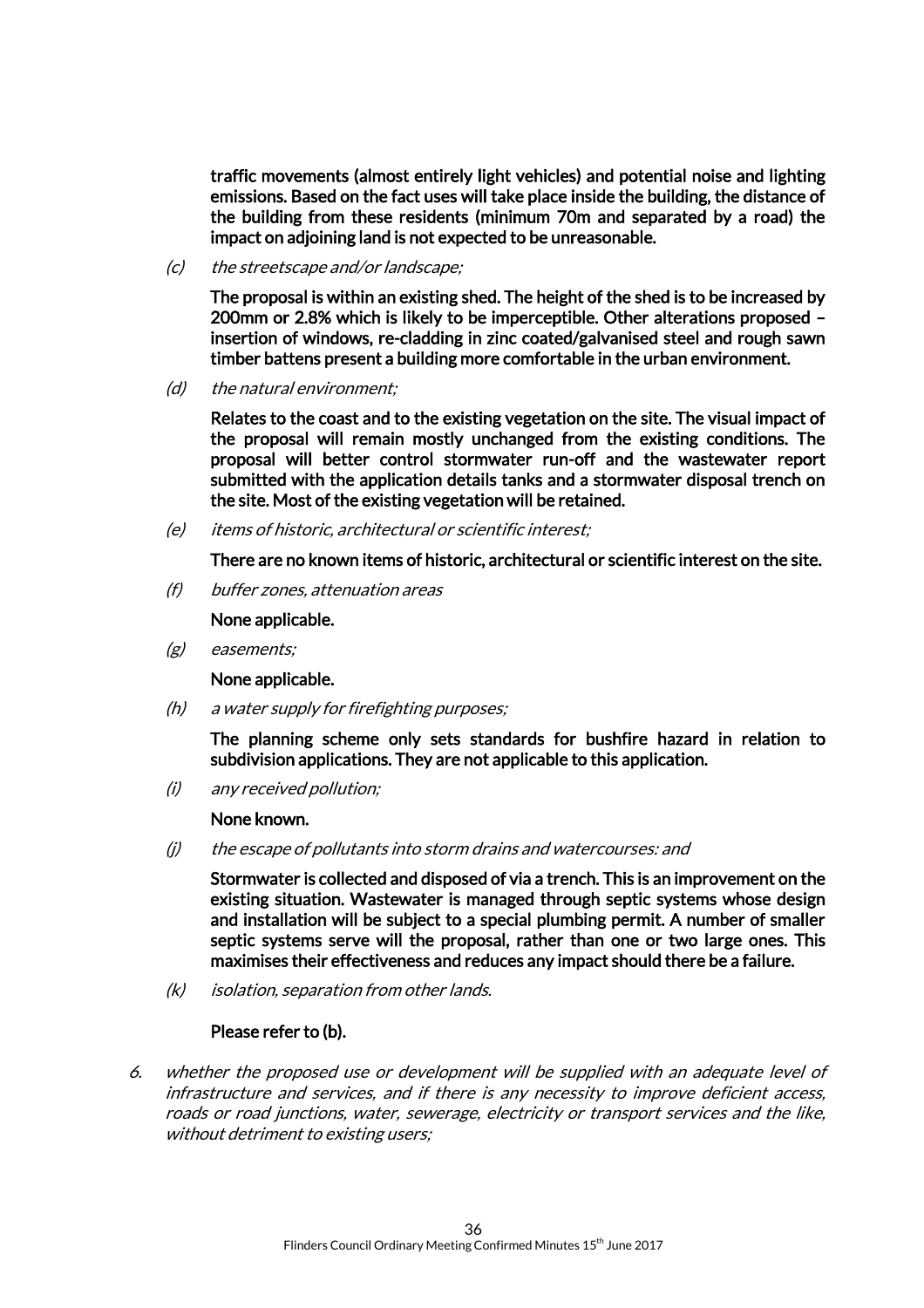**traffic movements (almost entirely light vehicles) and potential noise and lighting emissions. Based on the fact uses will take place inside the building, the distance of the building from these residents (minimum 70m and separated by a road) the impact on adjoining land is not expected to be unreasonable.**

(c) *the streetscape and/or landscape;*

**The proposal is within an existing shed. The height of the shed is to be increased by 200mm or 2.8% which is likely to be imperceptible. Other alterations proposed – insertion of windows, re-cladding in zinc coated/galvanised steel and rough sawn timber battens present a building more comfortable in the urban environment.**

(d) *the natural environment;*

**Relates to the coast and to the existing vegetation on the site. The visual impact of the proposal will remain mostly unchanged from the existing conditions. The proposal will better control stormwater run-off and the wastewater report submitted with the application details tanks and a stormwater disposal trench on the site. Most of the existing vegetation will be retained.**

(e) *items of historic, architectural or scientific interest;*

**There are no known items of historic, architectural or scientific interest on the site.**

(f) *buffer zones, attenuation areas*

**None applicable.**

(g) *easements;*

**None applicable.**

(h) *a water supply for firefighting purposes;*

**The planning scheme only sets standards for bushfire hazard in relation to subdivision applications. They are not applicable to this application.**

(i) *any received pollution;*

**None known.**

(j) *the escape of pollutants into storm drains and watercourses: and*

**Stormwater is collected and disposed of via a trench. This is an improvement on the existing situation. Wastewater is managed through septic systems whose design and installation will be subject to a special plumbing permit. A number of smaller septic systems serve will the proposal, rather than one or two large ones. This maximises their effectiveness and reduces any impact should there be a failure.**

(k) *isolation, separation from other lands.*

**Please refer to (b).**

6. *whether the proposed use or development will be supplied with an adequate level of infrastructure and services, and if there is any necessity to improve deficient access, roads or road junctions, water, sewerage, electricity or transport services and the like, without detriment to existing users;*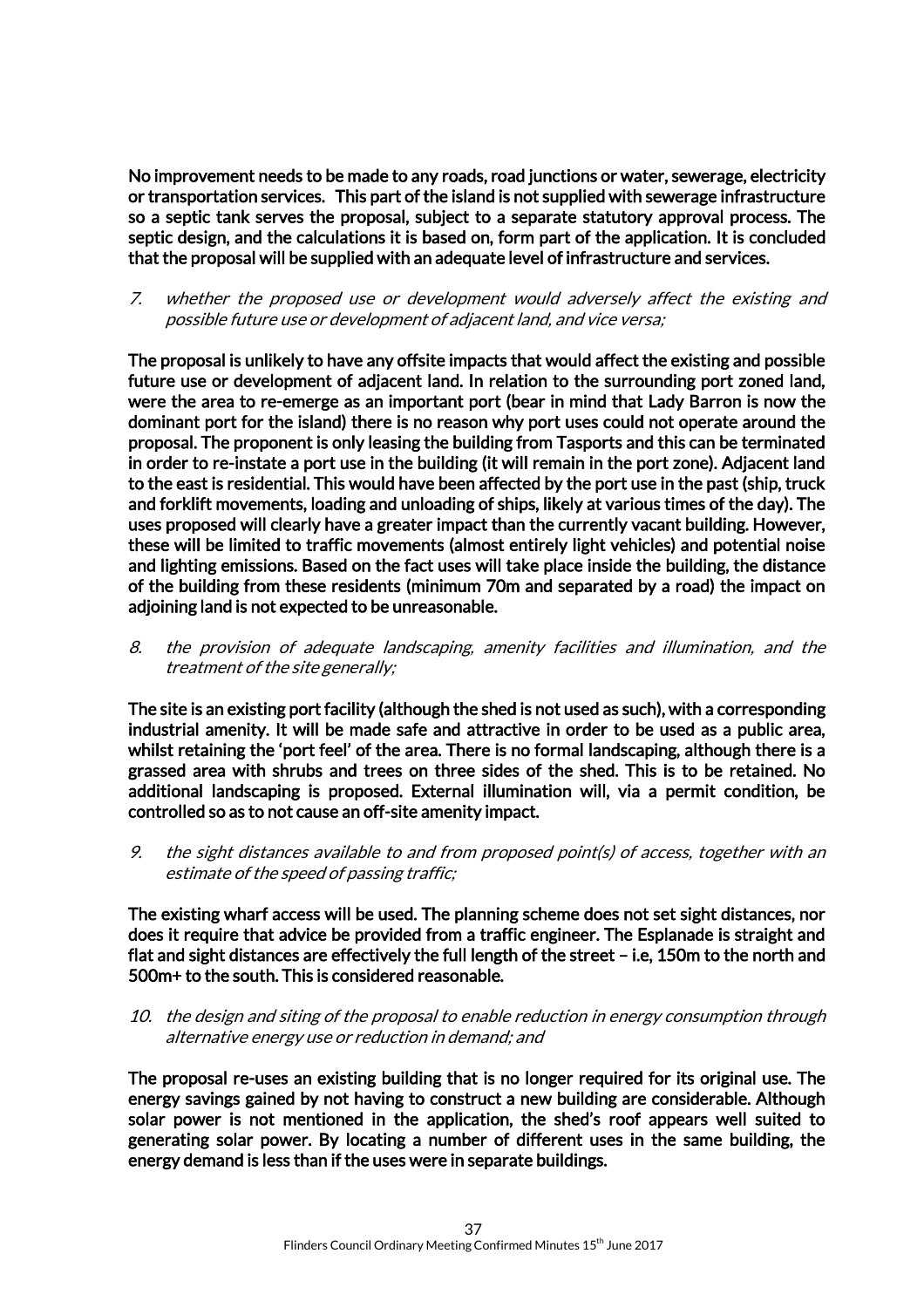**No improvement needs to be made to any roads, road junctions or water, sewerage, electricity or transportation services. This part of the island is not supplied with sewerage infrastructure so a septic tank serves the proposal, subject to a separate statutory approval process. The septic design, and the calculations it is based on, form part of the application. It is concluded that the proposal will be supplied with an adequate level of infrastructure and services.**

7. *whether the proposed use or development would adversely affect the existing and possible future use or development of adjacent land, and vice versa;*

**The proposal is unlikely to have any offsite impacts that would affect the existing and possible future use or development of adjacent land. In relation to the surrounding port zoned land, were the area to re-emerge as an important port (bear in mind that Lady Barron is now the dominant port for the island) there is no reason why port uses could not operate around the proposal. The proponent is only leasing the building from Tasports and this can be terminated in order to re-instate a port use in the building (it will remain in the port zone). Adjacent land to the east is residential. This would have been affected by the port use in the past (ship, truck and forklift movements, loading and unloading of ships, likely at various times of the day). The uses proposed will clearly have a greater impact than the currently vacant building. However, these will be limited to traffic movements (almost entirely light vehicles) and potential noise and lighting emissions. Based on the fact uses will take place inside the building, the distance of the building from these residents (minimum 70m and separated by a road) the impact on adjoining land is not expected to be unreasonable.**

8. *the provision of adequate landscaping, amenity facilities and illumination, and the treatment of the site generally;*

**The site is an existing port facility (although the shed is not used as such), with a corresponding industrial amenity. It will be made safe and attractive in order to be used as a public area, whilst retaining the 'port feel' of the area. There is no formal landscaping, although there is a grassed area with shrubs and trees on three sides of the shed. This is to be retained. No additional landscaping is proposed. External illumination will, via a permit condition, be controlled so as to not cause an off-site amenity impact.**

9. *the sight distances available to and from proposed point(s) of access, together with an estimate of the speed of passing traffic;*

**The existing wharf access will be used. The planning scheme does not set sight distances, nor does it require that advice be provided from a traffic engineer. The Esplanade is straight and flat and sight distances are effectively the full length of the street – i.e, 150m to the north and 500m+ to the south. This is considered reasonable.**

10. *the design and siting of the proposal to enable reduction in energy consumption through alternative energy use or reduction in demand; and*

**The proposal re-uses an existing building that is no longer required for its original use. The energy savings gained by not having to construct a new building are considerable. Although solar power is not mentioned in the application, the shed's roof appears well suited to generating solar power. By locating a number of different uses in the same building, the energy demand is less than if the uses were in separate buildings.**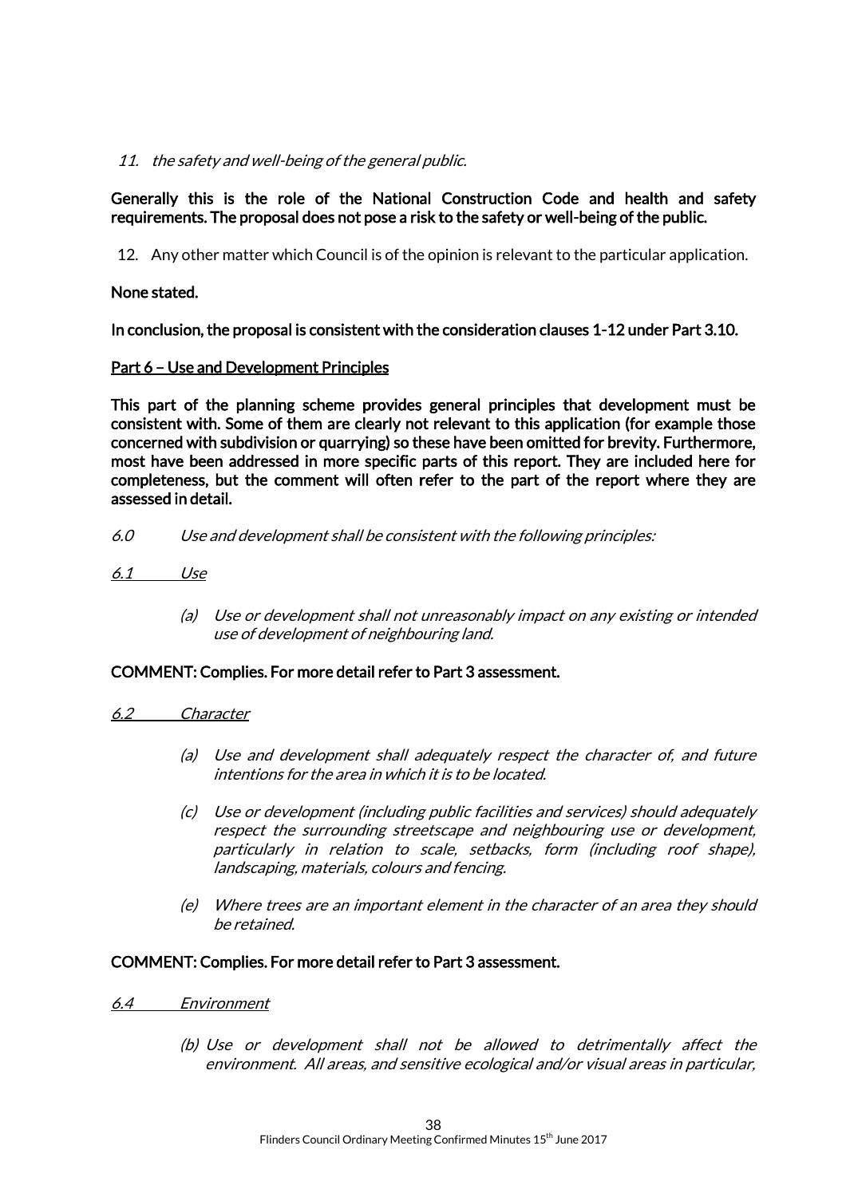*11. the safety and well-being of the general public.*

**Generally this is the role of the National Construction Code and health and safety requirements. The proposal does not pose a risk to the safety or well-being of the public.**

12. Any other matter which Council is of the opinion is relevant to the particular application.

**None stated.**

**In conclusion, the proposal is consistent with the consideration clauses 1-12 under Part 3.10.**

**<u>Part 6 – Use and Development Principles</u>**

**This part of the planning scheme provides general principles that development must be consistent with. Some of them are clearly not relevant to this application (for example those concerned with subdivision or quarrying) so these have been omitted for brevity. Furthermore, most have been addressed in more specific parts of this report. They are included here for completeness, but the comment will often refer to the part of the report where they are assessed in detail.**

*6.0 Use and development shall be consistent with the following principles:*

*<u>6.1 Use</u>*

*(a) Use or development shall not unreasonably impact on any existing or intended use of development of neighbouring land.*

**COMMENT: Complies. For more detail refer to Part 3 assessment.**

*<u>6.2 Character</u>*

*(a) Use and development shall adequately respect the character of, and future intentions for the area in which it is to be located.*

*(c) Use or development (including public facilities and services) should adequately respect the surrounding streetscape and neighbouring use or development, particularly in relation to scale, setbacks, form (including roof shape), landscaping, materials, colours and fencing.*

*(e) Where trees are an important element in the character of an area they should be retained.*

**COMMENT: Complies. For more detail refer to Part 3 assessment.**

*<u>6.4 Environment</u>*

*(b) Use or development shall not be allowed to detrimentally affect the environment. All areas, and sensitive ecological and/or visual areas in particular,*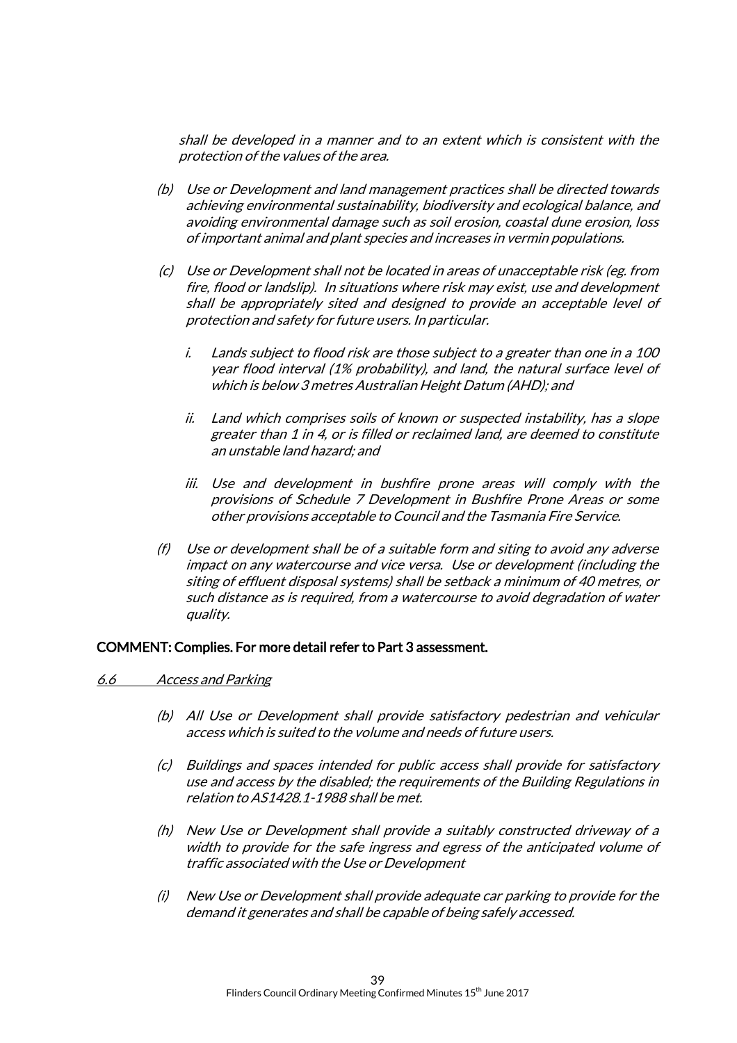*shall be developed in a manner and to an extent which is consistent with the protection of the values of the area.*

*(b) Use or Development and land management practices shall be directed towards achieving environmental sustainability, biodiversity and ecological balance, and avoiding environmental damage such as soil erosion, coastal dune erosion, loss of important animal and plant species and increases in vermin populations.*

*(c) Use or Development shall not be located in areas of unacceptable risk (eg. from fire, flood or landslip). In situations where risk may exist, use and development shall be appropriately sited and designed to provide an acceptable level of protection and safety for future users. In particular.*

*i. Lands subject to flood risk are those subject to a greater than one in a 100 year flood interval (1% probability), and land, the natural surface level of which is below 3 metres Australian Height Datum (AHD); and*

*ii. Land which comprises soils of known or suspected instability, has a slope greater than 1 in 4, or is filled or reclaimed land, are deemed to constitute an unstable land hazard; and*

*iii. Use and development in bushfire prone areas will comply with the provisions of Schedule 7 Development in Bushfire Prone Areas or some other provisions acceptable to Council and the Tasmania Fire Service.*

*(f) Use or development shall be of a suitable form and siting to avoid any adverse impact on any watercourse and vice versa. Use or development (including the siting of effluent disposal systems) shall be setback a minimum of 40 metres, or such distance as is required, from a watercourse to avoid degradation of water quality.*

**COMMENT: Complies. For more detail refer to Part 3 assessment.**

*6.6 Access and Parking*

*(b) All Use or Development shall provide satisfactory pedestrian and vehicular access which is suited to the volume and needs of future users.*

*(c) Buildings and spaces intended for public access shall provide for satisfactory use and access by the disabled; the requirements of the Building Regulations in relation to AS1428.1-1988 shall be met.*

*(h) New Use or Development shall provide a suitably constructed driveway of a width to provide for the safe ingress and egress of the anticipated volume of traffic associated with the Use or Development*

*(i) New Use or Development shall provide adequate car parking to provide for the demand it generates and shall be capable of being safely accessed.*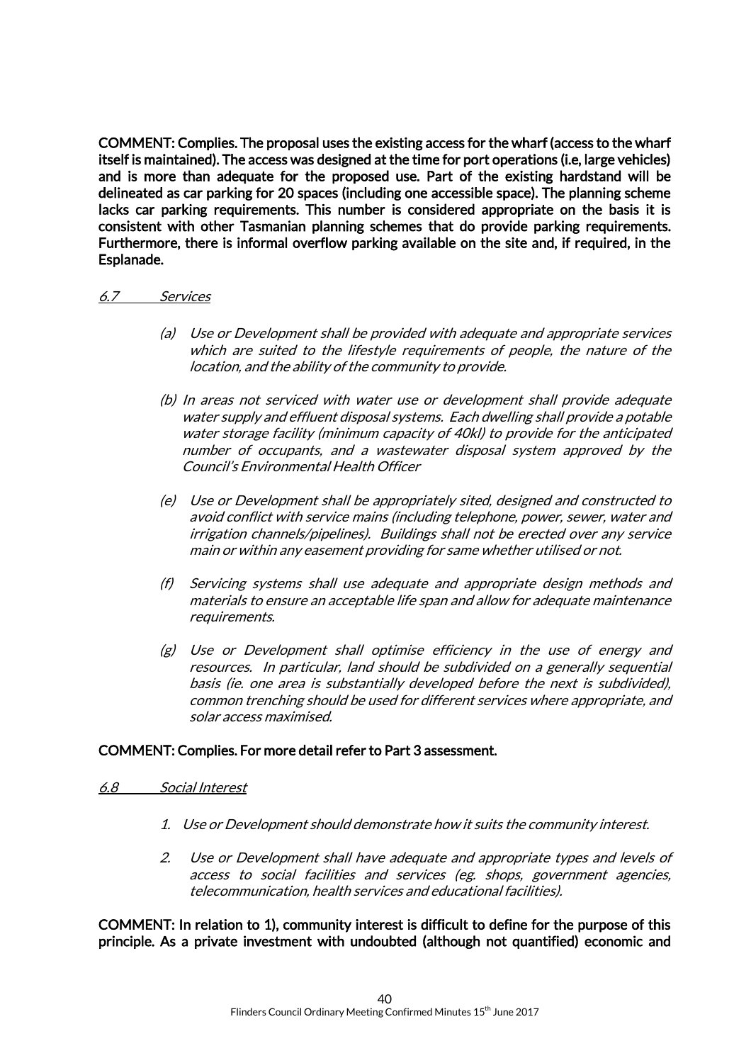**COMMENT: Complies. The proposal uses the existing access for the wharf (access to the wharf itself is maintained). The access was designed at the time for port operations (i.e, large vehicles) and is more than adequate for the proposed use. Part of the existing hardstand will be delineated as car parking for 20 spaces (including one accessible space). The planning scheme lacks car parking requirements. This number is considered appropriate on the basis it is consistent with other Tasmanian planning schemes that do provide parking requirements. Furthermore, there is informal overflow parking available on the site and, if required, in the Esplanade.**

*6.7 Services*

(a) *Use or Development shall be provided with adequate and appropriate services which are suited to the lifestyle requirements of people, the nature of the location, and the ability of the community to provide.*

(b) *In areas not serviced with water use or development shall provide adequate water supply and effluent disposal systems. Each dwelling shall provide a potable water storage facility (minimum capacity of 40kl) to provide for the anticipated number of occupants, and a wastewater disposal system approved by the Council's Environmental Health Officer*

(e) *Use or Development shall be appropriately sited, designed and constructed to avoid conflict with service mains (including telephone, power, sewer, water and irrigation channels/pipelines). Buildings shall not be erected over any service main or within any easement providing for same whether utilised or not.*

(f) *Servicing systems shall use adequate and appropriate design methods and materials to ensure an acceptable life span and allow for adequate maintenance requirements.*

(g) *Use or Development shall optimise efficiency in the use of energy and resources. In particular, land should be subdivided on a generally sequential basis (ie. one area is substantially developed before the next is subdivided), common trenching should be used for different services where appropriate, and solar access maximised.*

**COMMENT: Complies. For more detail refer to Part 3 assessment.**

*6.8 Social Interest*

1. *Use or Development should demonstrate how it suits the community interest.*
2. *Use or Development shall have adequate and appropriate types and levels of access to social facilities and services (eg. shops, government agencies, telecommunication, health services and educational facilities).*

**COMMENT: In relation to 1), community interest is difficult to define for the purpose of this principle. As a private investment with undoubted (although not quantified) economic and**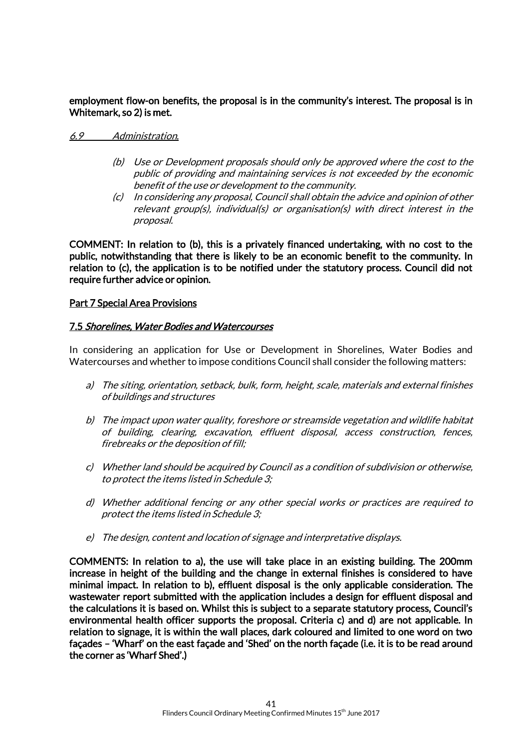**employment flow-on benefits, the proposal is in the community's interest. The proposal is in Whitemark, so 2) is met.**

*6.9 Administration.*

*(b) Use or Development proposals should only be approved where the cost to the public of providing and maintaining services is not exceeded by the economic benefit of the use or development to the community.*

*(c) In considering any proposal, Council shall obtain the advice and opinion of other relevant group(s), individual(s) or organisation(s) with direct interest in the proposal.*

**COMMENT: In relation to (b), this is a privately financed undertaking, with no cost to the public, notwithstanding that there is likely to be an economic benefit to the community. In relation to (c), the application is to be notified under the statutory process. Council did not require further advice or opinion.**

**Part 7 Special Area Provisions**

**7.5 *Shorelines, Water Bodies and Watercourses***

In considering an application for Use or Development in Shorelines, Water Bodies and Watercourses and whether to impose conditions Council shall consider the following matters:

a) *The siting, orientation, setback, bulk, form, height, scale, materials and external finishes of buildings and structures*

b) *The impact upon water quality, foreshore or streamside vegetation and wildlife habitat of building, clearing, excavation, effluent disposal, access construction, fences, firebreaks or the deposition of fill;*

c) *Whether land should be acquired by Council as a condition of subdivision or otherwise, to protect the items listed in Schedule 3;*

d) *Whether additional fencing or any other special works or practices are required to protect the items listed in Schedule 3;*

e) *The design, content and location of signage and interpretative displays.*

**COMMENTS: In relation to a), the use will take place in an existing building. The 200mm increase in height of the building and the change in external finishes is considered to have minimal impact. In relation to b), effluent disposal is the only applicable consideration. The wastewater report submitted with the application includes a design for effluent disposal and the calculations it is based on. Whilst this is subject to a separate statutory process, Council's environmental health officer supports the proposal. Criteria c) and d) are not applicable. In relation to signage, it is within the wall places, dark coloured and limited to one word on two façades – 'Wharf' on the east façade and 'Shed' on the north façade (i.e. it is to be read around the corner as 'Wharf Shed'.)**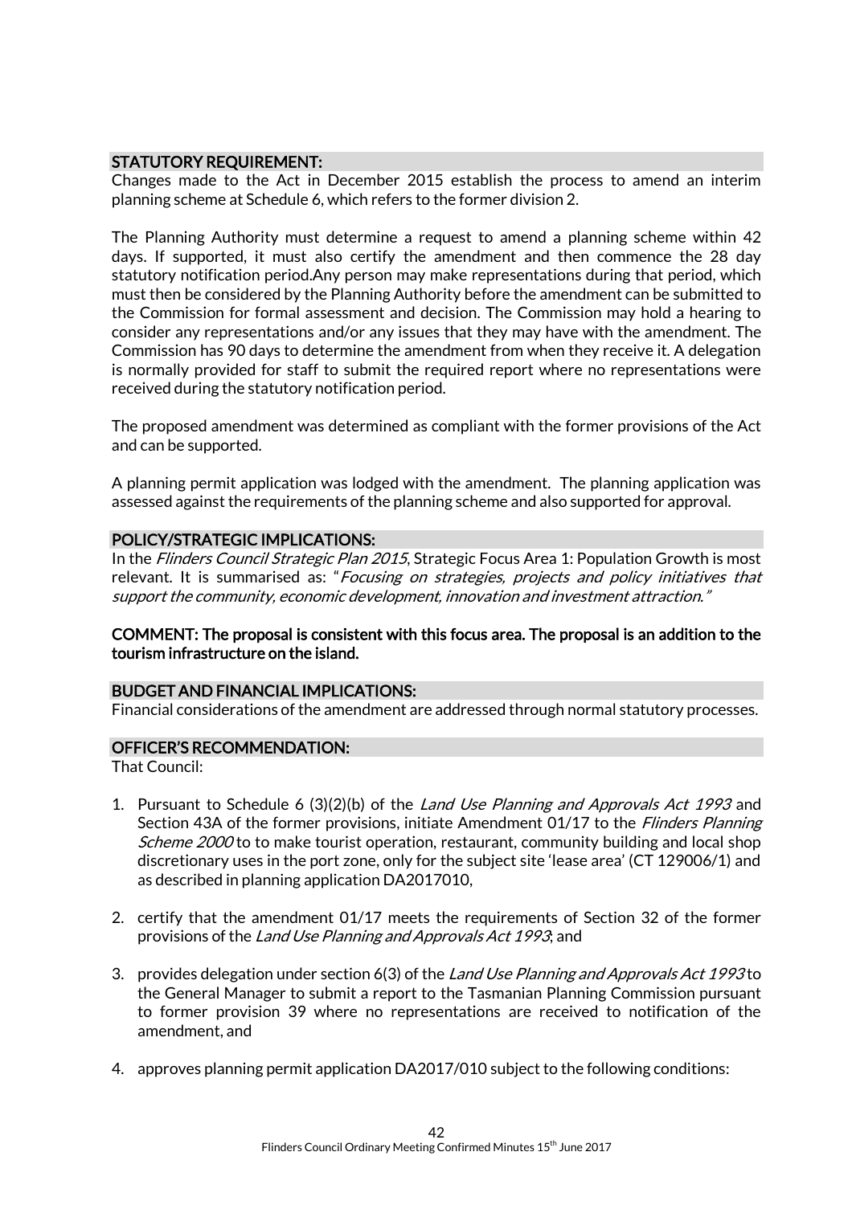## STATUTORY REQUIREMENT:

Changes made to the Act in December 2015 establish the process to amend an interim planning scheme at Schedule 6, which refers to the former division 2.

The Planning Authority must determine a request to amend a planning scheme within 42 days. If supported, it must also certify the amendment and then commence the 28 day statutory notification period.Any person may make representations during that period, which must then be considered by the Planning Authority before the amendment can be submitted to the Commission for formal assessment and decision. The Commission may hold a hearing to consider any representations and/or any issues that they may have with the amendment. The Commission has 90 days to determine the amendment from when they receive it. A delegation is normally provided for staff to submit the required report where no representations were received during the statutory notification period.

The proposed amendment was determined as compliant with the former provisions of the Act and can be supported.

A planning permit application was lodged with the amendment. The planning application was assessed against the requirements of the planning scheme and also supported for approval.

## POLICY/STRATEGIC IMPLICATIONS:

In the *Flinders Council Strategic Plan 2015*, Strategic Focus Area 1: Population Growth is most relevant. It is summarised as: "*Focusing on strategies, projects and policy initiatives that support the community, economic development, innovation and investment attraction.*"

**COMMENT: The proposal is consistent with this focus area. The proposal is an addition to the tourism infrastructure on the island.**

## BUDGET AND FINANCIAL IMPLICATIONS:

Financial considerations of the amendment are addressed through normal statutory processes.

## OFFICER'S RECOMMENDATION:

That Council:

1. Pursuant to Schedule 6 (3)(2)(b) of the *Land Use Planning and Approvals Act 1993* and Section 43A of the former provisions, initiate Amendment 01/17 to the *Flinders Planning Scheme 2000* to to make tourist operation, restaurant, community building and local shop discretionary uses in the port zone, only for the subject site 'lease area' (CT 129006/1) and as described in planning application DA2017010,

2. certify that the amendment 01/17 meets the requirements of Section 32 of the former provisions of the *Land Use Planning and Approvals Act 1993*; and

3. provides delegation under section 6(3) of the *Land Use Planning and Approvals Act 1993* to the General Manager to submit a report to the Tasmanian Planning Commission pursuant to former provision 39 where no representations are received to notification of the amendment, and

4. approves planning permit application DA2017/010 subject to the following conditions: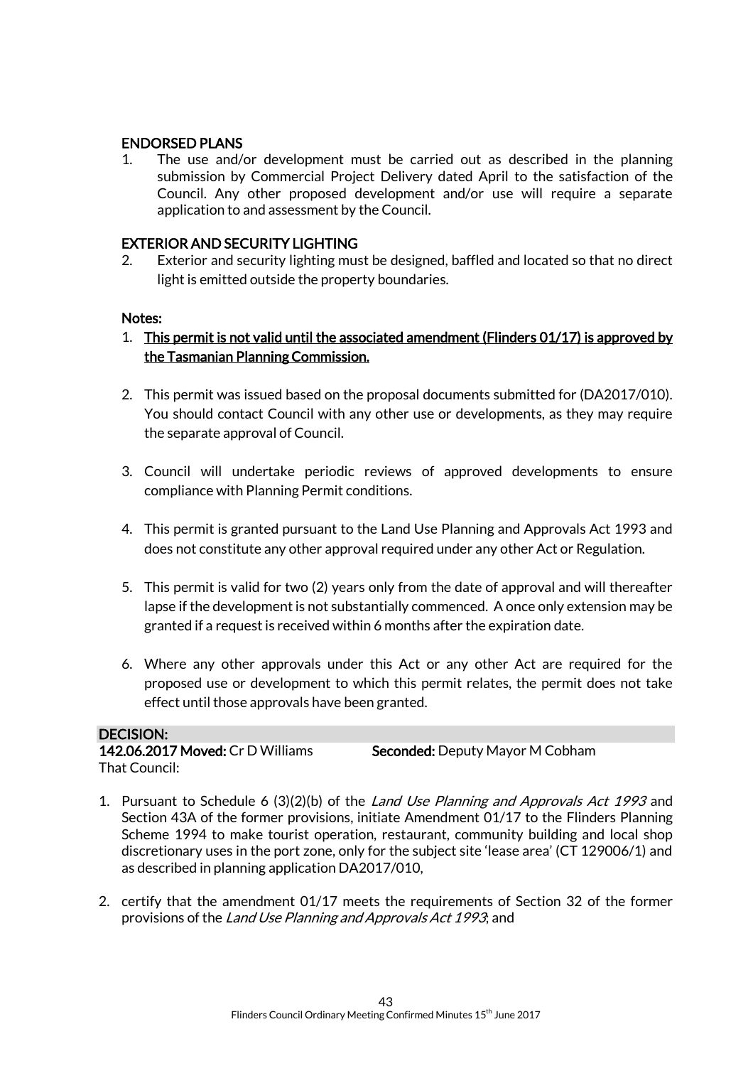**ENDORSED PLANS**

1. The use and/or development must be carried out as described in the planning submission by Commercial Project Delivery dated April to the satisfaction of the Council. Any other proposed development and/or use will require a separate application to and assessment by the Council.

**EXTERIOR AND SECURITY LIGHTING**

2. Exterior and security lighting must be designed, baffled and located so that no direct light is emitted outside the property boundaries.

**Notes:**

1. **<u>This permit is not valid until the associated amendment (Flinders 01/17) is approved by the Tasmanian Planning Commission.</u>**

2. This permit was issued based on the proposal documents submitted for (DA2017/010). You should contact Council with any other use or developments, as they may require the separate approval of Council.

3. Council will undertake periodic reviews of approved developments to ensure compliance with Planning Permit conditions.

4. This permit is granted pursuant to the Land Use Planning and Approvals Act 1993 and does not constitute any other approval required under any other Act or Regulation.

5. This permit is valid for two (2) years only from the date of approval and will thereafter lapse if the development is not substantially commenced. A once only extension may be granted if a request is received within 6 months after the expiration date.

6. Where any other approvals under this Act or any other Act are required for the proposed use or development to which this permit relates, the permit does not take effect until those approvals have been granted.

**DECISION:**

**142.06.2017 Moved:** Cr D Williams **Seconded:** Deputy Mayor M Cobham

That Council:

1. Pursuant to Schedule 6 (3)(2)(b) of the *Land Use Planning and Approvals Act 1993* and Section 43A of the former provisions, initiate Amendment 01/17 to the Flinders Planning Scheme 1994 to make tourist operation, restaurant, community building and local shop discretionary uses in the port zone, only for the subject site 'lease area' (CT 129006/1) and as described in planning application DA2017/010,

2. certify that the amendment 01/17 meets the requirements of Section 32 of the former provisions of the *Land Use Planning and Approvals Act 1993*; and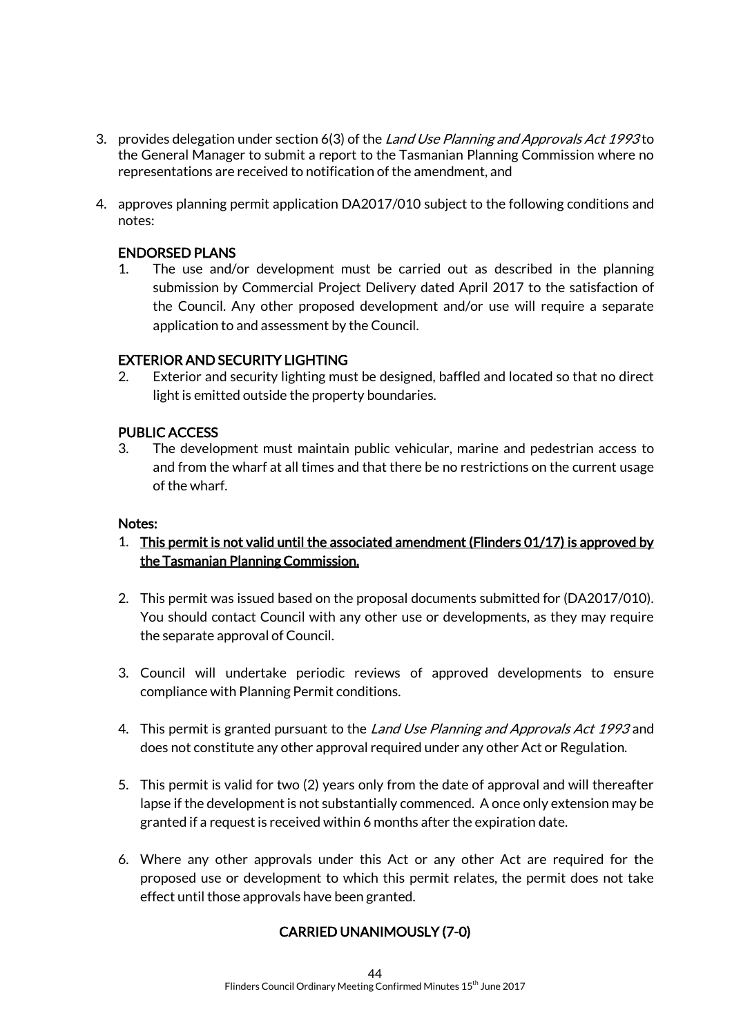3. provides delegation under section 6(3) of the *Land Use Planning and Approvals Act 1993* to the General Manager to submit a report to the Tasmanian Planning Commission where no representations are received to notification of the amendment, and

4. approves planning permit application DA2017/010 subject to the following conditions and notes:

**ENDORSED PLANS**

1. The use and/or development must be carried out as described in the planning submission by Commercial Project Delivery dated April 2017 to the satisfaction of the Council. Any other proposed development and/or use will require a separate application to and assessment by the Council.

**EXTERIOR AND SECURITY LIGHTING**

2. Exterior and security lighting must be designed, baffled and located so that no direct light is emitted outside the property boundaries.

**PUBLIC ACCESS**

3. The development must maintain public vehicular, marine and pedestrian access to and from the wharf at all times and that there be no restrictions on the current usage of the wharf.

**Notes:**

1. **<u>This permit is not valid until the associated amendment (Flinders 01/17) is approved by the Tasmanian Planning Commission.</u>**

2. This permit was issued based on the proposal documents submitted for (DA2017/010). You should contact Council with any other use or developments, as they may require the separate approval of Council.

3. Council will undertake periodic reviews of approved developments to ensure compliance with Planning Permit conditions.

4. This permit is granted pursuant to the *Land Use Planning and Approvals Act 1993* and does not constitute any other approval required under any other Act or Regulation.

5. This permit is valid for two (2) years only from the date of approval and will thereafter lapse if the development is not substantially commenced. A once only extension may be granted if a request is received within 6 months after the expiration date.

6. Where any other approvals under this Act or any other Act are required for the proposed use or development to which this permit relates, the permit does not take effect until those approvals have been granted.

**CARRIED UNANIMOUSLY (7-0)**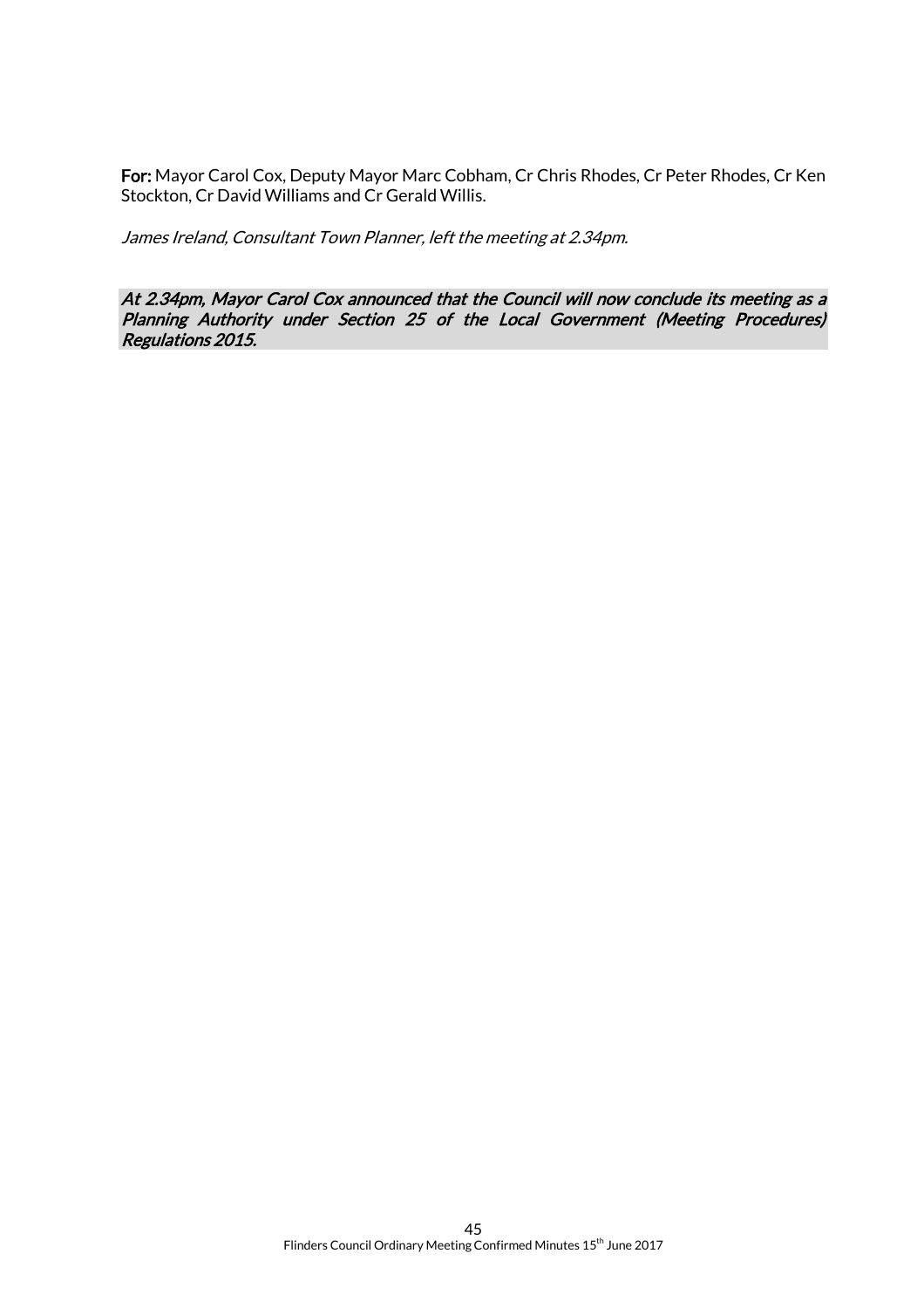**For:** Mayor Carol Cox, Deputy Mayor Marc Cobham, Cr Chris Rhodes, Cr Peter Rhodes, Cr Ken Stockton, Cr David Williams and Cr Gerald Willis.

*James Ireland, Consultant Town Planner, left the meeting at 2.34pm.*

***At 2.34pm, Mayor Carol Cox announced that the Council will now conclude its meeting as a Planning Authority under Section 25 of the Local Government (Meeting Procedures) Regulations 2015.***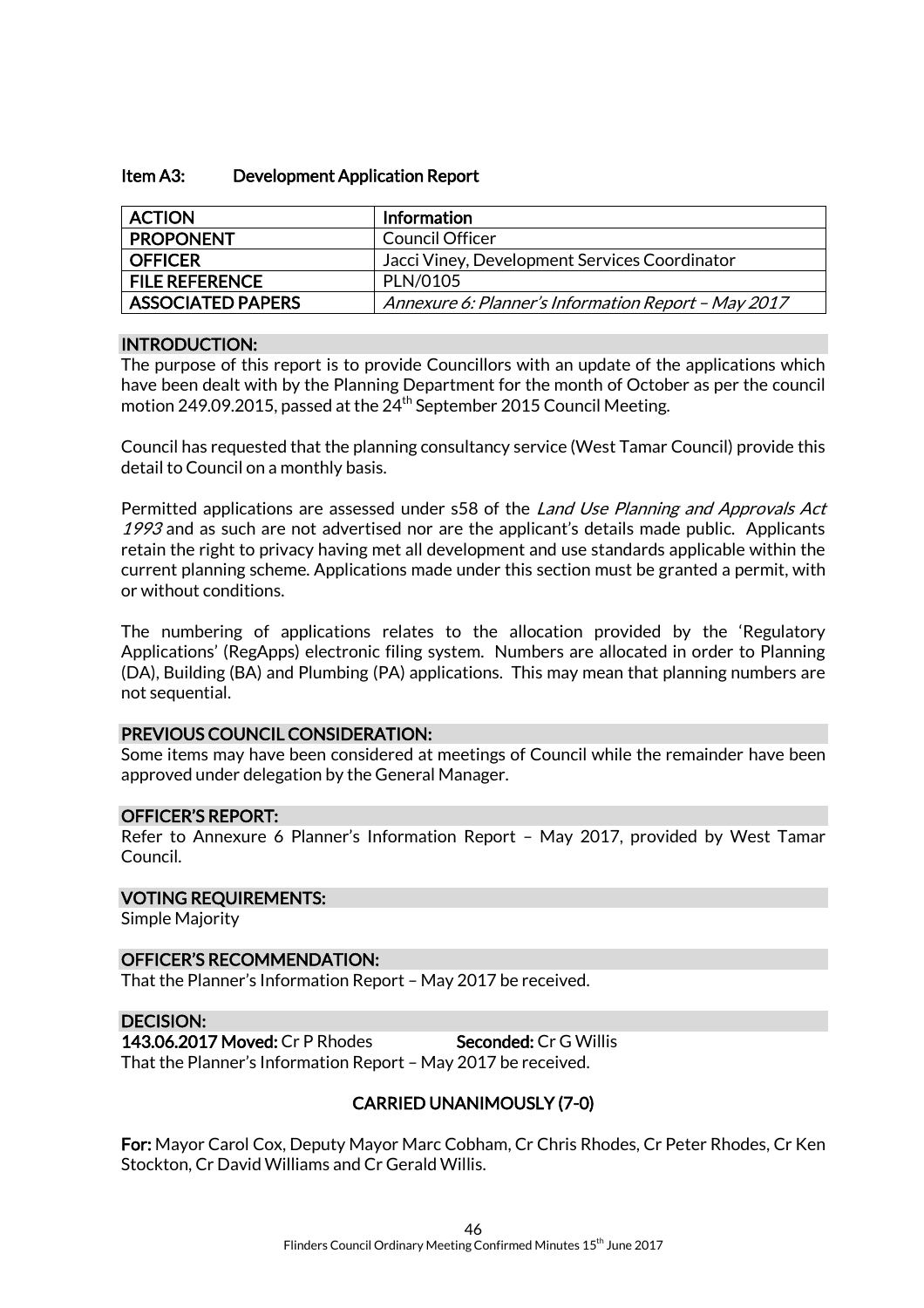### Item A3: Development Application Report

| | |
|---|---|
| **ACTION** | **Information** |
| **PROPONENT** | Council Officer |
| **OFFICER** | Jacci Viney, Development Services Coordinator |
| **FILE REFERENCE** | PLN/0105 |
| **ASSOCIATED PAPERS** | *Annexure 6: Planner's Information Report – May 2017* |

**INTRODUCTION:**

The purpose of this report is to provide Councillors with an update of the applications which have been dealt with by the Planning Department for the month of October as per the council motion 249.09.2015, passed at the 24th September 2015 Council Meeting.

Council has requested that the planning consultancy service (West Tamar Council) provide this detail to Council on a monthly basis.

Permitted applications are assessed under s58 of the *Land Use Planning and Approvals Act 1993* and as such are not advertised nor are the applicant's details made public. Applicants retain the right to privacy having met all development and use standards applicable within the current planning scheme. Applications made under this section must be granted a permit, with or without conditions.

The numbering of applications relates to the allocation provided by the 'Regulatory Applications' (RegApps) electronic filing system. Numbers are allocated in order to Planning (DA), Building (BA) and Plumbing (PA) applications. This may mean that planning numbers are not sequential.

**PREVIOUS COUNCIL CONSIDERATION:**

Some items may have been considered at meetings of Council while the remainder have been approved under delegation by the General Manager.

**OFFICER'S REPORT:**

Refer to Annexure 6 Planner's Information Report – May 2017, provided by West Tamar Council.

**VOTING REQUIREMENTS:**

Simple Majority

**OFFICER'S RECOMMENDATION:**

That the Planner's Information Report – May 2017 be received.

**DECISION:**

**143.06.2017 Moved:** Cr P Rhodes **Seconded:** Cr G Willis

That the Planner's Information Report – May 2017 be received.

**CARRIED UNANIMOUSLY (7-0)**

**For:** Mayor Carol Cox, Deputy Mayor Marc Cobham, Cr Chris Rhodes, Cr Peter Rhodes, Cr Ken Stockton, Cr David Williams and Cr Gerald Willis.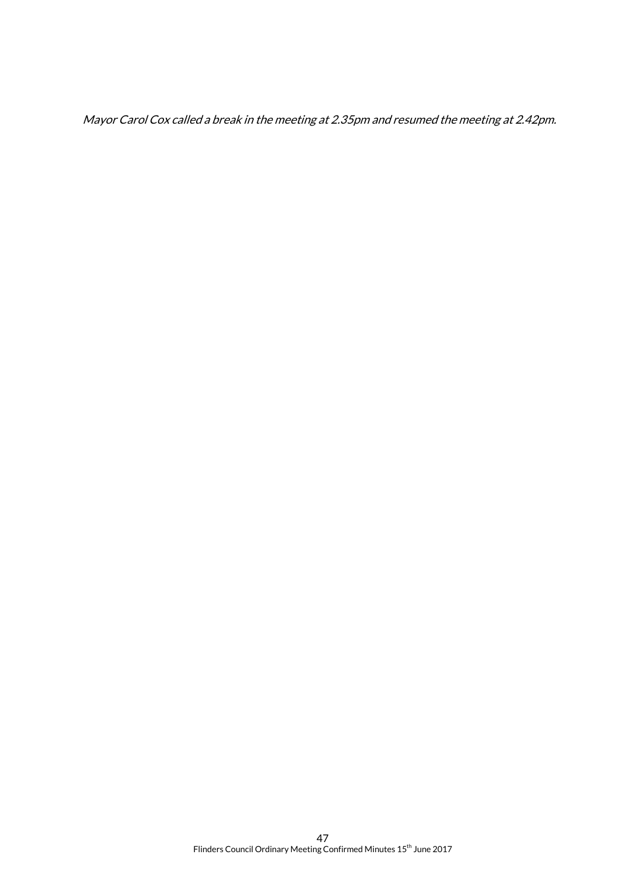*Mayor Carol Cox called a break in the meeting at 2.35pm and resumed the meeting at 2.42pm.*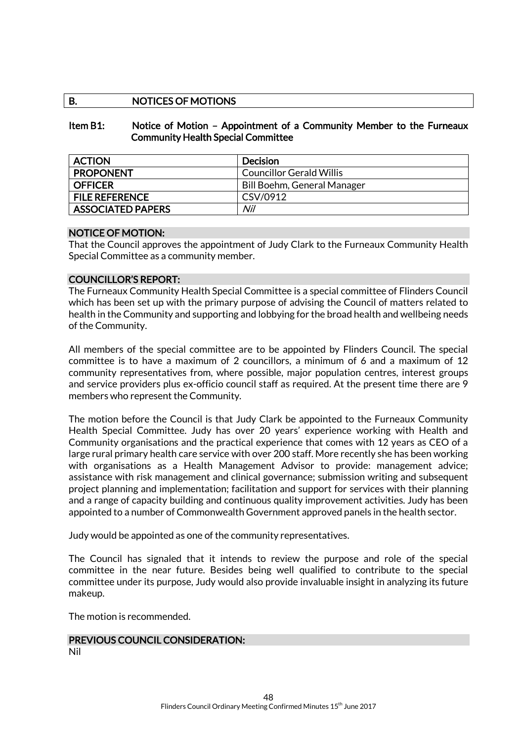## B. NOTICES OF MOTIONS

### Item B1: Notice of Motion – Appointment of a Community Member to the Furneaux Community Health Special Committee

| ACTION | Decision |
|---|---|
| PROPONENT | Councillor Gerald Willis |
| OFFICER | Bill Boehm, General Manager |
| FILE REFERENCE | CSV/0912 |
| ASSOCIATED PAPERS | *Nil* |

**NOTICE OF MOTION:**

That the Council approves the appointment of Judy Clark to the Furneaux Community Health Special Committee as a community member.

**COUNCILLOR'S REPORT:**

The Furneaux Community Health Special Committee is a special committee of Flinders Council which has been set up with the primary purpose of advising the Council of matters related to health in the Community and supporting and lobbying for the broad health and wellbeing needs of the Community.

All members of the special committee are to be appointed by Flinders Council. The special committee is to have a maximum of 2 councillors, a minimum of 6 and a maximum of 12 community representatives from, where possible, major population centres, interest groups and service providers plus ex-officio council staff as required. At the present time there are 9 members who represent the Community.

The motion before the Council is that Judy Clark be appointed to the Furneaux Community Health Special Committee. Judy has over 20 years' experience working with Health and Community organisations and the practical experience that comes with 12 years as CEO of a large rural primary health care service with over 200 staff. More recently she has been working with organisations as a Health Management Advisor to provide: management advice; assistance with risk management and clinical governance; submission writing and subsequent project planning and implementation; facilitation and support for services with their planning and a range of capacity building and continuous quality improvement activities. Judy has been appointed to a number of Commonwealth Government approved panels in the health sector.

Judy would be appointed as one of the community representatives.

The Council has signaled that it intends to review the purpose and role of the special committee in the near future. Besides being well qualified to contribute to the special committee under its purpose, Judy would also provide invaluable insight in analyzing its future makeup.

The motion is recommended.

**PREVIOUS COUNCIL CONSIDERATION:**

Nil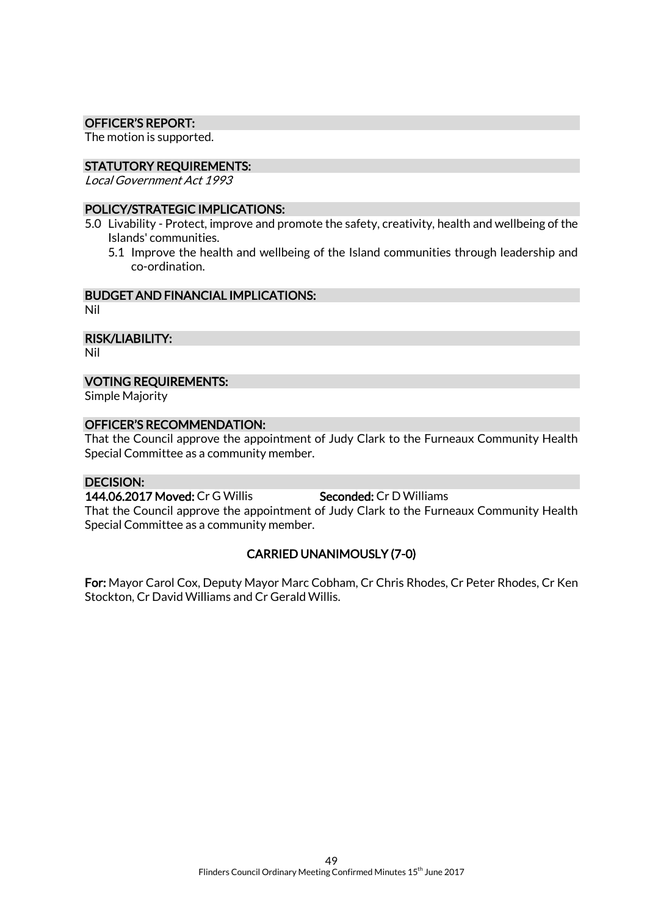### OFFICER'S REPORT:

The motion is supported.

### STATUTORY REQUIREMENTS:

*Local Government Act 1993*

### POLICY/STRATEGIC IMPLICATIONS:

5.0 Livability - Protect, improve and promote the safety, creativity, health and wellbeing of the Islands' communities.

   5.1 Improve the health and wellbeing of the Island communities through leadership and co-ordination.

### BUDGET AND FINANCIAL IMPLICATIONS:

Nil

### RISK/LIABILITY:

Nil

### VOTING REQUIREMENTS:

Simple Majority

### OFFICER'S RECOMMENDATION:

That the Council approve the appointment of Judy Clark to the Furneaux Community Health Special Committee as a community member.

### DECISION:

**144.06.2017 Moved:** Cr G Willis **Seconded:** Cr D Williams

That the Council approve the appointment of Judy Clark to the Furneaux Community Health Special Committee as a community member.

**CARRIED UNANIMOUSLY (7-0)**

**For:** Mayor Carol Cox, Deputy Mayor Marc Cobham, Cr Chris Rhodes, Cr Peter Rhodes, Cr Ken Stockton, Cr David Williams and Cr Gerald Willis.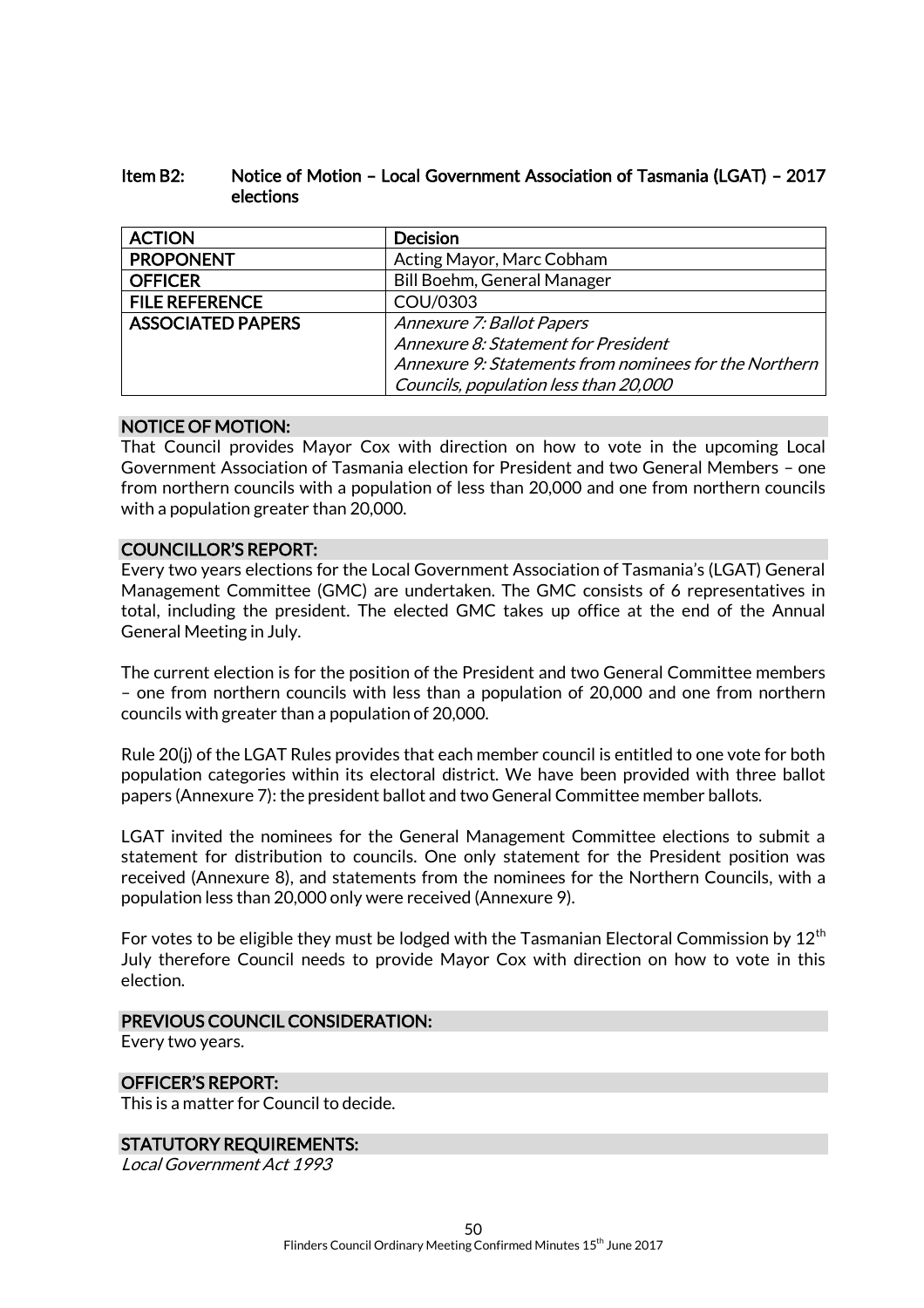### Item B2: Notice of Motion – Local Government Association of Tasmania (LGAT) – 2017 elections

| ACTION | Decision |
|---|---|
| PROPONENT | Acting Mayor, Marc Cobham |
| OFFICER | Bill Boehm, General Manager |
| FILE REFERENCE | COU/0303 |
| ASSOCIATED PAPERS | *Annexure 7: Ballot Papers*<br>*Annexure 8: Statement for President*<br>*Annexure 9: Statements from nominees for the Northern Councils, population less than 20,000* |

**NOTICE OF MOTION:**

That Council provides Mayor Cox with direction on how to vote in the upcoming Local Government Association of Tasmania election for President and two General Members – one from northern councils with a population of less than 20,000 and one from northern councils with a population greater than 20,000.

**COUNCILLOR'S REPORT:**

Every two years elections for the Local Government Association of Tasmania's (LGAT) General Management Committee (GMC) are undertaken. The GMC consists of 6 representatives in total, including the president. The elected GMC takes up office at the end of the Annual General Meeting in July.

The current election is for the position of the President and two General Committee members – one from northern councils with less than a population of 20,000 and one from northern councils with greater than a population of 20,000.

Rule 20(j) of the LGAT Rules provides that each member council is entitled to one vote for both population categories within its electoral district. We have been provided with three ballot papers (Annexure 7): the president ballot and two General Committee member ballots.

LGAT invited the nominees for the General Management Committee elections to submit a statement for distribution to councils. One only statement for the President position was received (Annexure 8), and statements from the nominees for the Northern Councils, with a population less than 20,000 only were received (Annexure 9).

For votes to be eligible they must be lodged with the Tasmanian Electoral Commission by 12th July therefore Council needs to provide Mayor Cox with direction on how to vote in this election.

**PREVIOUS COUNCIL CONSIDERATION:**

Every two years.

**OFFICER'S REPORT:**

This is a matter for Council to decide.

**STATUTORY REQUIREMENTS:**

*Local Government Act 1993*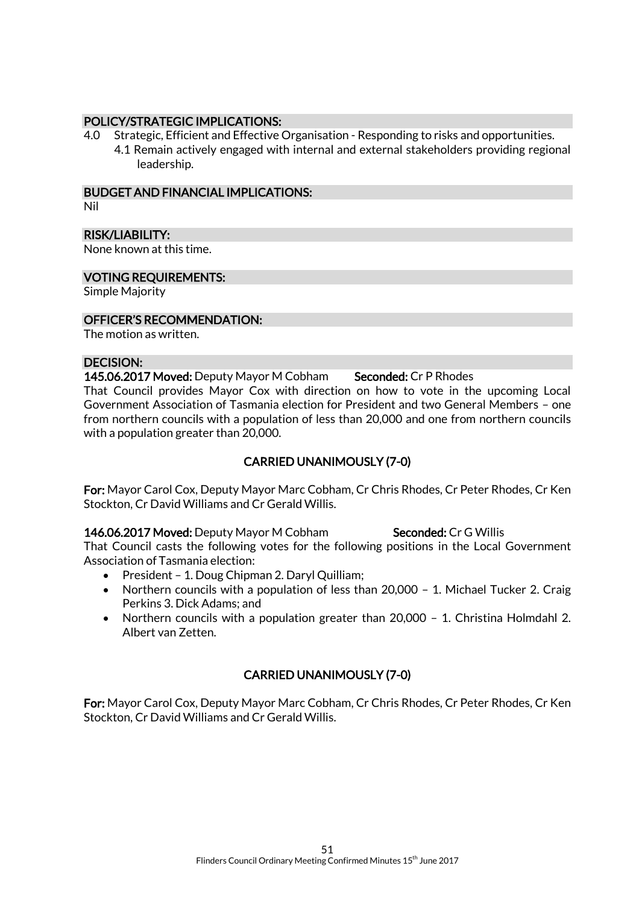**POLICY/STRATEGIC IMPLICATIONS:**

4.0 Strategic, Efficient and Effective Organisation - Responding to risks and opportunities.
 4.1 Remain actively engaged with internal and external stakeholders providing regional leadership.

**BUDGET AND FINANCIAL IMPLICATIONS:**

Nil

**RISK/LIABILITY:**

None known at this time.

**VOTING REQUIREMENTS:**

Simple Majority

**OFFICER'S RECOMMENDATION:**

The motion as written.

**DECISION:**

**145.06.2017 Moved:** Deputy Mayor M Cobham **Seconded:** Cr P Rhodes

That Council provides Mayor Cox with direction on how to vote in the upcoming Local Government Association of Tasmania election for President and two General Members – one from northern councils with a population of less than 20,000 and one from northern councils with a population greater than 20,000.

**CARRIED UNANIMOUSLY (7-0)**

**For:** Mayor Carol Cox, Deputy Mayor Marc Cobham, Cr Chris Rhodes, Cr Peter Rhodes, Cr Ken Stockton, Cr David Williams and Cr Gerald Willis.

**146.06.2017 Moved:** Deputy Mayor M Cobham **Seconded:** Cr G Willis

That Council casts the following votes for the following positions in the Local Government Association of Tasmania election:

- President – 1. Doug Chipman 2. Daryl Quilliam;
- Northern councils with a population of less than 20,000 – 1. Michael Tucker 2. Craig Perkins 3. Dick Adams; and
- Northern councils with a population greater than 20,000 – 1. Christina Holmdahl 2. Albert van Zetten.

**CARRIED UNANIMOUSLY (7-0)**

**For:** Mayor Carol Cox, Deputy Mayor Marc Cobham, Cr Chris Rhodes, Cr Peter Rhodes, Cr Ken Stockton, Cr David Williams and Cr Gerald Willis.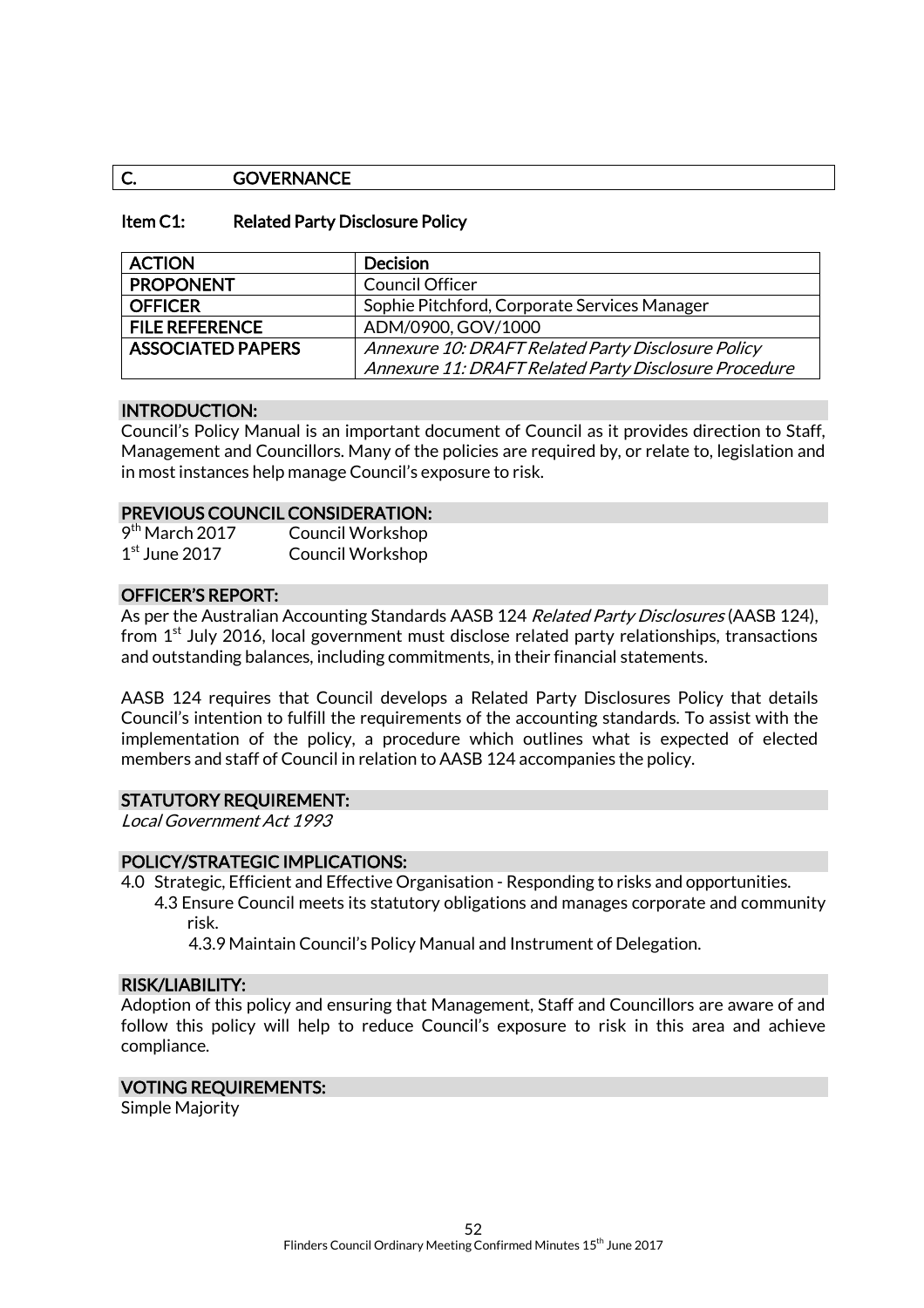## C. GOVERNANCE

### Item C1: Related Party Disclosure Policy

| | |
|---|---|
| **ACTION** | **Decision** |
| **PROPONENT** | Council Officer |
| **OFFICER** | Sophie Pitchford, Corporate Services Manager |
| **FILE REFERENCE** | ADM/0900, GOV/1000 |
| **ASSOCIATED PAPERS** | *Annexure 10: DRAFT Related Party Disclosure Policy*<br>*Annexure 11: DRAFT Related Party Disclosure Procedure* |

**INTRODUCTION:**

Council's Policy Manual is an important document of Council as it provides direction to Staff, Management and Councillors. Many of the policies are required by, or relate to, legislation and in most instances help manage Council's exposure to risk.

**PREVIOUS COUNCIL CONSIDERATION:**

9th March 2017 Council Workshop
1st June 2017 Council Workshop

**OFFICER'S REPORT:**

As per the Australian Accounting Standards AASB 124 *Related Party Disclosures* (AASB 124), from 1st July 2016, local government must disclose related party relationships, transactions and outstanding balances, including commitments, in their financial statements.

AASB 124 requires that Council develops a Related Party Disclosures Policy that details Council's intention to fulfill the requirements of the accounting standards. To assist with the implementation of the policy, a procedure which outlines what is expected of elected members and staff of Council in relation to AASB 124 accompanies the policy.

**STATUTORY REQUIREMENT:**

*Local Government Act 1993*

**POLICY/STRATEGIC IMPLICATIONS:**

4.0 Strategic, Efficient and Effective Organisation - Responding to risks and opportunities.
- 4.3 Ensure Council meets its statutory obligations and manages corporate and community risk.
  - 4.3.9 Maintain Council's Policy Manual and Instrument of Delegation.

**RISK/LIABILITY:**

Adoption of this policy and ensuring that Management, Staff and Councillors are aware of and follow this policy will help to reduce Council's exposure to risk in this area and achieve compliance.

**VOTING REQUIREMENTS:**

Simple Majority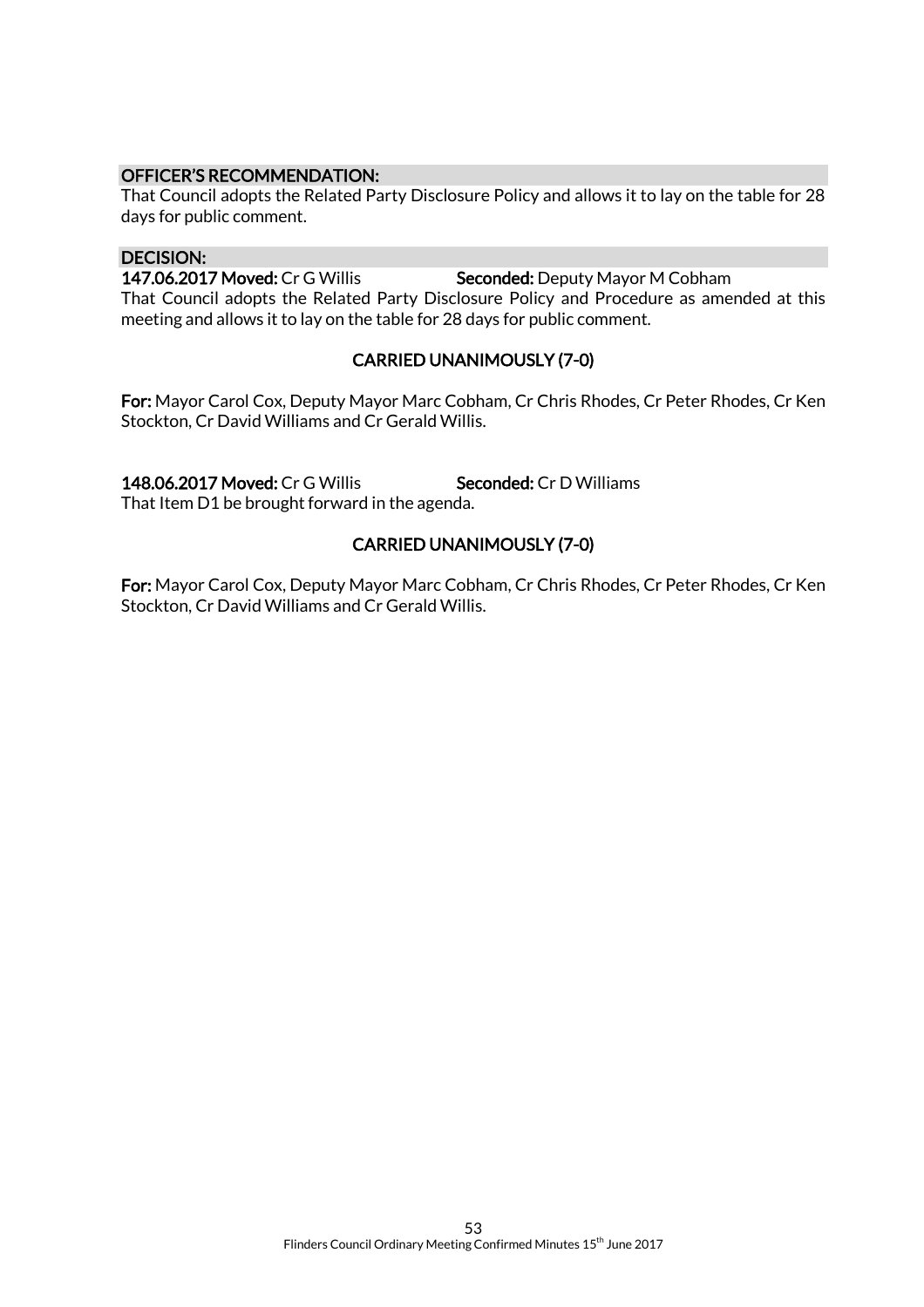**OFFICER'S RECOMMENDATION:**

That Council adopts the Related Party Disclosure Policy and allows it to lay on the table for 28 days for public comment.

**DECISION:**

**147.06.2017 Moved:** Cr G Willis **Seconded:** Deputy Mayor M Cobham

That Council adopts the Related Party Disclosure Policy and Procedure as amended at this meeting and allows it to lay on the table for 28 days for public comment.

**CARRIED UNANIMOUSLY (7-0)**

**For:** Mayor Carol Cox, Deputy Mayor Marc Cobham, Cr Chris Rhodes, Cr Peter Rhodes, Cr Ken Stockton, Cr David Williams and Cr Gerald Willis.

**148.06.2017 Moved:** Cr G Willis **Seconded:** Cr D Williams

That Item D1 be brought forward in the agenda.

**CARRIED UNANIMOUSLY (7-0)**

**For:** Mayor Carol Cox, Deputy Mayor Marc Cobham, Cr Chris Rhodes, Cr Peter Rhodes, Cr Ken Stockton, Cr David Williams and Cr Gerald Willis.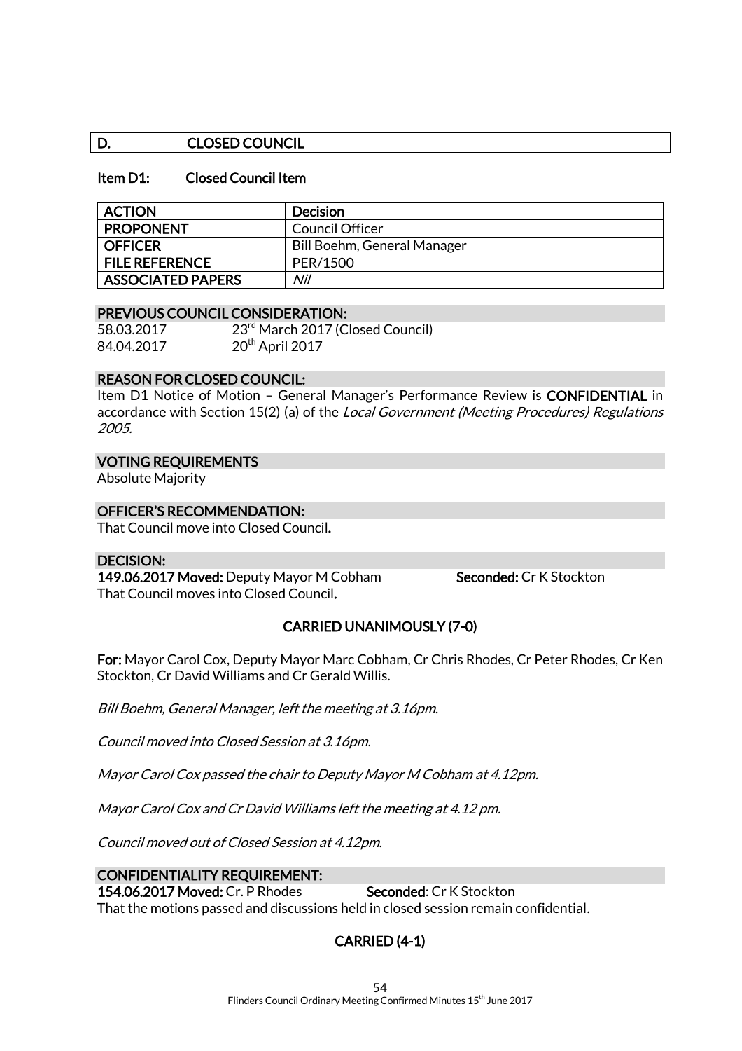## D. CLOSED COUNCIL

### Item D1: Closed Council Item

| ACTION | Decision |
|---|---|
| PROPONENT | Council Officer |
| OFFICER | Bill Boehm, General Manager |
| FILE REFERENCE | PER/1500 |
| ASSOCIATED PAPERS | *Nil* |

**PREVIOUS COUNCIL CONSIDERATION:**

58.03.2017 23rd March 2017 (Closed Council)
84.04.2017 20th April 2017

**REASON FOR CLOSED COUNCIL:**

Item D1 Notice of Motion – General Manager's Performance Review is **CONFIDENTIAL** in accordance with Section 15(2) (a) of the *Local Government (Meeting Procedures) Regulations 2005.*

**VOTING REQUIREMENTS**

Absolute Majority

**OFFICER'S RECOMMENDATION:**

That Council move into Closed Council.

**DECISION:**

**149.06.2017 Moved:** Deputy Mayor M Cobham **Seconded:** Cr K Stockton
That Council moves into Closed Council.

**CARRIED UNANIMOUSLY (7-0)**

**For:** Mayor Carol Cox, Deputy Mayor Marc Cobham, Cr Chris Rhodes, Cr Peter Rhodes, Cr Ken Stockton, Cr David Williams and Cr Gerald Willis.

*Bill Boehm, General Manager, left the meeting at 3.16pm.*

*Council moved into Closed Session at 3.16pm.*

*Mayor Carol Cox passed the chair to Deputy Mayor M Cobham at 4.12pm.*

*Mayor Carol Cox and Cr David Williams left the meeting at 4.12 pm.*

*Council moved out of Closed Session at 4.12pm.*

**CONFIDENTIALITY REQUIREMENT:**

**154.06.2017 Moved:** Cr. P Rhodes **Seconded**: Cr K Stockton
That the motions passed and discussions held in closed session remain confidential.

**CARRIED (4-1)**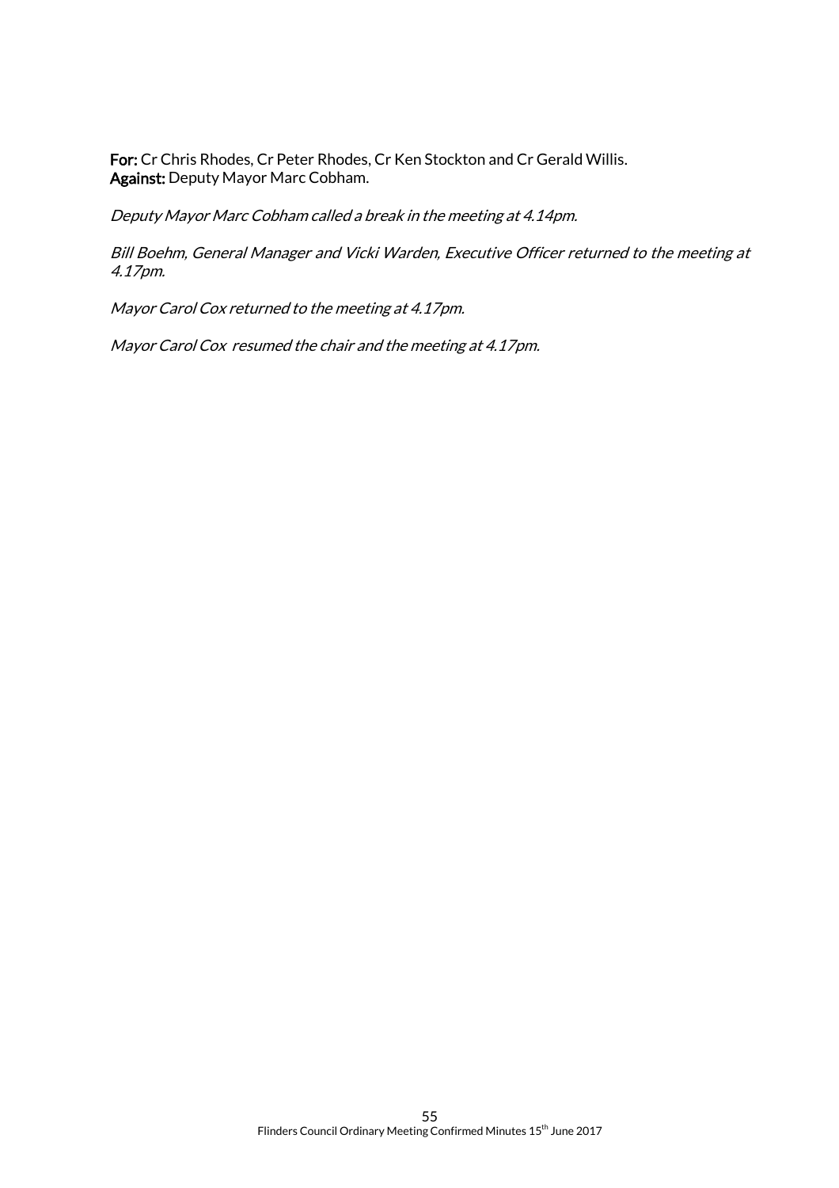**For:** Cr Chris Rhodes, Cr Peter Rhodes, Cr Ken Stockton and Cr Gerald Willis.
**Against:** Deputy Mayor Marc Cobham.

*Deputy Mayor Marc Cobham called a break in the meeting at 4.14pm.*

*Bill Boehm, General Manager and Vicki Warden, Executive Officer returned to the meeting at 4.17pm.*

*Mayor Carol Cox returned to the meeting at 4.17pm.*

*Mayor Carol Cox resumed the chair and the meeting at 4.17pm.*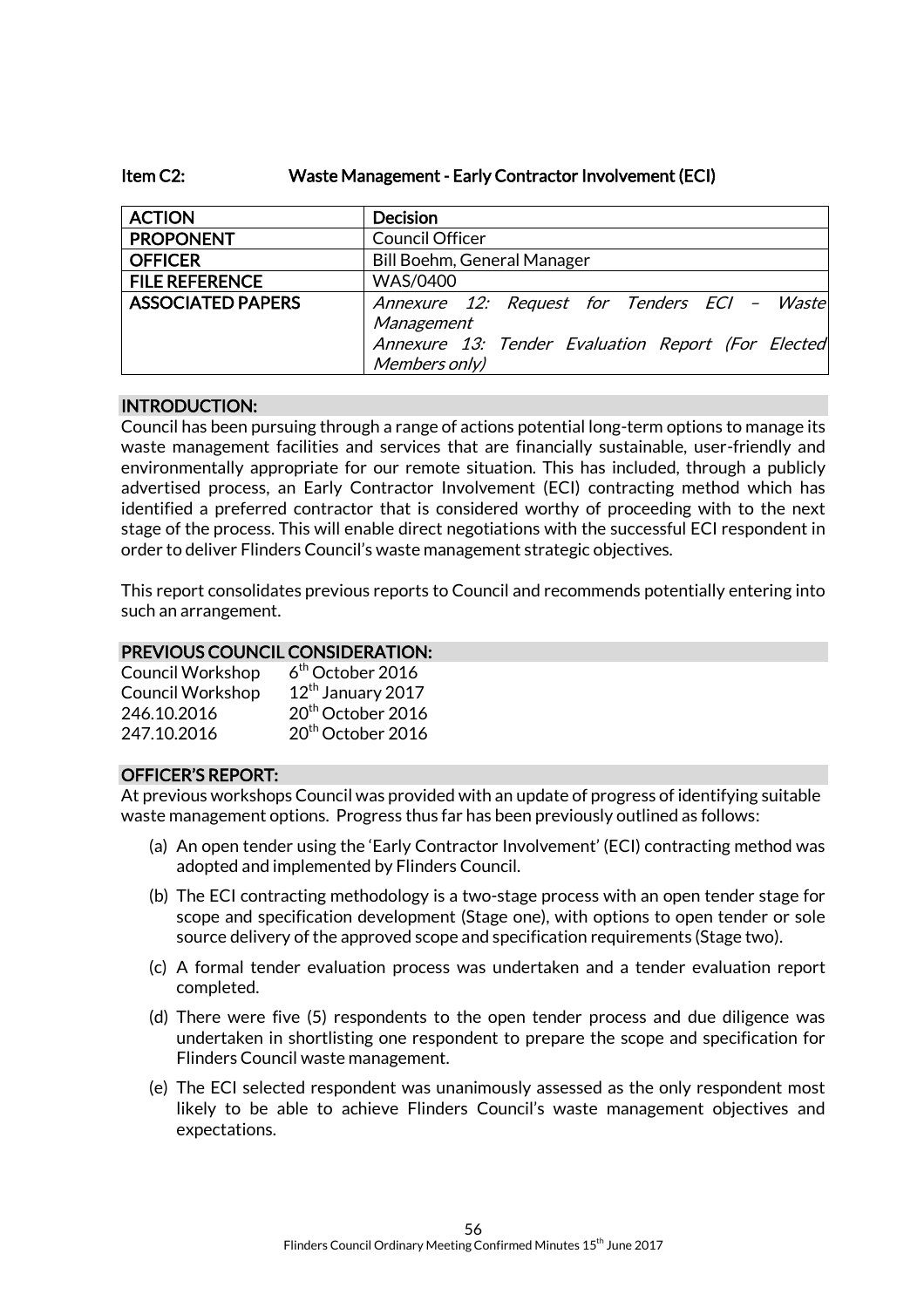**Item C2: Waste Management - Early Contractor Involvement (ECI)**

| | |
|---|---|
| **ACTION** | **Decision** |
| **PROPONENT** | Council Officer |
| **OFFICER** | Bill Boehm, General Manager |
| **FILE REFERENCE** | WAS/0400 |
| **ASSOCIATED PAPERS** | *Annexure 12: Request for Tenders ECI – Waste Management*<br>*Annexure 13: Tender Evaluation Report (For Elected Members only)* |

## INTRODUCTION:

Council has been pursuing through a range of actions potential long-term options to manage its waste management facilities and services that are financially sustainable, user-friendly and environmentally appropriate for our remote situation. This has included, through a publicly advertised process, an Early Contractor Involvement (ECI) contracting method which has identified a preferred contractor that is considered worthy of proceeding with to the next stage of the process. This will enable direct negotiations with the successful ECI respondent in order to deliver Flinders Council's waste management strategic objectives.

This report consolidates previous reports to Council and recommends potentially entering into such an arrangement.

## PREVIOUS COUNCIL CONSIDERATION:

| | |
|---|---|
| Council Workshop | 6th October 2016 |
| Council Workshop | 12th January 2017 |
| 246.10.2016 | 20th October 2016 |
| 247.10.2016 | 20th October 2016 |

## OFFICER'S REPORT:

At previous workshops Council was provided with an update of progress of identifying suitable waste management options. Progress thus far has been previously outlined as follows:

(a) An open tender using the 'Early Contractor Involvement' (ECI) contracting method was adopted and implemented by Flinders Council.

(b) The ECI contracting methodology is a two-stage process with an open tender stage for scope and specification development (Stage one), with options to open tender or sole source delivery of the approved scope and specification requirements (Stage two).

(c) A formal tender evaluation process was undertaken and a tender evaluation report completed.

(d) There were five (5) respondents to the open tender process and due diligence was undertaken in shortlisting one respondent to prepare the scope and specification for Flinders Council waste management.

(e) The ECI selected respondent was unanimously assessed as the only respondent most likely to be able to achieve Flinders Council's waste management objectives and expectations.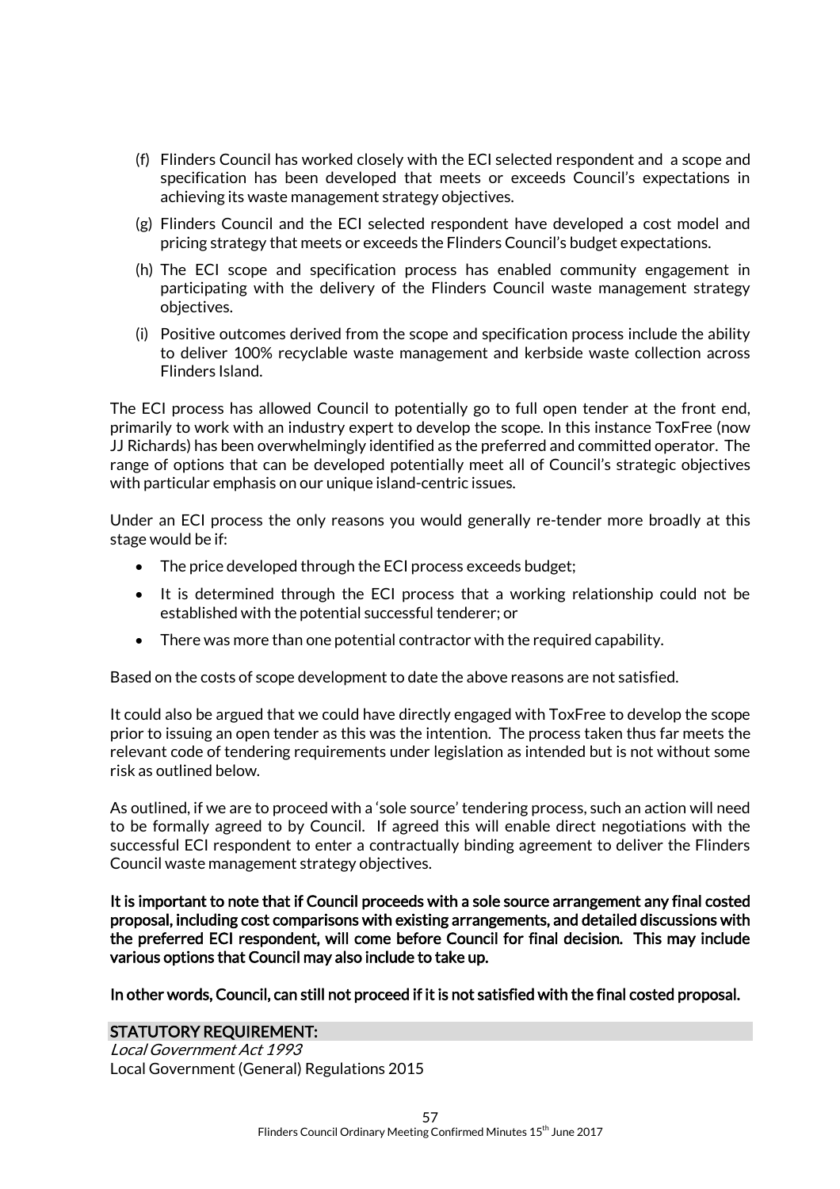(f) Flinders Council has worked closely with the ECI selected respondent and a scope and specification has been developed that meets or exceeds Council's expectations in achieving its waste management strategy objectives.

(g) Flinders Council and the ECI selected respondent have developed a cost model and pricing strategy that meets or exceeds the Flinders Council's budget expectations.

(h) The ECI scope and specification process has enabled community engagement in participating with the delivery of the Flinders Council waste management strategy objectives.

(i) Positive outcomes derived from the scope and specification process include the ability to deliver 100% recyclable waste management and kerbside waste collection across Flinders Island.

The ECI process has allowed Council to potentially go to full open tender at the front end, primarily to work with an industry expert to develop the scope. In this instance ToxFree (now JJ Richards) has been overwhelmingly identified as the preferred and committed operator. The range of options that can be developed potentially meet all of Council's strategic objectives with particular emphasis on our unique island-centric issues.

Under an ECI process the only reasons you would generally re-tender more broadly at this stage would be if:

- The price developed through the ECI process exceeds budget;
- It is determined through the ECI process that a working relationship could not be established with the potential successful tenderer; or
- There was more than one potential contractor with the required capability.

Based on the costs of scope development to date the above reasons are not satisfied.

It could also be argued that we could have directly engaged with ToxFree to develop the scope prior to issuing an open tender as this was the intention. The process taken thus far meets the relevant code of tendering requirements under legislation as intended but is not without some risk as outlined below.

As outlined, if we are to proceed with a 'sole source' tendering process, such an action will need to be formally agreed to by Council. If agreed this will enable direct negotiations with the successful ECI respondent to enter a contractually binding agreement to deliver the Flinders Council waste management strategy objectives.

**It is important to note that if Council proceeds with a sole source arrangement any final costed proposal, including cost comparisons with existing arrangements, and detailed discussions with the preferred ECI respondent, will come before Council for final decision. This may include various options that Council may also include to take up.**

**In other words, Council, can still not proceed if it is not satisfied with the final costed proposal.**

## STATUTORY REQUIREMENT:

*Local Government Act 1993*
Local Government (General) Regulations 2015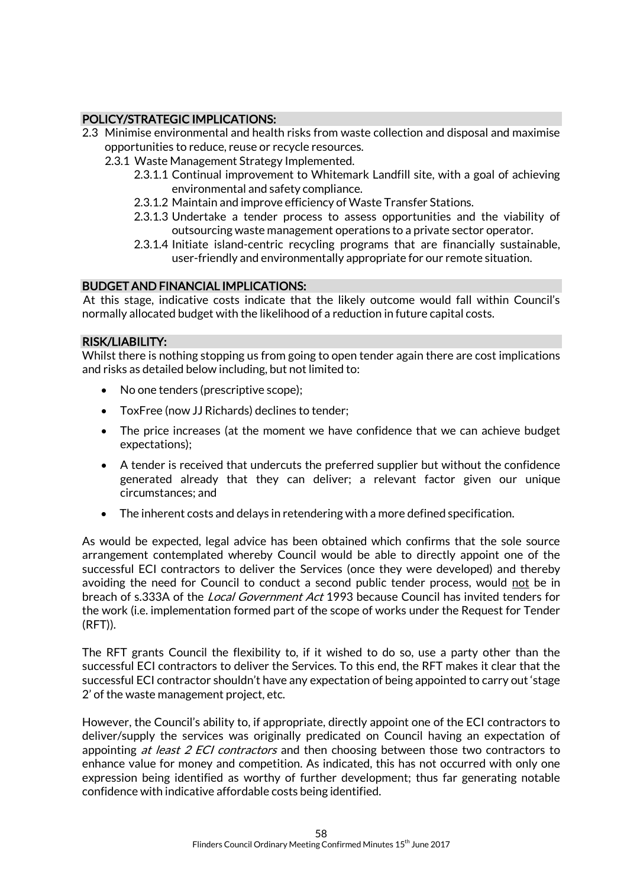## POLICY/STRATEGIC IMPLICATIONS:

2.3 Minimise environmental and health risks from waste collection and disposal and maximise opportunities to reduce, reuse or recycle resources.

  2.3.1 Waste Management Strategy Implemented.

    2.3.1.1 Continual improvement to Whitemark Landfill site, with a goal of achieving environmental and safety compliance.

    2.3.1.2 Maintain and improve efficiency of Waste Transfer Stations.

    2.3.1.3 Undertake a tender process to assess opportunities and the viability of outsourcing waste management operations to a private sector operator.

    2.3.1.4 Initiate island-centric recycling programs that are financially sustainable, user-friendly and environmentally appropriate for our remote situation.

## BUDGET AND FINANCIAL IMPLICATIONS:

At this stage, indicative costs indicate that the likely outcome would fall within Council's normally allocated budget with the likelihood of a reduction in future capital costs.

## RISK/LIABILITY:

Whilst there is nothing stopping us from going to open tender again there are cost implications and risks as detailed below including, but not limited to:

- No one tenders (prescriptive scope);
- ToxFree (now JJ Richards) declines to tender;
- The price increases (at the moment we have confidence that we can achieve budget expectations);
- A tender is received that undercuts the preferred supplier but without the confidence generated already that they can deliver; a relevant factor given our unique circumstances; and
- The inherent costs and delays in retendering with a more defined specification.

As would be expected, legal advice has been obtained which confirms that the sole source arrangement contemplated whereby Council would be able to directly appoint one of the successful ECI contractors to deliver the Services (once they were developed) and thereby avoiding the need for Council to conduct a second public tender process, would not be in breach of s.333A of the *Local Government Act* 1993 because Council has invited tenders for the work (i.e. implementation formed part of the scope of works under the Request for Tender (RFT)).

The RFT grants Council the flexibility to, if it wished to do so, use a party other than the successful ECI contractors to deliver the Services. To this end, the RFT makes it clear that the successful ECI contractor shouldn't have any expectation of being appointed to carry out 'stage 2' of the waste management project, etc.

However, the Council's ability to, if appropriate, directly appoint one of the ECI contractors to deliver/supply the services was originally predicated on Council having an expectation of appointing *at least 2 ECI contractors* and then choosing between those two contractors to enhance value for money and competition. As indicated, this has not occurred with only one expression being identified as worthy of further development; thus far generating notable confidence with indicative affordable costs being identified.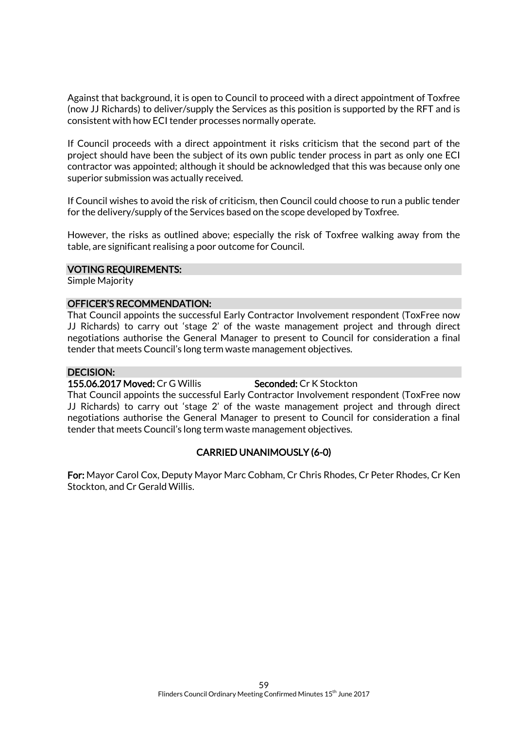Against that background, it is open to Council to proceed with a direct appointment of Toxfree (now JJ Richards) to deliver/supply the Services as this position is supported by the RFT and is consistent with how ECI tender processes normally operate.

If Council proceeds with a direct appointment it risks criticism that the second part of the project should have been the subject of its own public tender process in part as only one ECI contractor was appointed; although it should be acknowledged that this was because only one superior submission was actually received.

If Council wishes to avoid the risk of criticism, then Council could choose to run a public tender for the delivery/supply of the Services based on the scope developed by Toxfree.

However, the risks as outlined above; especially the risk of Toxfree walking away from the table, are significant realising a poor outcome for Council.

**VOTING REQUIREMENTS:**

Simple Majority

**OFFICER'S RECOMMENDATION:**

That Council appoints the successful Early Contractor Involvement respondent (ToxFree now JJ Richards) to carry out 'stage 2' of the waste management project and through direct negotiations authorise the General Manager to present to Council for consideration a final tender that meets Council's long term waste management objectives.

**DECISION:**

**155.06.2017 Moved:** Cr G Willis **Seconded:** Cr K Stockton

That Council appoints the successful Early Contractor Involvement respondent (ToxFree now JJ Richards) to carry out 'stage 2' of the waste management project and through direct negotiations authorise the General Manager to present to Council for consideration a final tender that meets Council's long term waste management objectives.

**CARRIED UNANIMOUSLY (6-0)**

**For:** Mayor Carol Cox, Deputy Mayor Marc Cobham, Cr Chris Rhodes, Cr Peter Rhodes, Cr Ken Stockton, and Cr Gerald Willis.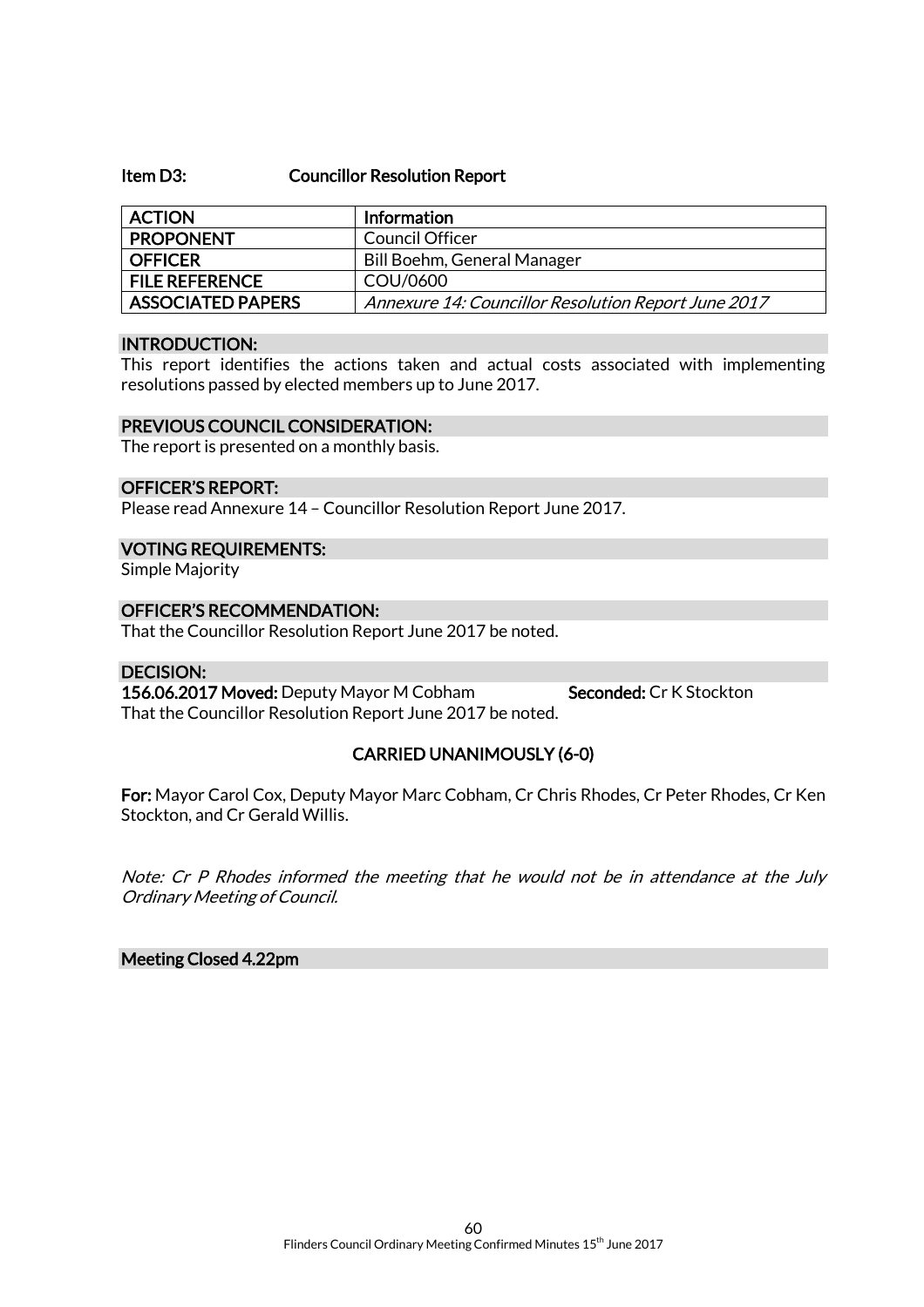### Item D3: Councillor Resolution Report

| | |
|---|---|
| **ACTION** | **Information** |
| **PROPONENT** | Council Officer |
| **OFFICER** | Bill Boehm, General Manager |
| **FILE REFERENCE** | COU/0600 |
| **ASSOCIATED PAPERS** | *Annexure 14: Councillor Resolution Report June 2017* |

**INTRODUCTION:**

This report identifies the actions taken and actual costs associated with implementing resolutions passed by elected members up to June 2017.

**PREVIOUS COUNCIL CONSIDERATION:**

The report is presented on a monthly basis.

**OFFICER'S REPORT:**

Please read Annexure 14 – Councillor Resolution Report June 2017.

**VOTING REQUIREMENTS:**

Simple Majority

**OFFICER'S RECOMMENDATION:**

That the Councillor Resolution Report June 2017 be noted.

**DECISION:**

**156.06.2017 Moved:** Deputy Mayor M Cobham **Seconded:** Cr K Stockton

That the Councillor Resolution Report June 2017 be noted.

**CARRIED UNANIMOUSLY (6-0)**

**For:** Mayor Carol Cox, Deputy Mayor Marc Cobham, Cr Chris Rhodes, Cr Peter Rhodes, Cr Ken Stockton, and Cr Gerald Willis.

*Note: Cr P Rhodes informed the meeting that he would not be in attendance at the July Ordinary Meeting of Council.*

**Meeting Closed 4.22pm**